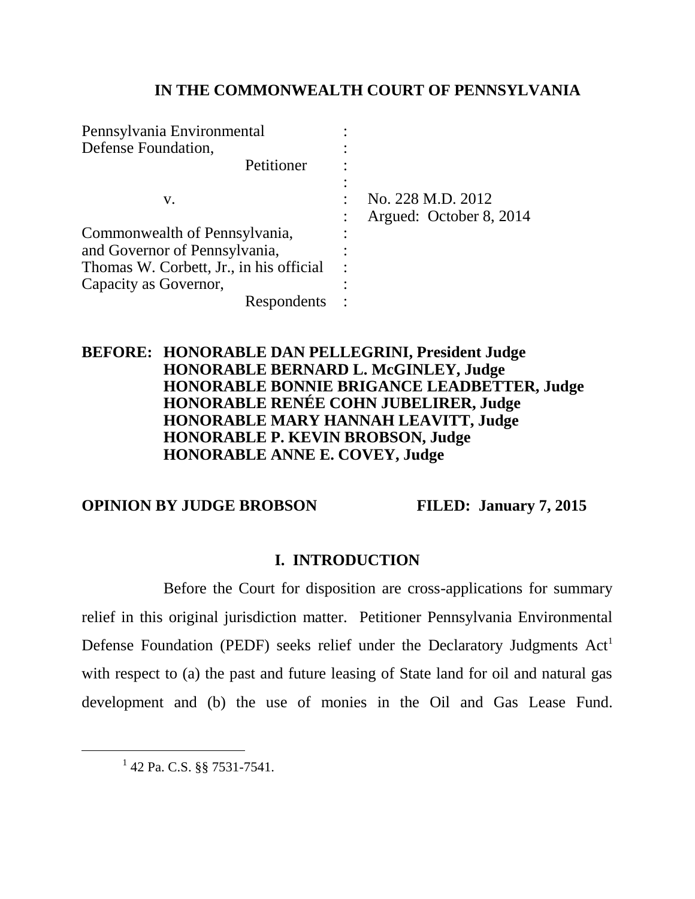**IN THE COMMONWEALTH COURT OF PENNSYLVANIA**

| | | |
|---|---|---|
| Pennsylvania Environmental Defense Foundation, Petitioner | : | |
| v. | : | No. 228 M.D. 2012 |
| | : | Argued: October 8, 2014 |
| Commonwealth of Pennsylvania, and Governor of Pennsylvania, Thomas W. Corbett, Jr., in his official Capacity as Governor, Respondents | : | |

**BEFORE: HONORABLE DAN PELLEGRINI, President Judge**
**HONORABLE BERNARD L. McGINLEY, Judge**
**HONORABLE BONNIE BRIGANCE LEADBETTER, Judge**
**HONORABLE RENÉE COHN JUBELIRER, Judge**
**HONORABLE MARY HANNAH LEAVITT, Judge**
**HONORABLE P. KEVIN BROBSON, Judge**
**HONORABLE ANNE E. COVEY, Judge**

**OPINION BY JUDGE BROBSON** **FILED: January 7, 2015**

## I. INTRODUCTION

Before the Court for disposition are cross-applications for summary relief in this original jurisdiction matter. Petitioner Pennsylvania Environmental Defense Foundation (PEDF) seeks relief under the Declaratory Judgments Act[1] with respect to (a) the past and future leasing of State land for oil and natural gas development and (b) the use of monies in the Oil and Gas Lease Fund.

[1] 42 Pa. C.S. §§ 7531-7541.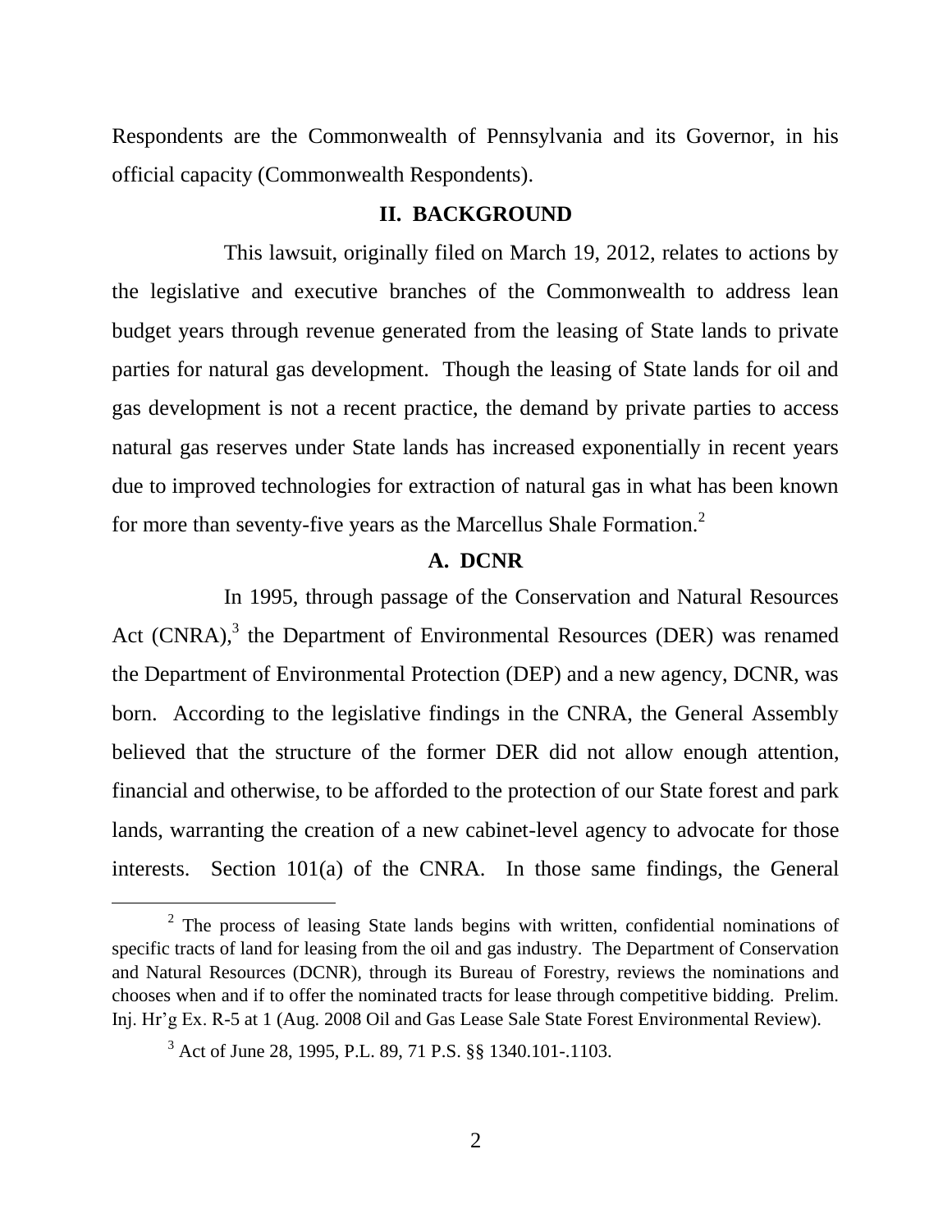Respondents are the Commonwealth of Pennsylvania and its Governor, in his official capacity (Commonwealth Respondents).

## II. BACKGROUND

This lawsuit, originally filed on March 19, 2012, relates to actions by the legislative and executive branches of the Commonwealth to address lean budget years through revenue generated from the leasing of State lands to private parties for natural gas development. Though the leasing of State lands for oil and gas development is not a recent practice, the demand by private parties to access natural gas reserves under State lands has increased exponentially in recent years due to improved technologies for extraction of natural gas in what has been known for more than seventy-five years as the Marcellus Shale Formation.[2]

### A. DCNR

In 1995, through passage of the Conservation and Natural Resources Act (CNRA),[3] the Department of Environmental Resources (DER) was renamed the Department of Environmental Protection (DEP) and a new agency, DCNR, was born. According to the legislative findings in the CNRA, the General Assembly believed that the structure of the former DER did not allow enough attention, financial and otherwise, to be afforded to the protection of our State forest and park lands, warranting the creation of a new cabinet-level agency to advocate for those interests. Section 101(a) of the CNRA. In those same findings, the General

---

[2] The process of leasing State lands begins with written, confidential nominations of specific tracts of land for leasing from the oil and gas industry. The Department of Conservation and Natural Resources (DCNR), through its Bureau of Forestry, reviews the nominations and chooses when and if to offer the nominated tracts for lease through competitive bidding. Prelim. Inj. Hr'g Ex. R-5 at 1 (Aug. 2008 Oil and Gas Lease Sale State Forest Environmental Review).

[3] Act of June 28, 1995, P.L. 89, 71 P.S. §§ 1340.101-.1103.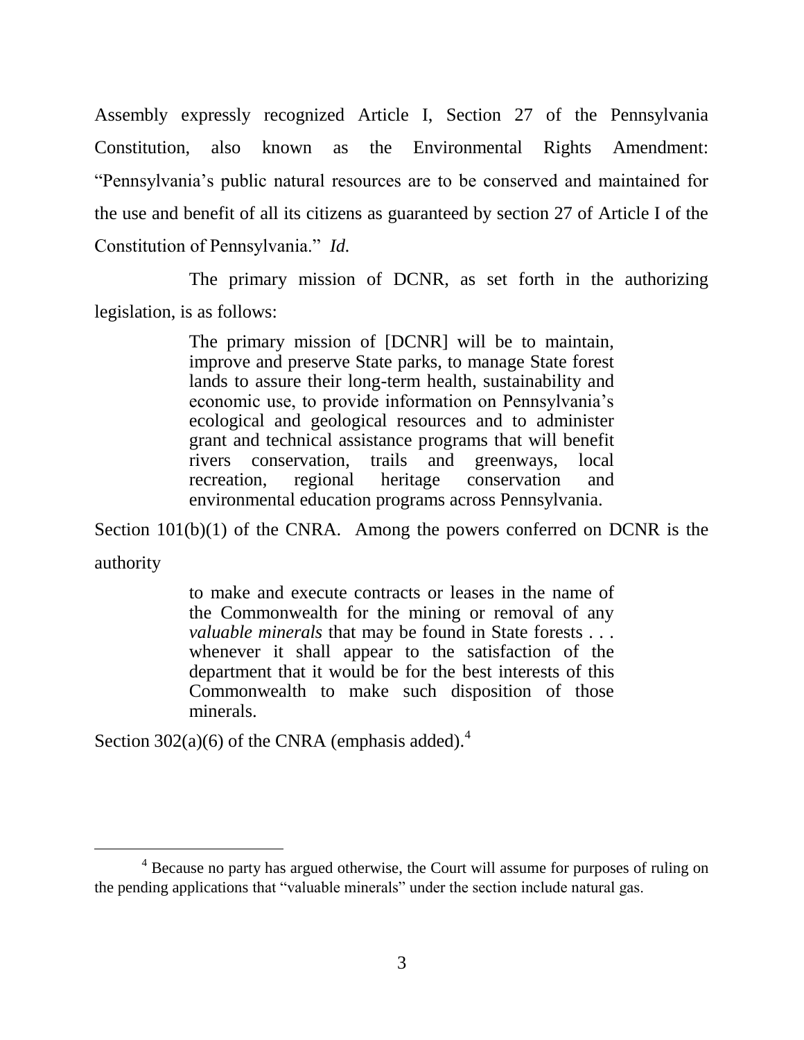Assembly expressly recognized Article I, Section 27 of the Pennsylvania Constitution, also known as the Environmental Rights Amendment: "Pennsylvania's public natural resources are to be conserved and maintained for the use and benefit of all its citizens as guaranteed by section 27 of Article I of the Constitution of Pennsylvania." *Id.*

The primary mission of DCNR, as set forth in the authorizing legislation, is as follows:

> The primary mission of [DCNR] will be to maintain, improve and preserve State parks, to manage State forest lands to assure their long-term health, sustainability and economic use, to provide information on Pennsylvania's ecological and geological resources and to administer grant and technical assistance programs that will benefit rivers conservation, trails and greenways, local recreation, regional heritage conservation and environmental education programs across Pennsylvania.

Section 101(b)(1) of the CNRA. Among the powers conferred on DCNR is the authority

> to make and execute contracts or leases in the name of the Commonwealth for the mining or removal of any *valuable minerals* that may be found in State forests . . . whenever it shall appear to the satisfaction of the department that it would be for the best interests of this Commonwealth to make such disposition of those minerals.

Section 302(a)(6) of the CNRA (emphasis added).[4]

---

[4] Because no party has argued otherwise, the Court will assume for purposes of ruling on the pending applications that "valuable minerals" under the section include natural gas.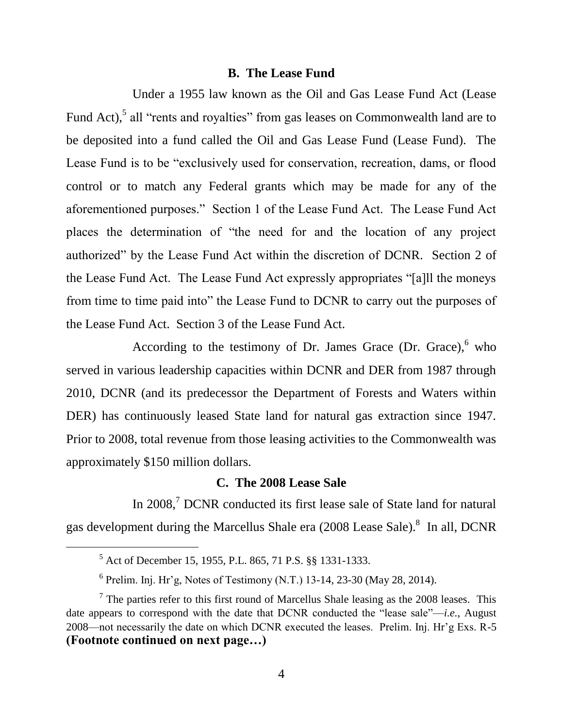### B. The Lease Fund

Under a 1955 law known as the Oil and Gas Lease Fund Act (Lease Fund Act),[5] all "rents and royalties" from gas leases on Commonwealth land are to be deposited into a fund called the Oil and Gas Lease Fund (Lease Fund). The Lease Fund is to be "exclusively used for conservation, recreation, dams, or flood control or to match any Federal grants which may be made for any of the aforementioned purposes." Section 1 of the Lease Fund Act. The Lease Fund Act places the determination of "the need for and the location of any project authorized" by the Lease Fund Act within the discretion of DCNR. Section 2 of the Lease Fund Act. The Lease Fund Act expressly appropriates "[a]ll the moneys from time to time paid into" the Lease Fund to DCNR to carry out the purposes of the Lease Fund Act. Section 3 of the Lease Fund Act.

According to the testimony of Dr. James Grace (Dr. Grace),[6] who served in various leadership capacities within DCNR and DER from 1987 through 2010, DCNR (and its predecessor the Department of Forests and Waters within DER) has continuously leased State land for natural gas extraction since 1947. Prior to 2008, total revenue from those leasing activities to the Commonwealth was approximately $150 million dollars.

### C. The 2008 Lease Sale

In 2008,[7] DCNR conducted its first lease sale of State land for natural gas development during the Marcellus Shale era (2008 Lease Sale).[8] In all, DCNR

---

[5] Act of December 15, 1955, P.L. 865, 71 P.S. §§ 1331-1333.

[6] Prelim. Inj. Hr'g, Notes of Testimony (N.T.) 13-14, 23-30 (May 28, 2014).

[7] The parties refer to this first round of Marcellus Shale leasing as the 2008 leases. This date appears to correspond with the date that DCNR conducted the "lease sale"—*i.e.*, August 2008—not necessarily the date on which DCNR executed the leases. Prelim. Inj. Hr'g Exs. R-5 **(Footnote continued on next page…)**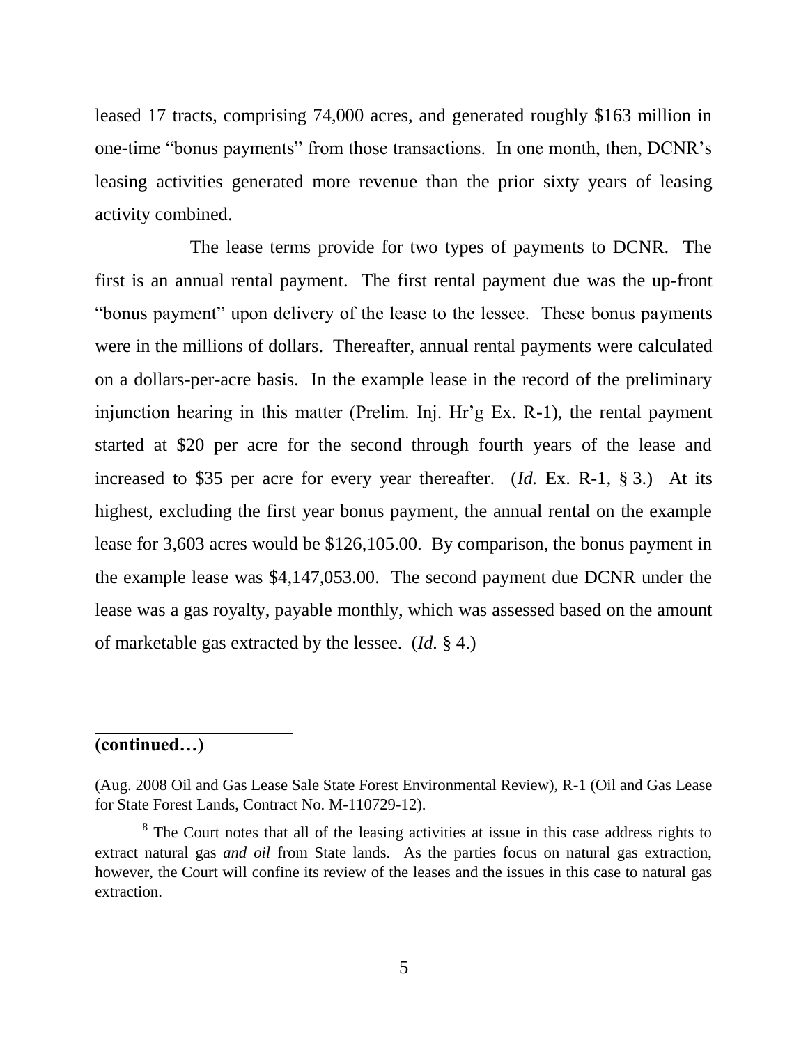leased 17 tracts, comprising 74,000 acres, and generated roughly $163 million in one-time "bonus payments" from those transactions. In one month, then, DCNR's leasing activities generated more revenue than the prior sixty years of leasing activity combined.

The lease terms provide for two types of payments to DCNR. The first is an annual rental payment. The first rental payment due was the up-front "bonus payment" upon delivery of the lease to the lessee. These bonus payments were in the millions of dollars. Thereafter, annual rental payments were calculated on a dollars-per-acre basis. In the example lease in the record of the preliminary injunction hearing in this matter (Prelim. Inj. Hr'g Ex. R-1), the rental payment started at $20 per acre for the second through fourth years of the lease and increased to $35 per acre for every year thereafter. (*Id.* Ex. R-1, § 3.) At its highest, excluding the first year bonus payment, the annual rental on the example lease for 3,603 acres would be $126,105.00. By comparison, the bonus payment in the example lease was $4,147,053.00. The second payment due DCNR under the lease was a gas royalty, payable monthly, which was assessed based on the amount of marketable gas extracted by the lessee. (*Id.* § 4.)

---

**(continued…)**

(Aug. 2008 Oil and Gas Lease Sale State Forest Environmental Review), R-1 (Oil and Gas Lease for State Forest Lands, Contract No. M-110729-12).

[8] The Court notes that all of the leasing activities at issue in this case address rights to extract natural gas *and oil* from State lands. As the parties focus on natural gas extraction, however, the Court will confine its review of the leases and the issues in this case to natural gas extraction.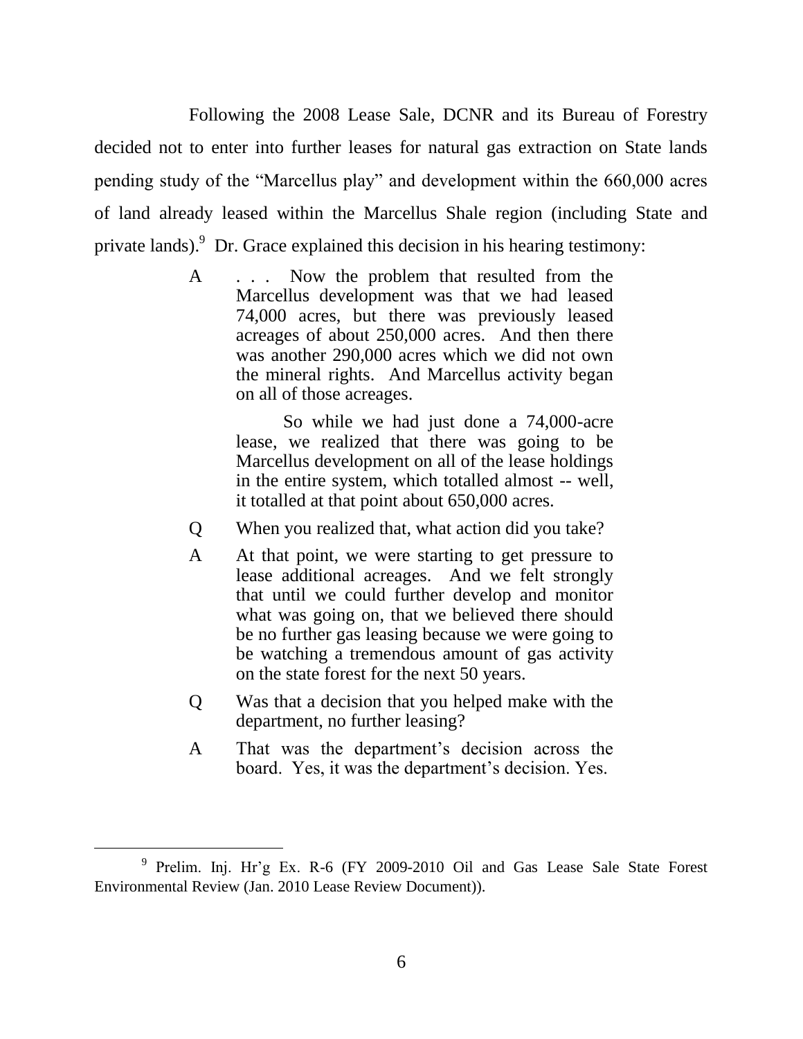Following the 2008 Lease Sale, DCNR and its Bureau of Forestry decided not to enter into further leases for natural gas extraction on State lands pending study of the "Marcellus play" and development within the 660,000 acres of land already leased within the Marcellus Shale region (including State and private lands).[9] Dr. Grace explained this decision in his hearing testimony:

> A . . . Now the problem that resulted from the Marcellus development was that we had leased 74,000 acres, but there was previously leased acreages of about 250,000 acres. And then there was another 290,000 acres which we did not own the mineral rights. And Marcellus activity began on all of those acreages.
>
> So while we had just done a 74,000-acre lease, we realized that there was going to be Marcellus development on all of the lease holdings in the entire system, which totalled almost -- well, it totalled at that point about 650,000 acres.
>
> Q When you realized that, what action did you take?
>
> A At that point, we were starting to get pressure to lease additional acreages. And we felt strongly that until we could further develop and monitor what was going on, that we believed there should be no further gas leasing because we were going to be watching a tremendous amount of gas activity on the state forest for the next 50 years.
>
> Q Was that a decision that you helped make with the department, no further leasing?
>
> A That was the department's decision across the board. Yes, it was the department's decision. Yes.

---

[9] Prelim. Inj. Hr'g Ex. R-6 (FY 2009-2010 Oil and Gas Lease Sale State Forest Environmental Review (Jan. 2010 Lease Review Document)).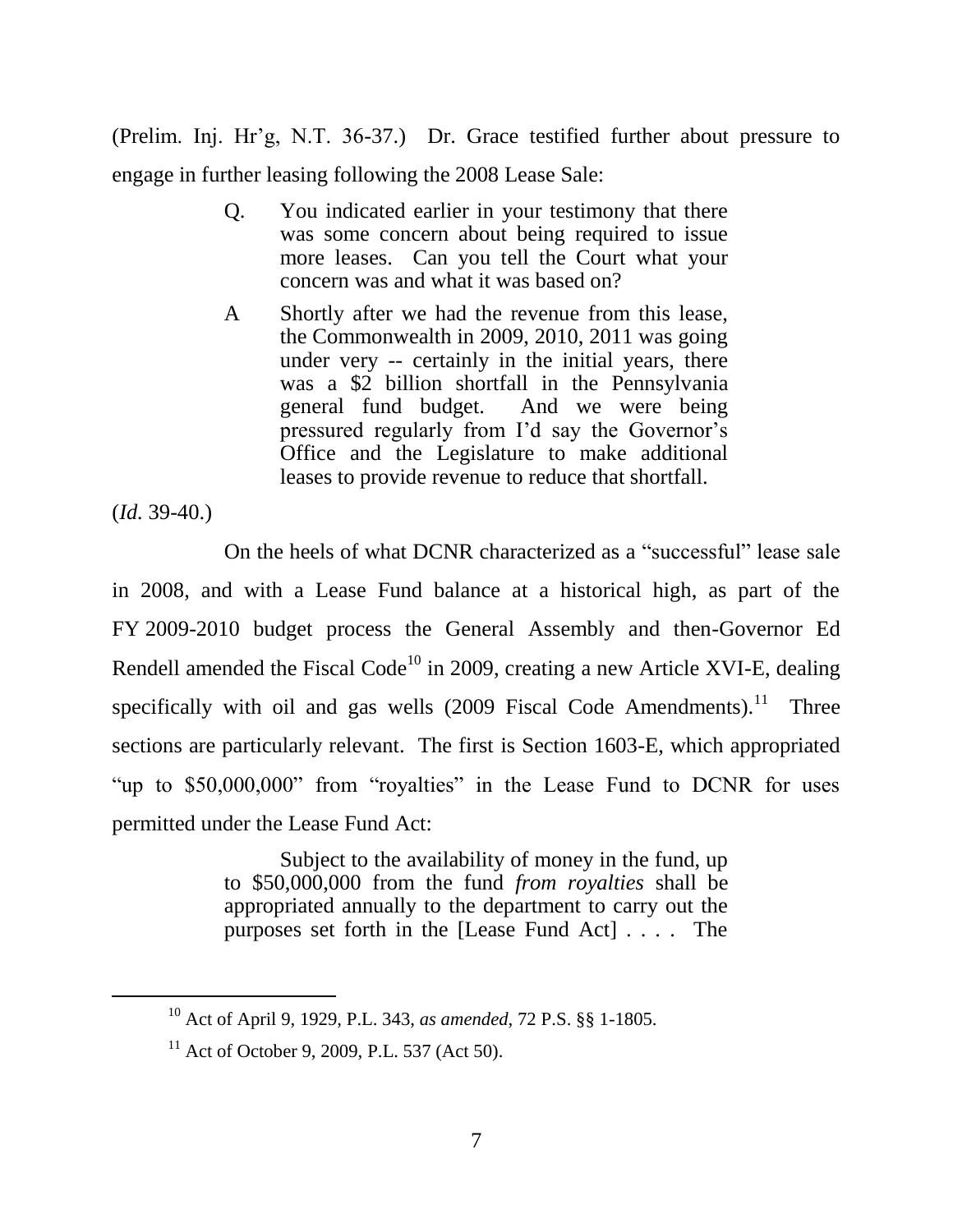(Prelim. Inj. Hr'g, N.T. 36-37.) Dr. Grace testified further about pressure to engage in further leasing following the 2008 Lease Sale:

> Q. You indicated earlier in your testimony that there was some concern about being required to issue more leases. Can you tell the Court what your concern was and what it was based on?
>
> A Shortly after we had the revenue from this lease, the Commonwealth in 2009, 2010, 2011 was going under very -- certainly in the initial years, there was a $2 billion shortfall in the Pennsylvania general fund budget. And we were being pressured regularly from I'd say the Governor's Office and the Legislature to make additional leases to provide revenue to reduce that shortfall.

(*Id.* 39-40.)

On the heels of what DCNR characterized as a "successful" lease sale in 2008, and with a Lease Fund balance at a historical high, as part of the FY 2009-2010 budget process the General Assembly and then-Governor Ed Rendell amended the Fiscal Code[10] in 2009, creating a new Article XVI-E, dealing specifically with oil and gas wells (2009 Fiscal Code Amendments).[11] Three sections are particularly relevant. The first is Section 1603-E, which appropriated "up to $50,000,000" from "royalties" in the Lease Fund to DCNR for uses permitted under the Lease Fund Act:

> Subject to the availability of money in the fund, up to $50,000,000 from the fund *from royalties* shall be appropriated annually to the department to carry out the purposes set forth in the [Lease Fund Act] . . . . The

[10] Act of April 9, 1929, P.L. 343, *as amended*, 72 P.S. §§ 1-1805.

[11] Act of October 9, 2009, P.L. 537 (Act 50).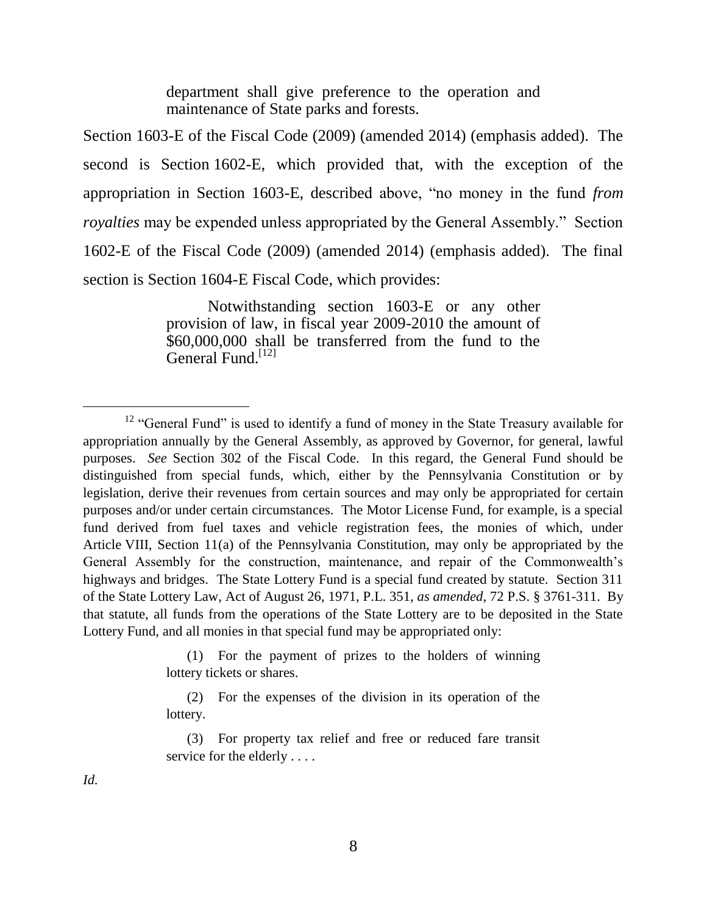> department shall give preference to the operation and maintenance of State parks and forests.

Section 1603-E of the Fiscal Code (2009) (amended 2014) (emphasis added). The second is Section 1602-E, which provided that, with the exception of the appropriation in Section 1603-E, described above, "no money in the fund *from royalties* may be expended unless appropriated by the General Assembly." Section 1602-E of the Fiscal Code (2009) (amended 2014) (emphasis added). The final section is Section 1604-E Fiscal Code, which provides:

> Notwithstanding section 1603-E or any other provision of law, in fiscal year 2009-2010 the amount of $60,000,000 shall be transferred from the fund to the General Fund.[12]

---

[12] "General Fund" is used to identify a fund of money in the State Treasury available for appropriation annually by the General Assembly, as approved by Governor, for general, lawful purposes. *See* Section 302 of the Fiscal Code. In this regard, the General Fund should be distinguished from special funds, which, either by the Pennsylvania Constitution or by legislation, derive their revenues from certain sources and may only be appropriated for certain purposes and/or under certain circumstances. The Motor License Fund, for example, is a special fund derived from fuel taxes and vehicle registration fees, the monies of which, under Article VIII, Section 11(a) of the Pennsylvania Constitution, may only be appropriated by the General Assembly for the construction, maintenance, and repair of the Commonwealth's highways and bridges. The State Lottery Fund is a special fund created by statute. Section 311 of the State Lottery Law, Act of August 26, 1971, P.L. 351, *as amended*, 72 P.S. § 3761-311. By that statute, all funds from the operations of the State Lottery are to be deposited in the State Lottery Fund, and all monies in that special fund may be appropriated only:

> (1) For the payment of prizes to the holders of winning lottery tickets or shares.
>
> (2) For the expenses of the division in its operation of the lottery.
>
> (3) For property tax relief and free or reduced fare transit service for the elderly . . . .

*Id.*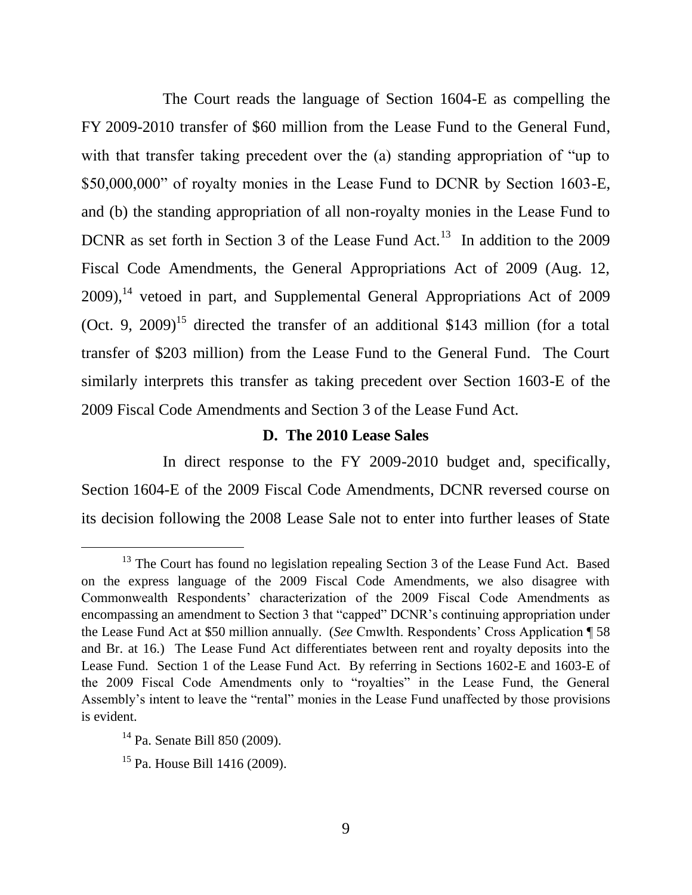The Court reads the language of Section 1604-E as compelling the FY 2009-2010 transfer of $60 million from the Lease Fund to the General Fund, with that transfer taking precedent over the (a) standing appropriation of "up to $50,000,000" of royalty monies in the Lease Fund to DCNR by Section 1603-E, and (b) the standing appropriation of all non-royalty monies in the Lease Fund to DCNR as set forth in Section 3 of the Lease Fund Act.[13] In addition to the 2009 Fiscal Code Amendments, the General Appropriations Act of 2009 (Aug. 12, 2009),[14] vetoed in part, and Supplemental General Appropriations Act of 2009 (Oct. 9, 2009)[15] directed the transfer of an additional $143 million (for a total transfer of $203 million) from the Lease Fund to the General Fund. The Court similarly interprets this transfer as taking precedent over Section 1603-E of the 2009 Fiscal Code Amendments and Section 3 of the Lease Fund Act.

### D. The 2010 Lease Sales

In direct response to the FY 2009-2010 budget and, specifically, Section 1604-E of the 2009 Fiscal Code Amendments, DCNR reversed course on its decision following the 2008 Lease Sale not to enter into further leases of State

---

[13] The Court has found no legislation repealing Section 3 of the Lease Fund Act. Based on the express language of the 2009 Fiscal Code Amendments, we also disagree with Commonwealth Respondents' characterization of the 2009 Fiscal Code Amendments as encompassing an amendment to Section 3 that "capped" DCNR's continuing appropriation under the Lease Fund Act at $50 million annually. (*See* Cmwlth. Respondents' Cross Application ¶ 58 and Br. at 16.) The Lease Fund Act differentiates between rent and royalty deposits into the Lease Fund. Section 1 of the Lease Fund Act. By referring in Sections 1602-E and 1603-E of the 2009 Fiscal Code Amendments only to "royalties" in the Lease Fund, the General Assembly's intent to leave the "rental" monies in the Lease Fund unaffected by those provisions is evident.

[14] Pa. Senate Bill 850 (2009).

[15] Pa. House Bill 1416 (2009).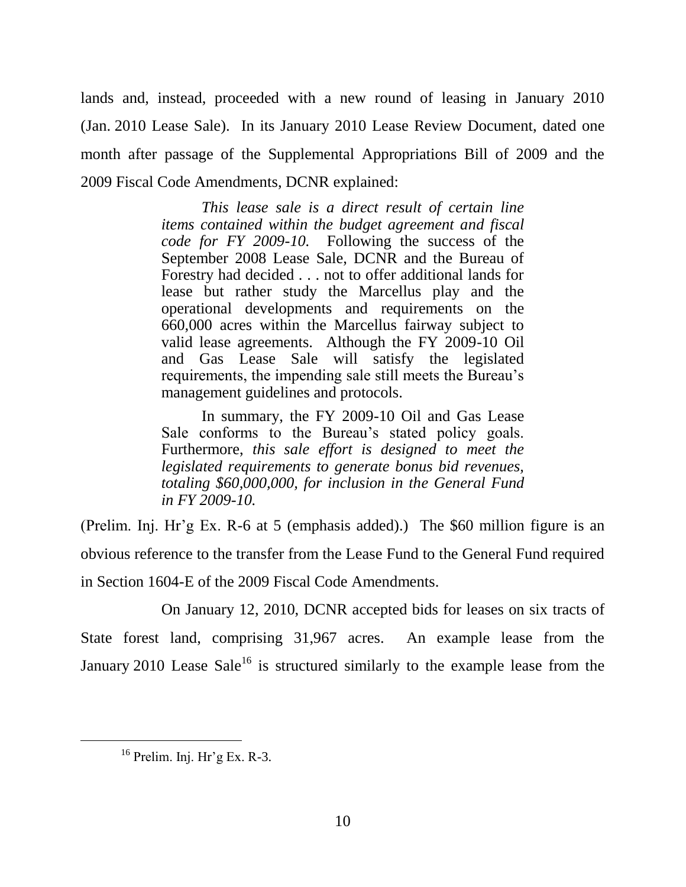lands and, instead, proceeded with a new round of leasing in January 2010 (Jan. 2010 Lease Sale). In its January 2010 Lease Review Document, dated one month after passage of the Supplemental Appropriations Bill of 2009 and the 2009 Fiscal Code Amendments, DCNR explained:

> *This lease sale is a direct result of certain line items contained within the budget agreement and fiscal code for FY 2009-10.* Following the success of the September 2008 Lease Sale, DCNR and the Bureau of Forestry had decided . . . not to offer additional lands for lease but rather study the Marcellus play and the operational developments and requirements on the 660,000 acres within the Marcellus fairway subject to valid lease agreements. Although the FY 2009-10 Oil and Gas Lease Sale will satisfy the legislated requirements, the impending sale still meets the Bureau's management guidelines and protocols.
>
> In summary, the FY 2009-10 Oil and Gas Lease Sale conforms to the Bureau's stated policy goals. Furthermore, *this sale effort is designed to meet the legislated requirements to generate bonus bid revenues, totaling $60,000,000, for inclusion in the General Fund in FY 2009-10.*

(Prelim. Inj. Hr'g Ex. R-6 at 5 (emphasis added).) The $60 million figure is an obvious reference to the transfer from the Lease Fund to the General Fund required in Section 1604-E of the 2009 Fiscal Code Amendments.

On January 12, 2010, DCNR accepted bids for leases on six tracts of State forest land, comprising 31,967 acres. An example lease from the January 2010 Lease Sale[16] is structured similarly to the example lease from the

---

[16] Prelim. Inj. Hr'g Ex. R-3.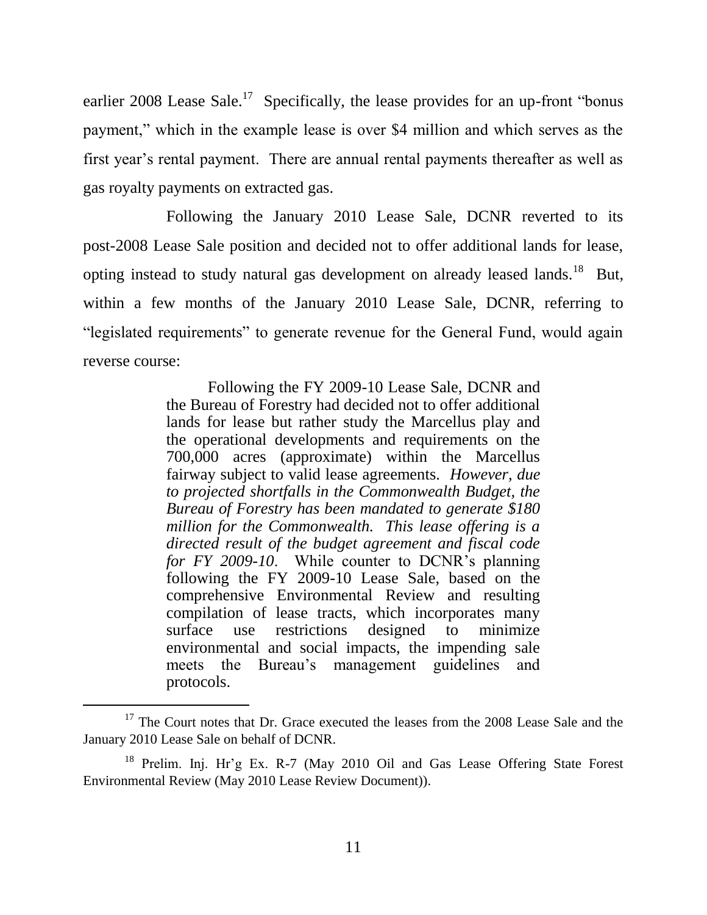earlier 2008 Lease Sale.[17] Specifically, the lease provides for an up-front "bonus payment," which in the example lease is over $4 million and which serves as the first year's rental payment. There are annual rental payments thereafter as well as gas royalty payments on extracted gas.

Following the January 2010 Lease Sale, DCNR reverted to its post-2008 Lease Sale position and decided not to offer additional lands for lease, opting instead to study natural gas development on already leased lands.[18] But, within a few months of the January 2010 Lease Sale, DCNR, referring to "legislated requirements" to generate revenue for the General Fund, would again reverse course:

> Following the FY 2009-10 Lease Sale, DCNR and the Bureau of Forestry had decided not to offer additional lands for lease but rather study the Marcellus play and the operational developments and requirements on the 700,000 acres (approximate) within the Marcellus fairway subject to valid lease agreements. *However, due to projected shortfalls in the Commonwealth Budget, the Bureau of Forestry has been mandated to generate $180 million for the Commonwealth. This lease offering is a directed result of the budget agreement and fiscal code for FY 2009-10*. While counter to DCNR's planning following the FY 2009-10 Lease Sale, based on the comprehensive Environmental Review and resulting compilation of lease tracts, which incorporates many surface use restrictions designed to minimize environmental and social impacts, the impending sale meets the Bureau's management guidelines and protocols.

---

[17] The Court notes that Dr. Grace executed the leases from the 2008 Lease Sale and the January 2010 Lease Sale on behalf of DCNR.

[18] Prelim. Inj. Hr'g Ex. R-7 (May 2010 Oil and Gas Lease Offering State Forest Environmental Review (May 2010 Lease Review Document)).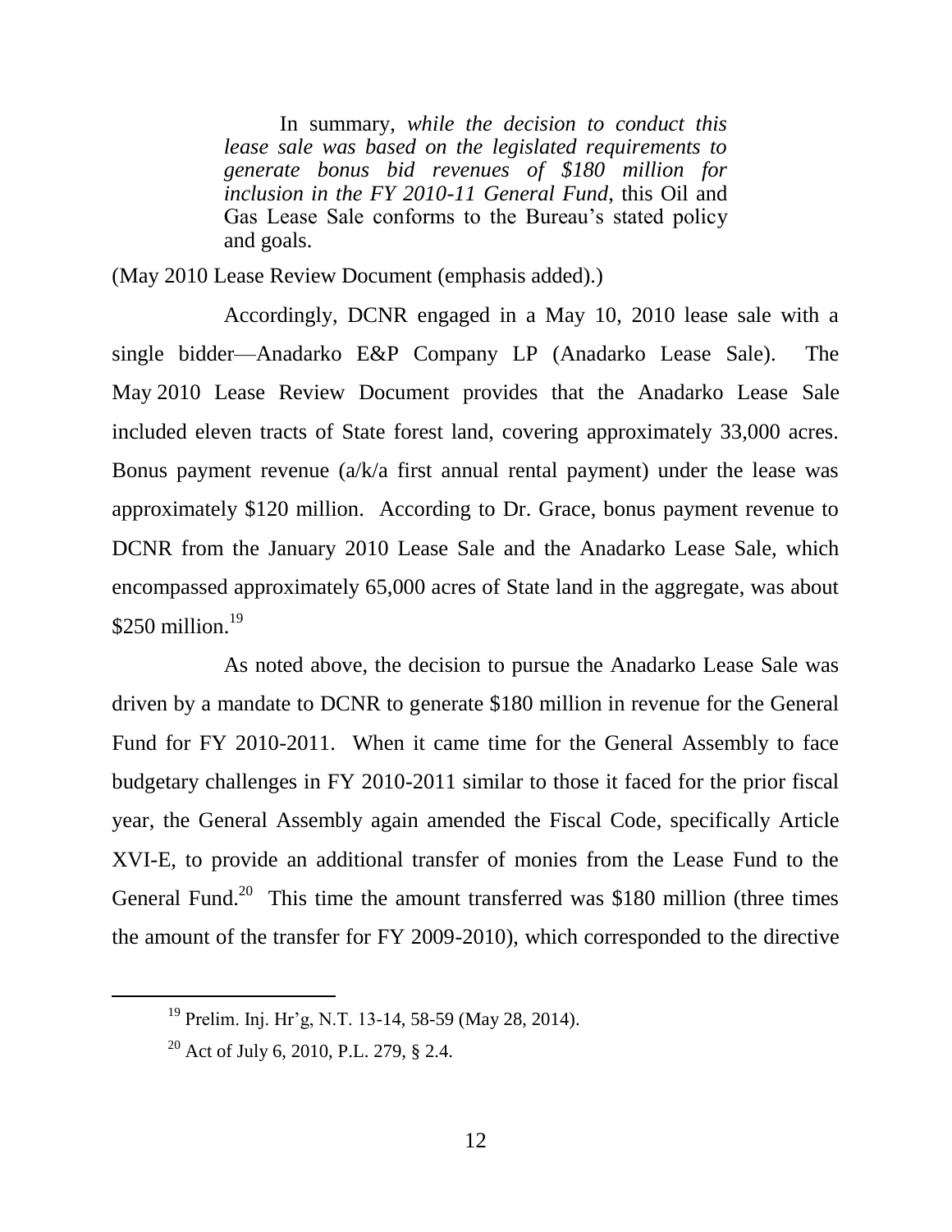> In summary, *while the decision to conduct this lease sale was based on the legislated requirements to generate bonus bid revenues of $180 million for inclusion in the FY 2010-11 General Fund*, this Oil and Gas Lease Sale conforms to the Bureau's stated policy and goals.

(May 2010 Lease Review Document (emphasis added).)

Accordingly, DCNR engaged in a May 10, 2010 lease sale with a single bidder—Anadarko E&P Company LP (Anadarko Lease Sale). The May 2010 Lease Review Document provides that the Anadarko Lease Sale included eleven tracts of State forest land, covering approximately 33,000 acres. Bonus payment revenue (a/k/a first annual rental payment) under the lease was approximately $120 million. According to Dr. Grace, bonus payment revenue to DCNR from the January 2010 Lease Sale and the Anadarko Lease Sale, which encompassed approximately 65,000 acres of State land in the aggregate, was about $250 million.[19]

As noted above, the decision to pursue the Anadarko Lease Sale was driven by a mandate to DCNR to generate $180 million in revenue for the General Fund for FY 2010-2011. When it came time for the General Assembly to face budgetary challenges in FY 2010-2011 similar to those it faced for the prior fiscal year, the General Assembly again amended the Fiscal Code, specifically Article XVI-E, to provide an additional transfer of monies from the Lease Fund to the General Fund.[20] This time the amount transferred was $180 million (three times the amount of the transfer for FY 2009-2010), which corresponded to the directive

---

[19] Prelim. Inj. Hr'g, N.T. 13-14, 58-59 (May 28, 2014).

[20] Act of July 6, 2010, P.L. 279, § 2.4.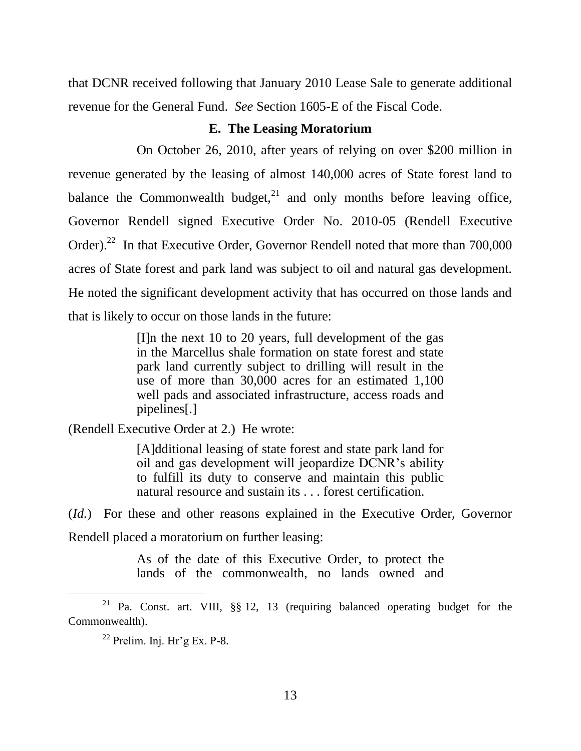that DCNR received following that January 2010 Lease Sale to generate additional revenue for the General Fund. *See* Section 1605-E of the Fiscal Code.

### E. The Leasing Moratorium

On October 26, 2010, after years of relying on over $200 million in revenue generated by the leasing of almost 140,000 acres of State forest land to balance the Commonwealth budget,[21] and only months before leaving office, Governor Rendell signed Executive Order No. 2010-05 (Rendell Executive Order).[22] In that Executive Order, Governor Rendell noted that more than 700,000 acres of State forest and park land was subject to oil and natural gas development. He noted the significant development activity that has occurred on those lands and that is likely to occur on those lands in the future:

> [I]n the next 10 to 20 years, full development of the gas in the Marcellus shale formation on state forest and state park land currently subject to drilling will result in the use of more than 30,000 acres for an estimated 1,100 well pads and associated infrastructure, access roads and pipelines[.]

(Rendell Executive Order at 2.) He wrote:

> [A]dditional leasing of state forest and state park land for oil and gas development will jeopardize DCNR's ability to fulfill its duty to conserve and maintain this public natural resource and sustain its . . . forest certification.

(*Id.*) For these and other reasons explained in the Executive Order, Governor Rendell placed a moratorium on further leasing:

> As of the date of this Executive Order, to protect the lands of the commonwealth, no lands owned and

---

[21] Pa. Const. art. VIII, §§ 12, 13 (requiring balanced operating budget for the Commonwealth).

[22] Prelim. Inj. Hr'g Ex. P-8.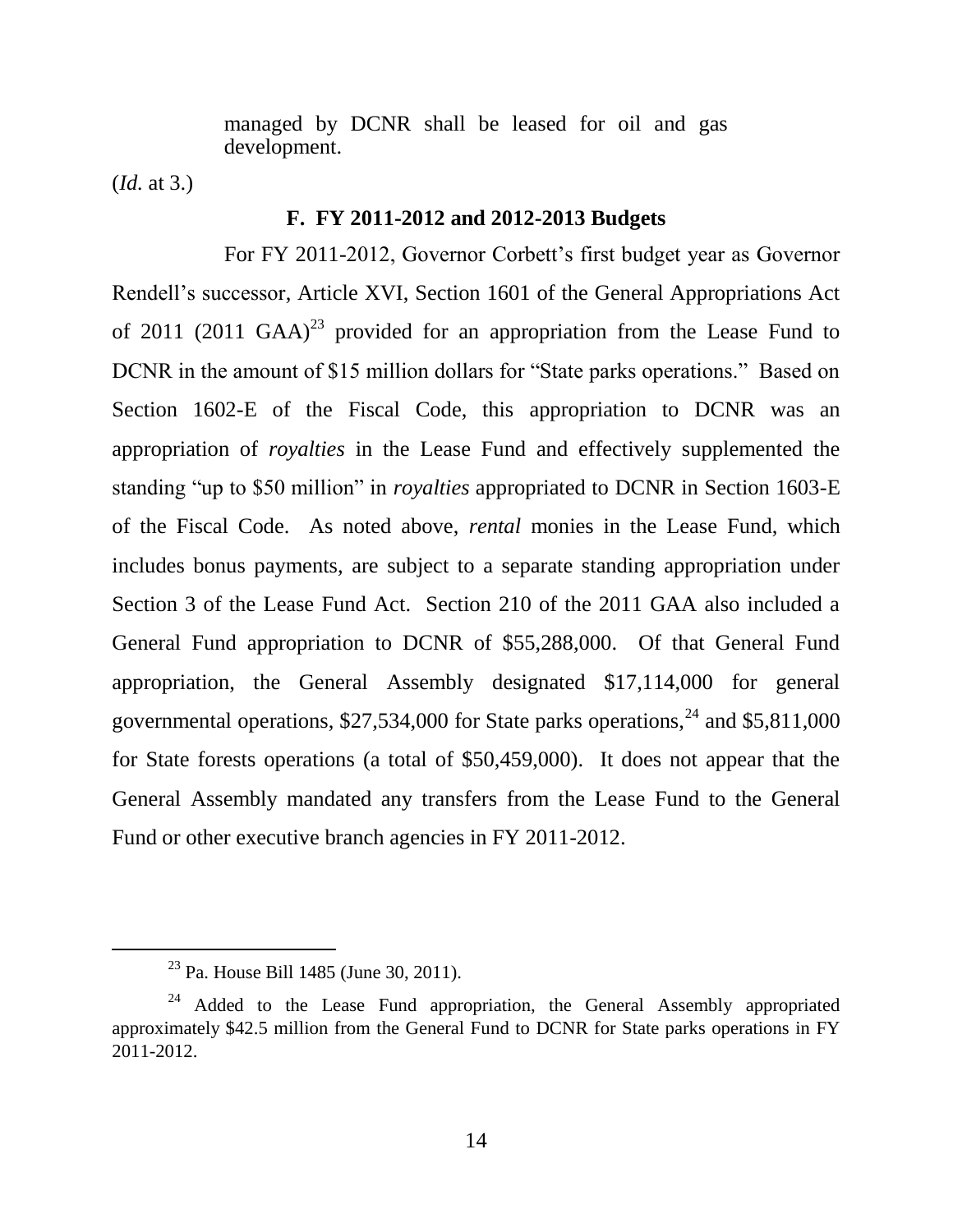> managed by DCNR shall be leased for oil and gas development.

(*Id.* at 3.)

### F. FY 2011-2012 and 2012-2013 Budgets

For FY 2011-2012, Governor Corbett's first budget year as Governor Rendell's successor, Article XVI, Section 1601 of the General Appropriations Act of 2011 (2011 GAA)[23] provided for an appropriation from the Lease Fund to DCNR in the amount of $15 million dollars for "State parks operations." Based on Section 1602-E of the Fiscal Code, this appropriation to DCNR was an appropriation of *royalties* in the Lease Fund and effectively supplemented the standing "up to $50 million" in *royalties* appropriated to DCNR in Section 1603-E of the Fiscal Code. As noted above, *rental* monies in the Lease Fund, which includes bonus payments, are subject to a separate standing appropriation under Section 3 of the Lease Fund Act. Section 210 of the 2011 GAA also included a General Fund appropriation to DCNR of $55,288,000. Of that General Fund appropriation, the General Assembly designated $17,114,000 for general governmental operations, $27,534,000 for State parks operations,[24] and $5,811,000 for State forests operations (a total of $50,459,000). It does not appear that the General Assembly mandated any transfers from the Lease Fund to the General Fund or other executive branch agencies in FY 2011-2012.

---

[23] Pa. House Bill 1485 (June 30, 2011).

[24] Added to the Lease Fund appropriation, the General Assembly appropriated approximately $42.5 million from the General Fund to DCNR for State parks operations in FY 2011-2012.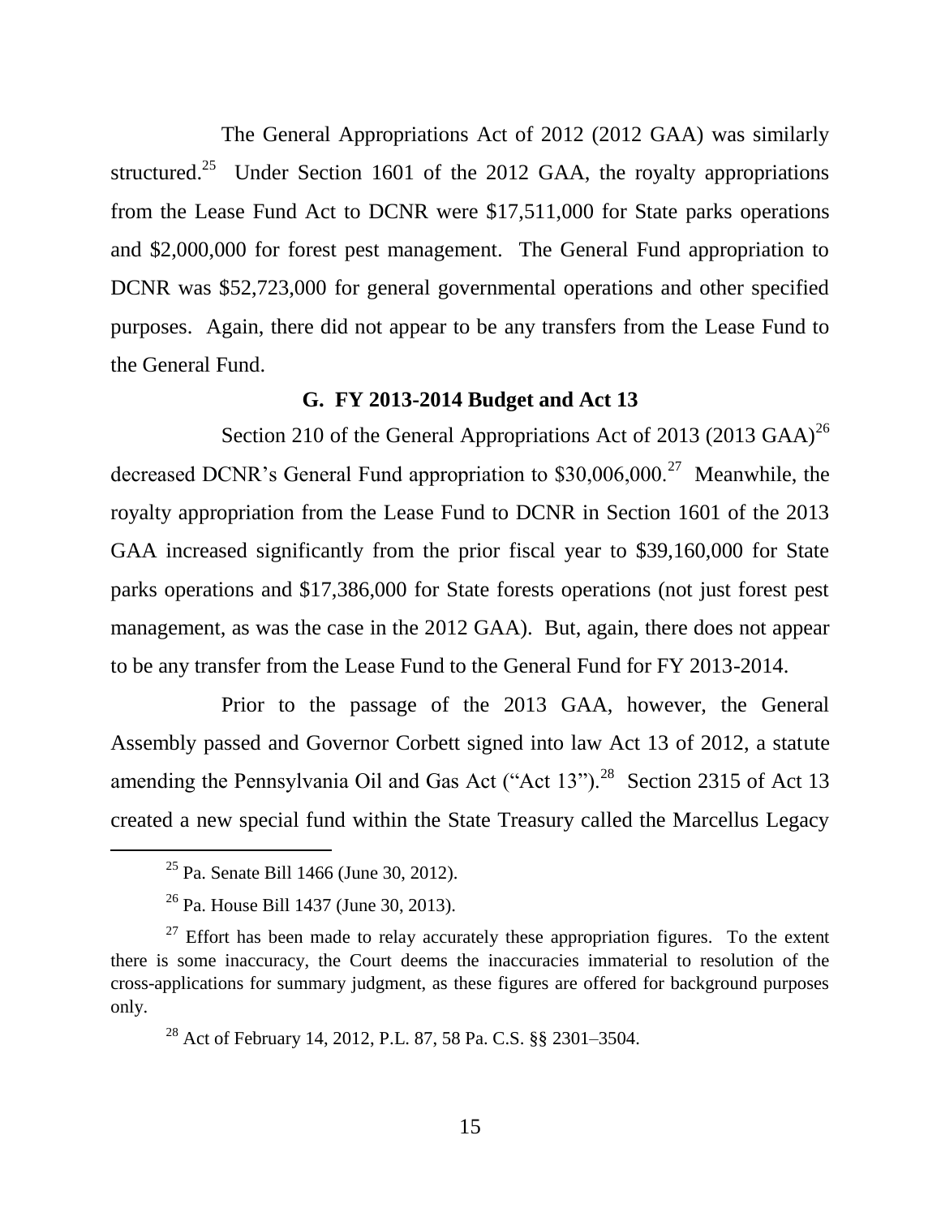The General Appropriations Act of 2012 (2012 GAA) was similarly structured.[25] Under Section 1601 of the 2012 GAA, the royalty appropriations from the Lease Fund Act to DCNR were $17,511,000 for State parks operations and $2,000,000 for forest pest management. The General Fund appropriation to DCNR was $52,723,000 for general governmental operations and other specified purposes. Again, there did not appear to be any transfers from the Lease Fund to the General Fund.

### G. FY 2013-2014 Budget and Act 13

Section 210 of the General Appropriations Act of 2013 (2013 GAA)[26] decreased DCNR's General Fund appropriation to $30,006,000.[27] Meanwhile, the royalty appropriation from the Lease Fund to DCNR in Section 1601 of the 2013 GAA increased significantly from the prior fiscal year to $39,160,000 for State parks operations and $17,386,000 for State forests operations (not just forest pest management, as was the case in the 2012 GAA). But, again, there does not appear to be any transfer from the Lease Fund to the General Fund for FY 2013-2014.

Prior to the passage of the 2013 GAA, however, the General Assembly passed and Governor Corbett signed into law Act 13 of 2012, a statute amending the Pennsylvania Oil and Gas Act ("Act 13").[28] Section 2315 of Act 13 created a new special fund within the State Treasury called the Marcellus Legacy

---

[25] Pa. Senate Bill 1466 (June 30, 2012).

[26] Pa. House Bill 1437 (June 30, 2013).

[27] Effort has been made to relay accurately these appropriation figures. To the extent there is some inaccuracy, the Court deems the inaccuracies immaterial to resolution of the cross-applications for summary judgment, as these figures are offered for background purposes only.

[28] Act of February 14, 2012, P.L. 87, 58 Pa. C.S. §§ 2301–3504.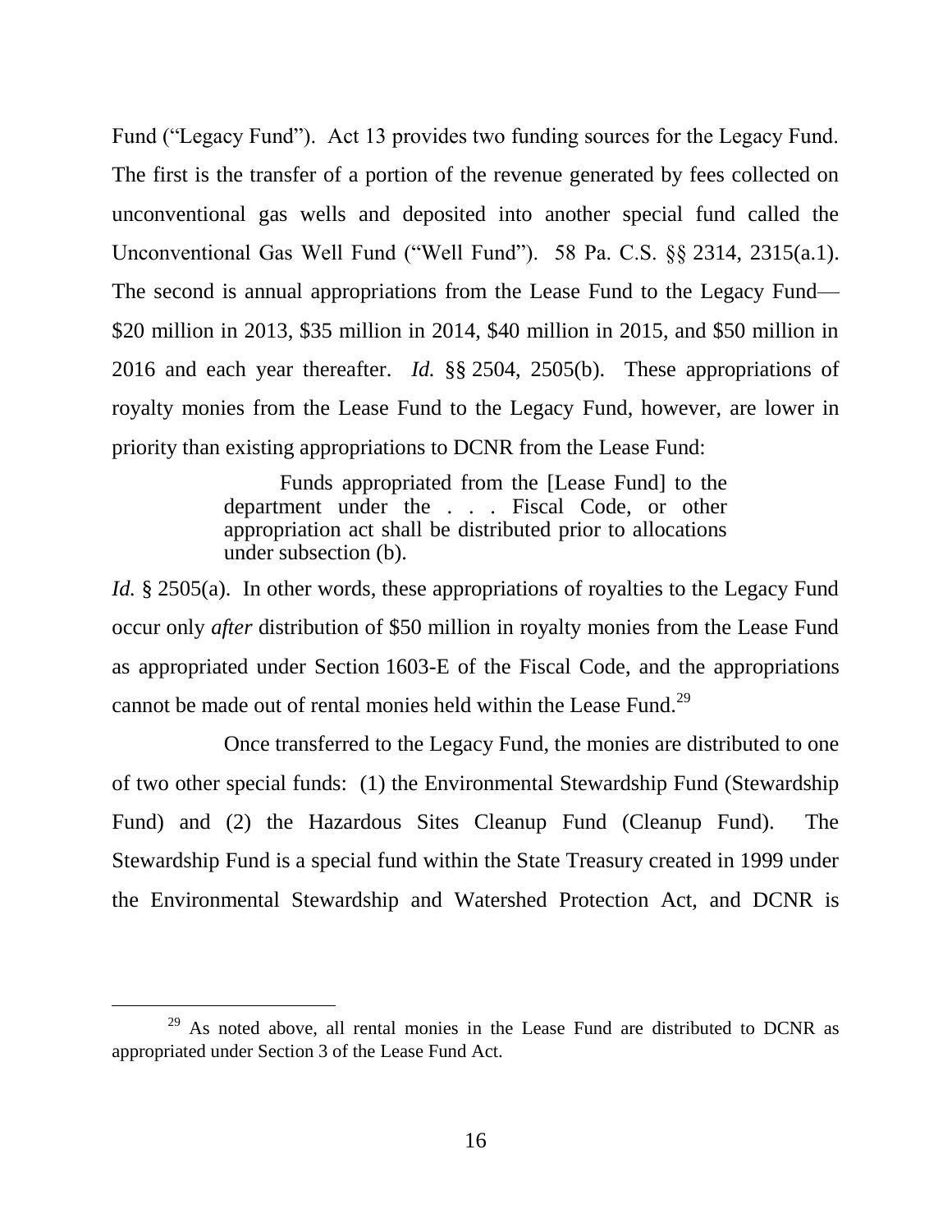Fund ("Legacy Fund"). Act 13 provides two funding sources for the Legacy Fund. The first is the transfer of a portion of the revenue generated by fees collected on unconventional gas wells and deposited into another special fund called the Unconventional Gas Well Fund ("Well Fund"). 58 Pa. C.S. §§ 2314, 2315(a.1). The second is annual appropriations from the Lease Fund to the Legacy Fund—$20 million in 2013, $35 million in 2014, $40 million in 2015, and $50 million in 2016 and each year thereafter. *Id.* §§ 2504, 2505(b). These appropriations of royalty monies from the Lease Fund to the Legacy Fund, however, are lower in priority than existing appropriations to DCNR from the Lease Fund:

> Funds appropriated from the [Lease Fund] to the department under the . . . Fiscal Code, or other appropriation act shall be distributed prior to allocations under subsection (b).

*Id.* § 2505(a). In other words, these appropriations of royalties to the Legacy Fund occur only *after* distribution of $50 million in royalty monies from the Lease Fund as appropriated under Section 1603-E of the Fiscal Code, and the appropriations cannot be made out of rental monies held within the Lease Fund.[29]

Once transferred to the Legacy Fund, the monies are distributed to one of two other special funds: (1) the Environmental Stewardship Fund (Stewardship Fund) and (2) the Hazardous Sites Cleanup Fund (Cleanup Fund). The Stewardship Fund is a special fund within the State Treasury created in 1999 under the Environmental Stewardship and Watershed Protection Act, and DCNR is

---

[29] As noted above, all rental monies in the Lease Fund are distributed to DCNR as appropriated under Section 3 of the Lease Fund Act.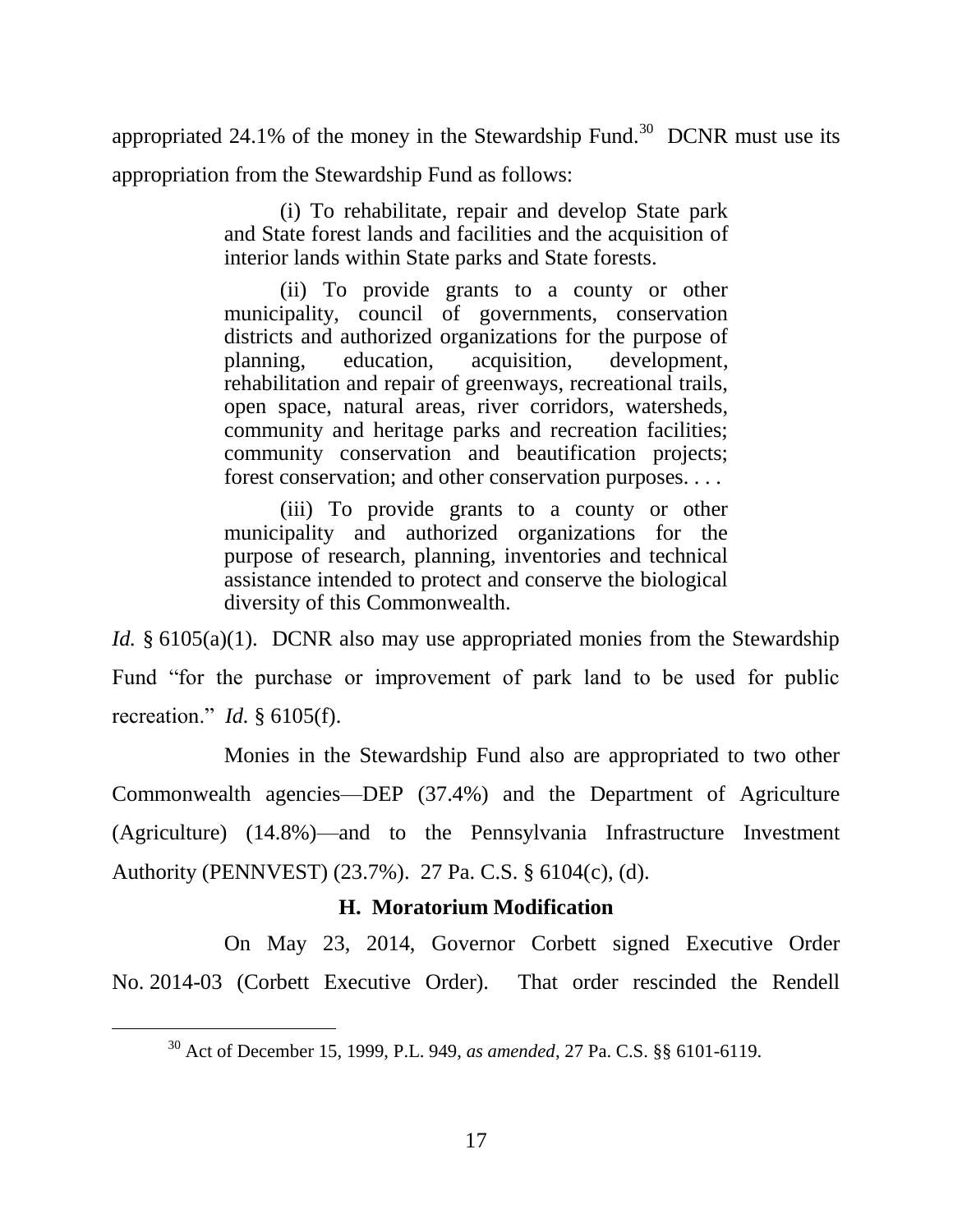appropriated 24.1% of the money in the Stewardship Fund.[30] DCNR must use its appropriation from the Stewardship Fund as follows:

> (i) To rehabilitate, repair and develop State park and State forest lands and facilities and the acquisition of interior lands within State parks and State forests.
>
> (ii) To provide grants to a county or other municipality, council of governments, conservation districts and authorized organizations for the purpose of planning, education, acquisition, development, rehabilitation and repair of greenways, recreational trails, open space, natural areas, river corridors, watersheds, community and heritage parks and recreation facilities; community conservation and beautification projects; forest conservation; and other conservation purposes. . . .
>
> (iii) To provide grants to a county or other municipality and authorized organizations for the purpose of research, planning, inventories and technical assistance intended to protect and conserve the biological diversity of this Commonwealth.

*Id.* § 6105(a)(1). DCNR also may use appropriated monies from the Stewardship Fund "for the purchase or improvement of park land to be used for public recreation." *Id.* § 6105(f).

Monies in the Stewardship Fund also are appropriated to two other Commonwealth agencies—DEP (37.4%) and the Department of Agriculture (Agriculture) (14.8%)—and to the Pennsylvania Infrastructure Investment Authority (PENNVEST) (23.7%). 27 Pa. C.S. § 6104(c), (d).

### H. Moratorium Modification

On May 23, 2014, Governor Corbett signed Executive Order No. 2014-03 (Corbett Executive Order). That order rescinded the Rendell

[30] Act of December 15, 1999, P.L. 949, *as amended*, 27 Pa. C.S. §§ 6101-6119.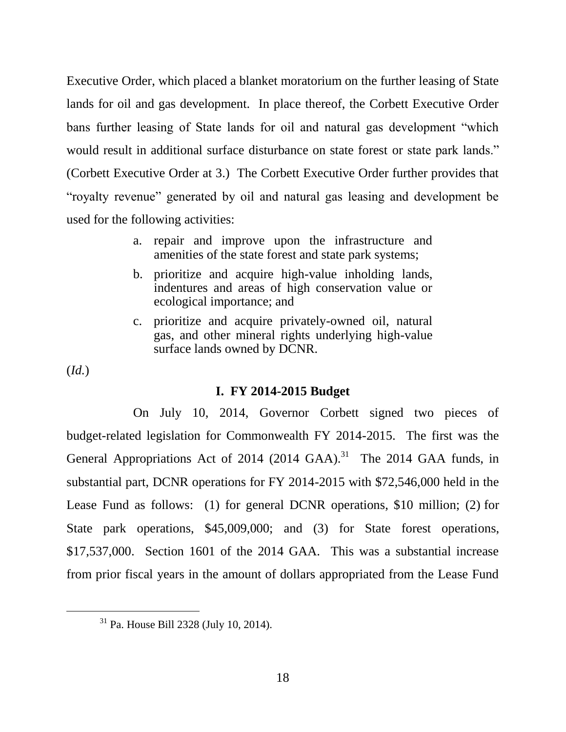Executive Order, which placed a blanket moratorium on the further leasing of State lands for oil and gas development. In place thereof, the Corbett Executive Order bans further leasing of State lands for oil and natural gas development "which would result in additional surface disturbance on state forest or state park lands." (Corbett Executive Order at 3.) The Corbett Executive Order further provides that "royalty revenue" generated by oil and natural gas leasing and development be used for the following activities:

> a. repair and improve upon the infrastructure and amenities of the state forest and state park systems;
>
> b. prioritize and acquire high-value inholding lands, indentures and areas of high conservation value or ecological importance; and
>
> c. prioritize and acquire privately-owned oil, natural gas, and other mineral rights underlying high-value surface lands owned by DCNR.

(*Id.*)

### I. FY 2014-2015 Budget

On July 10, 2014, Governor Corbett signed two pieces of budget-related legislation for Commonwealth FY 2014-2015. The first was the General Appropriations Act of 2014 (2014 GAA).[31] The 2014 GAA funds, in substantial part, DCNR operations for FY 2014-2015 with $72,546,000 held in the Lease Fund as follows: (1) for general DCNR operations, $10 million; (2) for State park operations, $45,009,000; and (3) for State forest operations, $17,537,000. Section 1601 of the 2014 GAA. This was a substantial increase from prior fiscal years in the amount of dollars appropriated from the Lease Fund

[31] Pa. House Bill 2328 (July 10, 2014).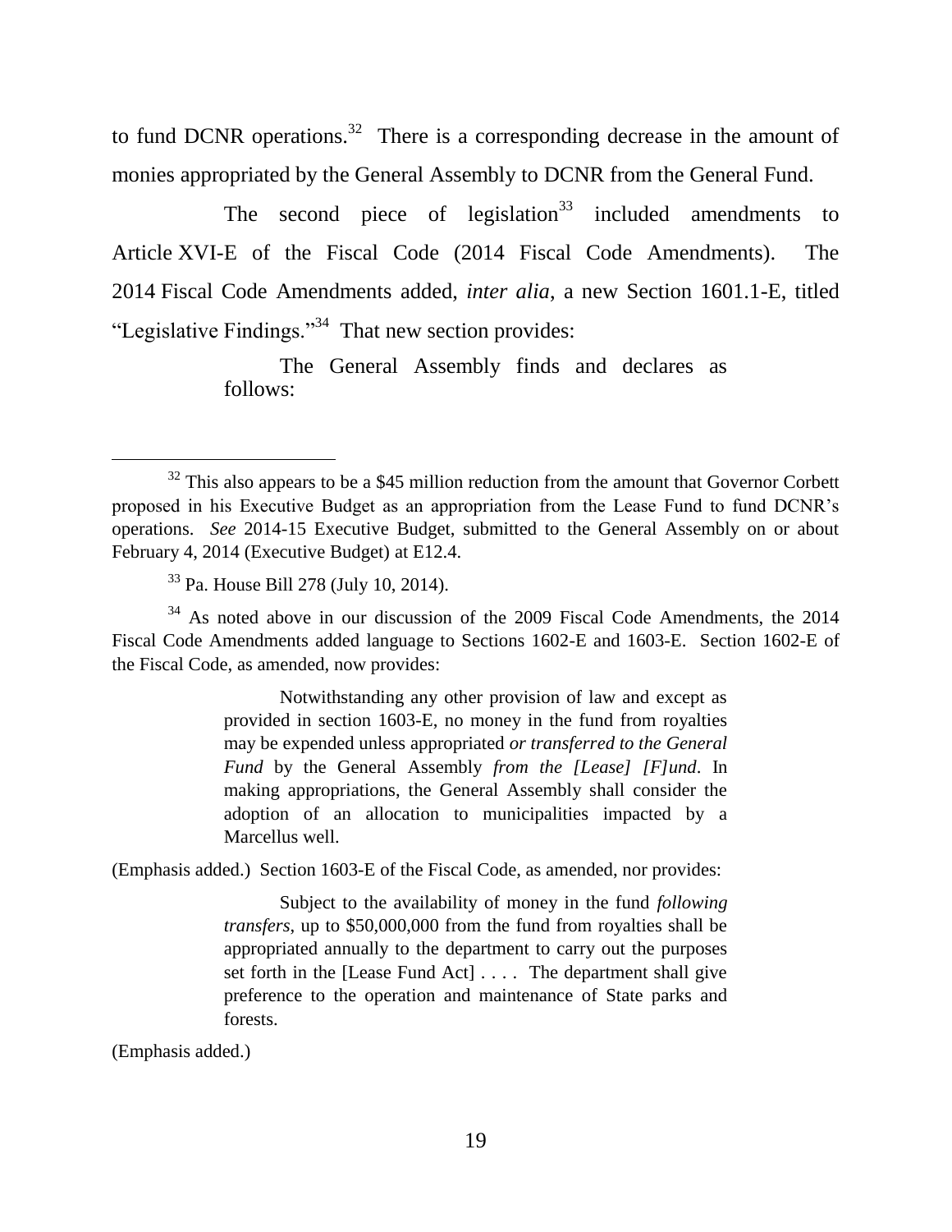to fund DCNR operations.[32] There is a corresponding decrease in the amount of monies appropriated by the General Assembly to DCNR from the General Fund.

The second piece of legislation[33] included amendments to Article XVI-E of the Fiscal Code (2014 Fiscal Code Amendments). The 2014 Fiscal Code Amendments added, *inter alia*, a new Section 1601.1-E, titled "Legislative Findings."[34] That new section provides:

> The General Assembly finds and declares as follows:

---

[32] This also appears to be a $45 million reduction from the amount that Governor Corbett proposed in his Executive Budget as an appropriation from the Lease Fund to fund DCNR's operations. *See* 2014-15 Executive Budget, submitted to the General Assembly on or about February 4, 2014 (Executive Budget) at E12.4.

[33] Pa. House Bill 278 (July 10, 2014).

[34] As noted above in our discussion of the 2009 Fiscal Code Amendments, the 2014 Fiscal Code Amendments added language to Sections 1602-E and 1603-E. Section 1602-E of the Fiscal Code, as amended, now provides:

> Notwithstanding any other provision of law and except as provided in section 1603-E, no money in the fund from royalties may be expended unless appropriated *or transferred to the General Fund* by the General Assembly *from the [Lease] [F]und*. In making appropriations, the General Assembly shall consider the adoption of an allocation to municipalities impacted by a Marcellus well.

(Emphasis added.) Section 1603-E of the Fiscal Code, as amended, nor provides:

> Subject to the availability of money in the fund *following transfers*, up to $50,000,000 from the fund from royalties shall be appropriated annually to the department to carry out the purposes set forth in the [Lease Fund Act] . . . . The department shall give preference to the operation and maintenance of State parks and forests.

(Emphasis added.)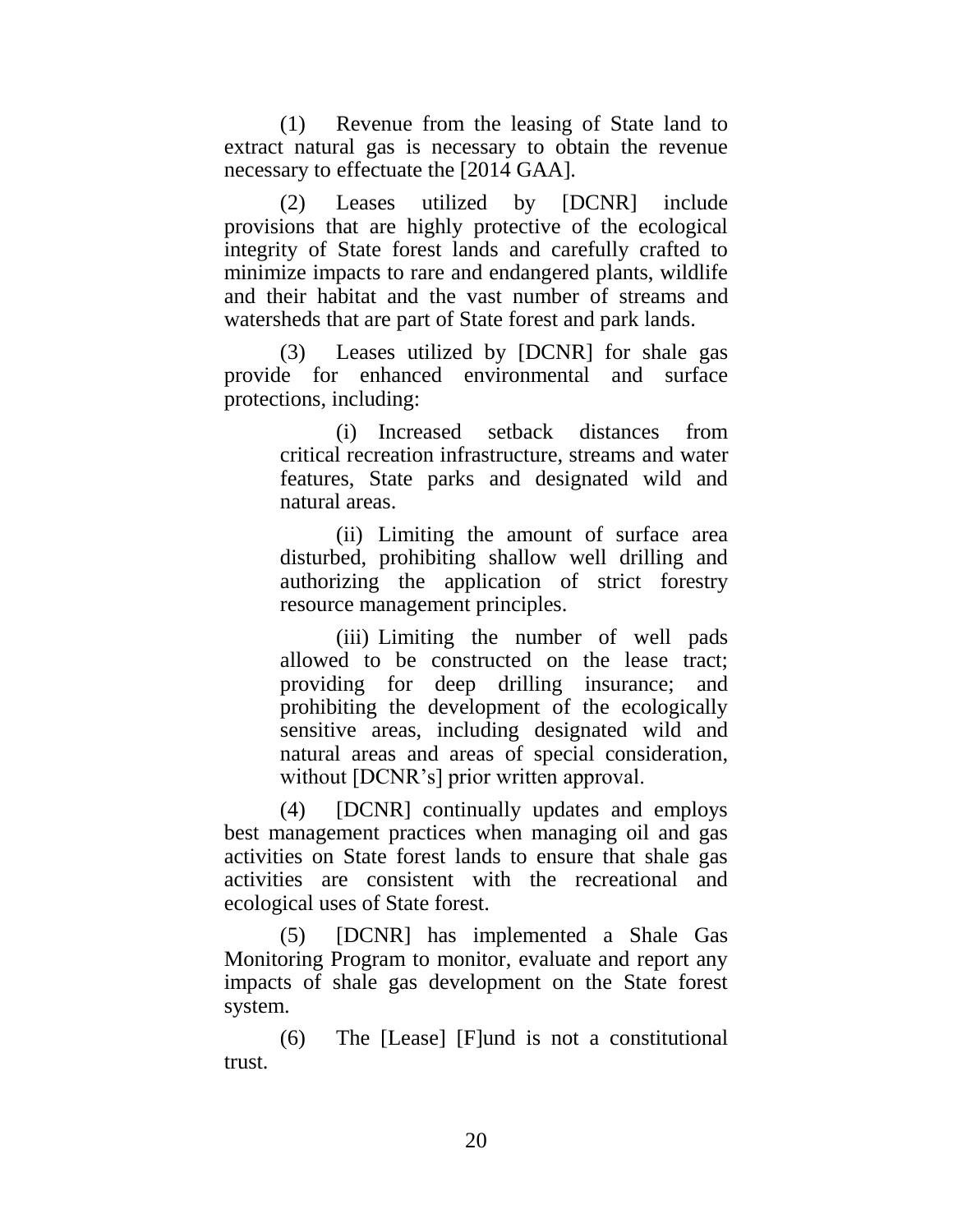(1) Revenue from the leasing of State land to extract natural gas is necessary to obtain the revenue necessary to effectuate the [2014 GAA].

(2) Leases utilized by [DCNR] include provisions that are highly protective of the ecological integrity of State forest lands and carefully crafted to minimize impacts to rare and endangered plants, wildlife and their habitat and the vast number of streams and watersheds that are part of State forest and park lands.

(3) Leases utilized by [DCNR] for shale gas provide for enhanced environmental and surface protections, including:

> (i) Increased setback distances from critical recreation infrastructure, streams and water features, State parks and designated wild and natural areas.
>
> (ii) Limiting the amount of surface area disturbed, prohibiting shallow well drilling and authorizing the application of strict forestry resource management principles.
>
> (iii) Limiting the number of well pads allowed to be constructed on the lease tract; providing for deep drilling insurance; and prohibiting the development of the ecologically sensitive areas, including designated wild and natural areas and areas of special consideration, without [DCNR's] prior written approval.

(4) [DCNR] continually updates and employs best management practices when managing oil and gas activities on State forest lands to ensure that shale gas activities are consistent with the recreational and ecological uses of State forest.

(5) [DCNR] has implemented a Shale Gas Monitoring Program to monitor, evaluate and report any impacts of shale gas development on the State forest system.

(6) The [Lease] [F]und is not a constitutional trust.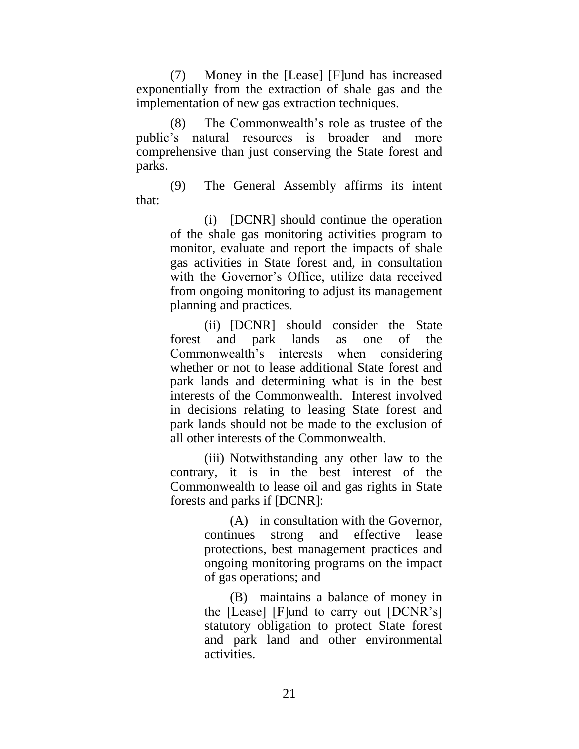(7) Money in the [Lease] [F]und has increased exponentially from the extraction of shale gas and the implementation of new gas extraction techniques.

(8) The Commonwealth's role as trustee of the public's natural resources is broader and more comprehensive than just conserving the State forest and parks.

(9) The General Assembly affirms its intent that:

> (i) [DCNR] should continue the operation of the shale gas monitoring activities program to monitor, evaluate and report the impacts of shale gas activities in State forest and, in consultation with the Governor's Office, utilize data received from ongoing monitoring to adjust its management planning and practices.
>
> (ii) [DCNR] should consider the State forest and park lands as one of the Commonwealth's interests when considering whether or not to lease additional State forest and park lands and determining what is in the best interests of the Commonwealth. Interest involved in decisions relating to leasing State forest and park lands should not be made to the exclusion of all other interests of the Commonwealth.
>
> (iii) Notwithstanding any other law to the contrary, it is in the best interest of the Commonwealth to lease oil and gas rights in State forests and parks if [DCNR]:
>
> > (A) in consultation with the Governor, continues strong and effective lease protections, best management practices and ongoing monitoring programs on the impact of gas operations; and
> >
> > (B) maintains a balance of money in the [Lease] [F]und to carry out [DCNR's] statutory obligation to protect State forest and park land and other environmental activities.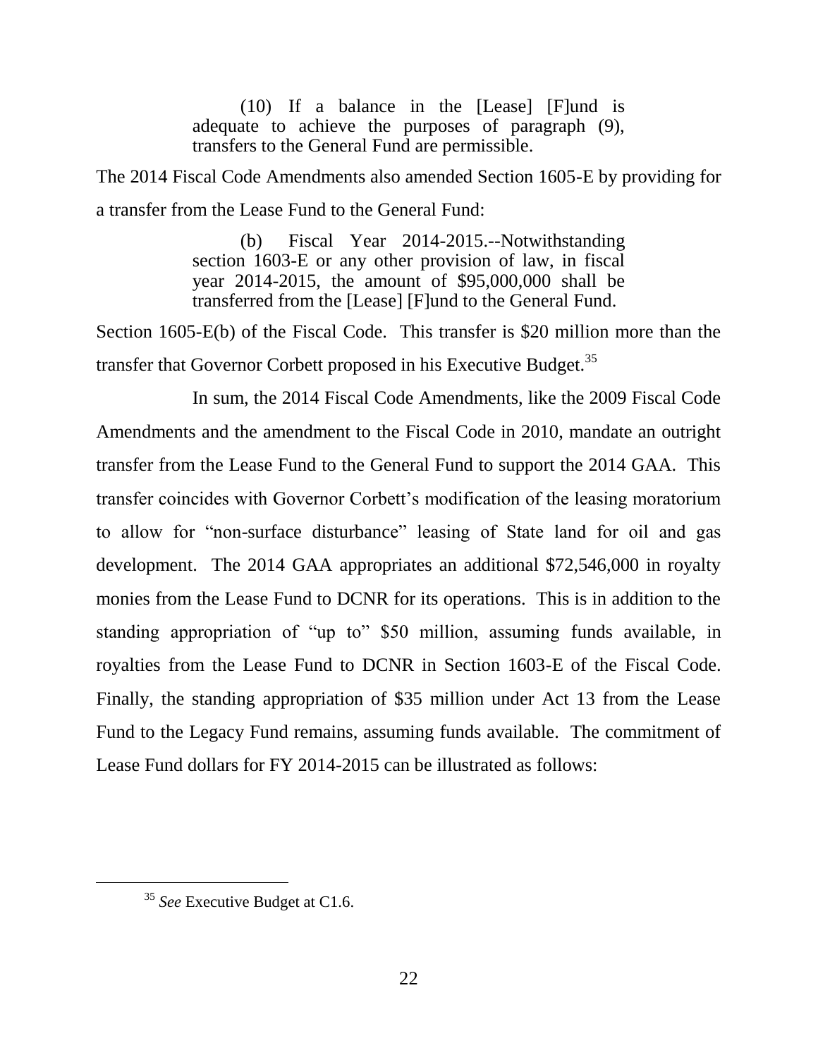> (10) If a balance in the [Lease] [F]und is adequate to achieve the purposes of paragraph (9), transfers to the General Fund are permissible.

The 2014 Fiscal Code Amendments also amended Section 1605-E by providing for a transfer from the Lease Fund to the General Fund:

> (b) Fiscal Year 2014-2015.--Notwithstanding section 1603-E or any other provision of law, in fiscal year 2014-2015, the amount of $95,000,000 shall be transferred from the [Lease] [F]und to the General Fund.

Section 1605-E(b) of the Fiscal Code. This transfer is $20 million more than the transfer that Governor Corbett proposed in his Executive Budget.[35]

In sum, the 2014 Fiscal Code Amendments, like the 2009 Fiscal Code Amendments and the amendment to the Fiscal Code in 2010, mandate an outright transfer from the Lease Fund to the General Fund to support the 2014 GAA. This transfer coincides with Governor Corbett's modification of the leasing moratorium to allow for "non-surface disturbance" leasing of State land for oil and gas development. The 2014 GAA appropriates an additional $72,546,000 in royalty monies from the Lease Fund to DCNR for its operations. This is in addition to the standing appropriation of "up to" $50 million, assuming funds available, in royalties from the Lease Fund to DCNR in Section 1603-E of the Fiscal Code. Finally, the standing appropriation of $35 million under Act 13 from the Lease Fund to the Legacy Fund remains, assuming funds available. The commitment of Lease Fund dollars for FY 2014-2015 can be illustrated as follows:

[35] *See* Executive Budget at C1.6.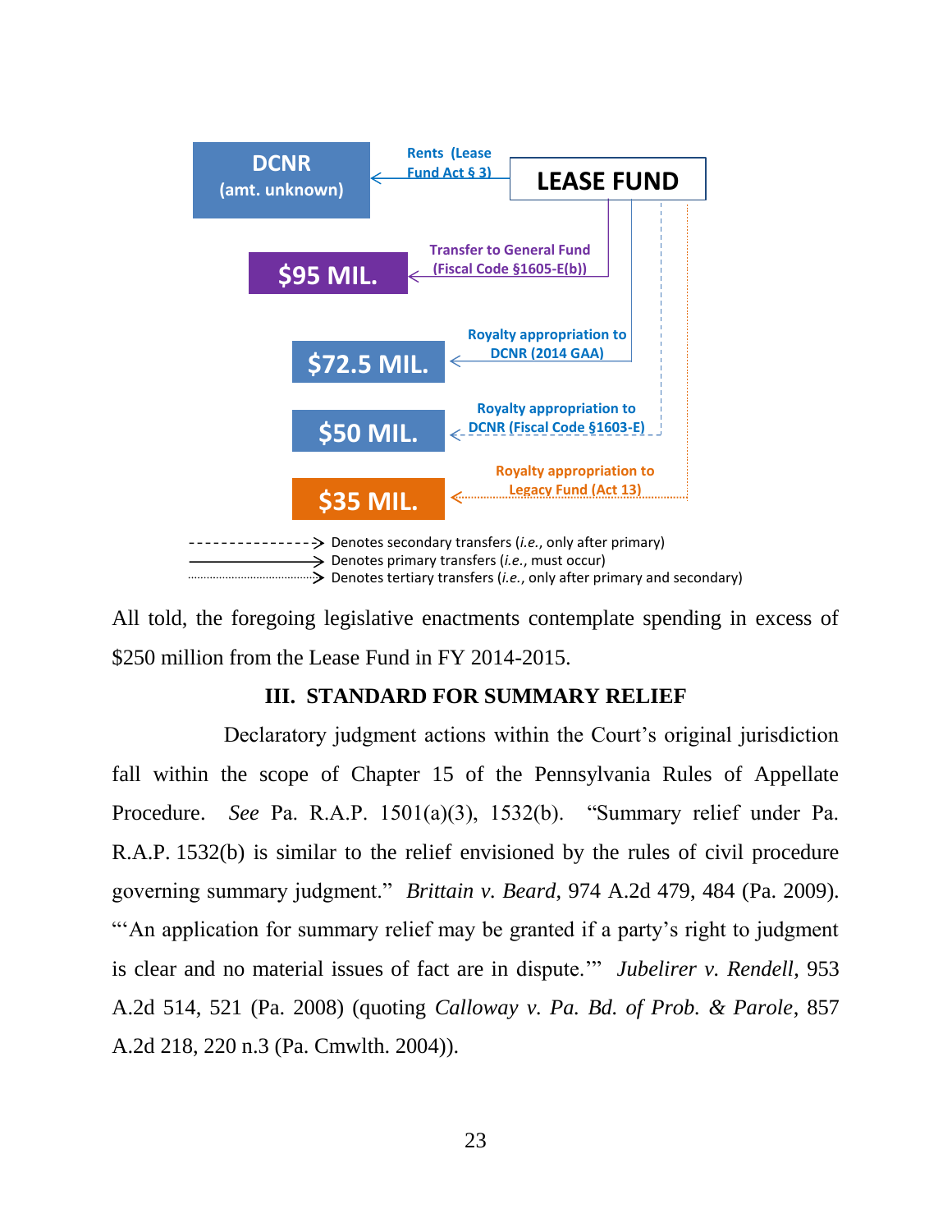| Source | Transfer | Recipient |
|---|---|---|
| LEASE FUND | Rents (Lease Fund Act § 3) | DCNR (amt. unknown) |
| LEASE FUND | Transfer to General Fund (Fiscal Code §1605-E(b)) | $95 MIL. |
| LEASE FUND | Royalty appropriation to DCNR (2014 GAA) | $72.5 MIL. |
| LEASE FUND | Royalty appropriation to DCNR (Fiscal Code §1603-E) | $50 MIL. |
| LEASE FUND | Royalty appropriation to Legacy Fund (Act 13) | $35 MIL. |

---------------> Denotes secondary transfers (*i.e.*, only after primary)

———————> Denotes primary transfers (*i.e.*, must occur)

·················> Denotes tertiary transfers (*i.e.*, only after primary and secondary)

All told, the foregoing legislative enactments contemplate spending in excess of $250 million from the Lease Fund in FY 2014-2015.

## III. STANDARD FOR SUMMARY RELIEF

Declaratory judgment actions within the Court's original jurisdiction fall within the scope of Chapter 15 of the Pennsylvania Rules of Appellate Procedure. *See* Pa. R.A.P. 1501(a)(3), 1532(b). "Summary relief under Pa. R.A.P. 1532(b) is similar to the relief envisioned by the rules of civil procedure governing summary judgment." *Brittain v. Beard*, 974 A.2d 479, 484 (Pa. 2009). "'An application for summary relief may be granted if a party's right to judgment is clear and no material issues of fact are in dispute.'" *Jubelirer v. Rendell*, 953 A.2d 514, 521 (Pa. 2008) (quoting *Calloway v. Pa. Bd. of Prob. & Parole*, 857 A.2d 218, 220 n.3 (Pa. Cmwlth. 2004)).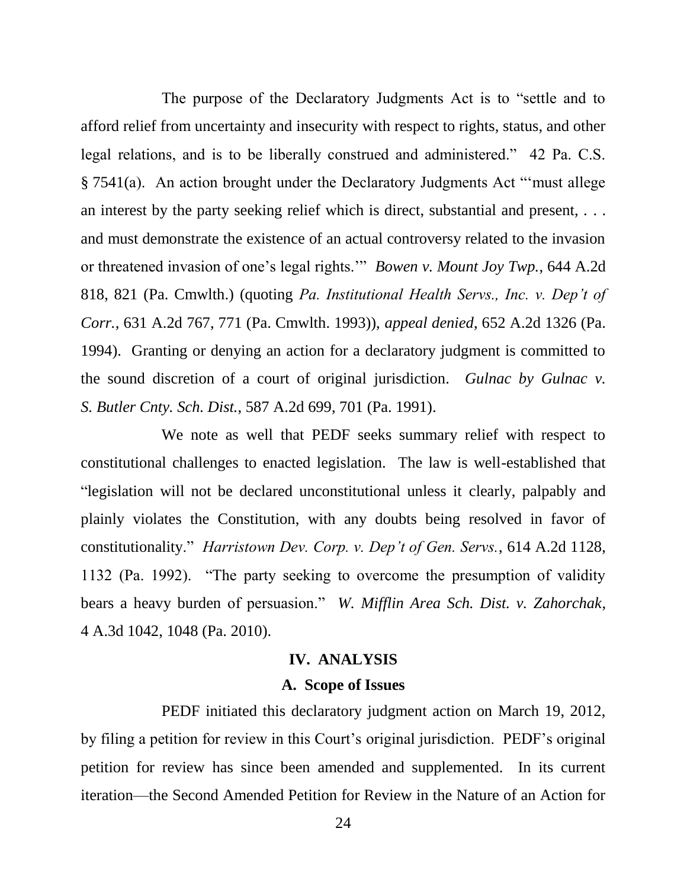The purpose of the Declaratory Judgments Act is to "settle and to afford relief from uncertainty and insecurity with respect to rights, status, and other legal relations, and is to be liberally construed and administered." 42 Pa. C.S. § 7541(a). An action brought under the Declaratory Judgments Act "'must allege an interest by the party seeking relief which is direct, substantial and present, . . . and must demonstrate the existence of an actual controversy related to the invasion or threatened invasion of one's legal rights.'" *Bowen v. Mount Joy Twp.*, 644 A.2d 818, 821 (Pa. Cmwlth.) (quoting *Pa. Institutional Health Servs., Inc. v. Dep't of Corr.*, 631 A.2d 767, 771 (Pa. Cmwlth. 1993)), *appeal denied*, 652 A.2d 1326 (Pa. 1994). Granting or denying an action for a declaratory judgment is committed to the sound discretion of a court of original jurisdiction. *Gulnac by Gulnac v. S. Butler Cnty. Sch. Dist.*, 587 A.2d 699, 701 (Pa. 1991).

We note as well that PEDF seeks summary relief with respect to constitutional challenges to enacted legislation. The law is well-established that "legislation will not be declared unconstitutional unless it clearly, palpably and plainly violates the Constitution, with any doubts being resolved in favor of constitutionality." *Harristown Dev. Corp. v. Dep't of Gen. Servs.*, 614 A.2d 1128, 1132 (Pa. 1992). "The party seeking to overcome the presumption of validity bears a heavy burden of persuasion." *W. Mifflin Area Sch. Dist. v. Zahorchak*, 4 A.3d 1042, 1048 (Pa. 2010).

## IV. ANALYSIS

### A. Scope of Issues

PEDF initiated this declaratory judgment action on March 19, 2012, by filing a petition for review in this Court's original jurisdiction. PEDF's original petition for review has since been amended and supplemented. In its current iteration—the Second Amended Petition for Review in the Nature of an Action for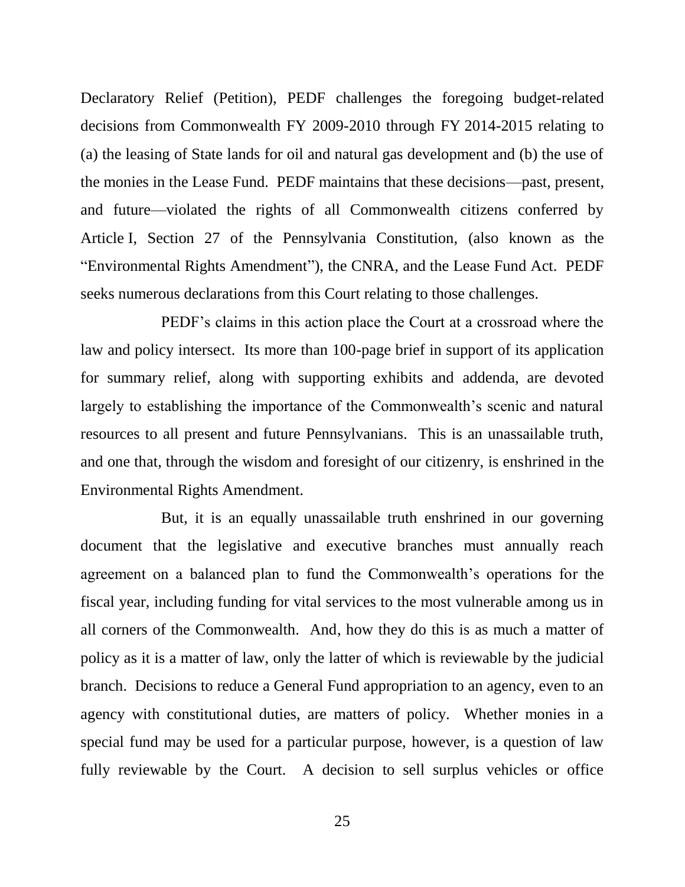Declaratory Relief (Petition), PEDF challenges the foregoing budget-related decisions from Commonwealth FY 2009-2010 through FY 2014-2015 relating to (a) the leasing of State lands for oil and natural gas development and (b) the use of the monies in the Lease Fund. PEDF maintains that these decisions—past, present, and future—violated the rights of all Commonwealth citizens conferred by Article I, Section 27 of the Pennsylvania Constitution, (also known as the "Environmental Rights Amendment"), the CNRA, and the Lease Fund Act. PEDF seeks numerous declarations from this Court relating to those challenges.

PEDF's claims in this action place the Court at a crossroad where the law and policy intersect. Its more than 100-page brief in support of its application for summary relief, along with supporting exhibits and addenda, are devoted largely to establishing the importance of the Commonwealth's scenic and natural resources to all present and future Pennsylvanians. This is an unassailable truth, and one that, through the wisdom and foresight of our citizenry, is enshrined in the Environmental Rights Amendment.

But, it is an equally unassailable truth enshrined in our governing document that the legislative and executive branches must annually reach agreement on a balanced plan to fund the Commonwealth's operations for the fiscal year, including funding for vital services to the most vulnerable among us in all corners of the Commonwealth. And, how they do this is as much a matter of policy as it is a matter of law, only the latter of which is reviewable by the judicial branch. Decisions to reduce a General Fund appropriation to an agency, even to an agency with constitutional duties, are matters of policy. Whether monies in a special fund may be used for a particular purpose, however, is a question of law fully reviewable by the Court. A decision to sell surplus vehicles or office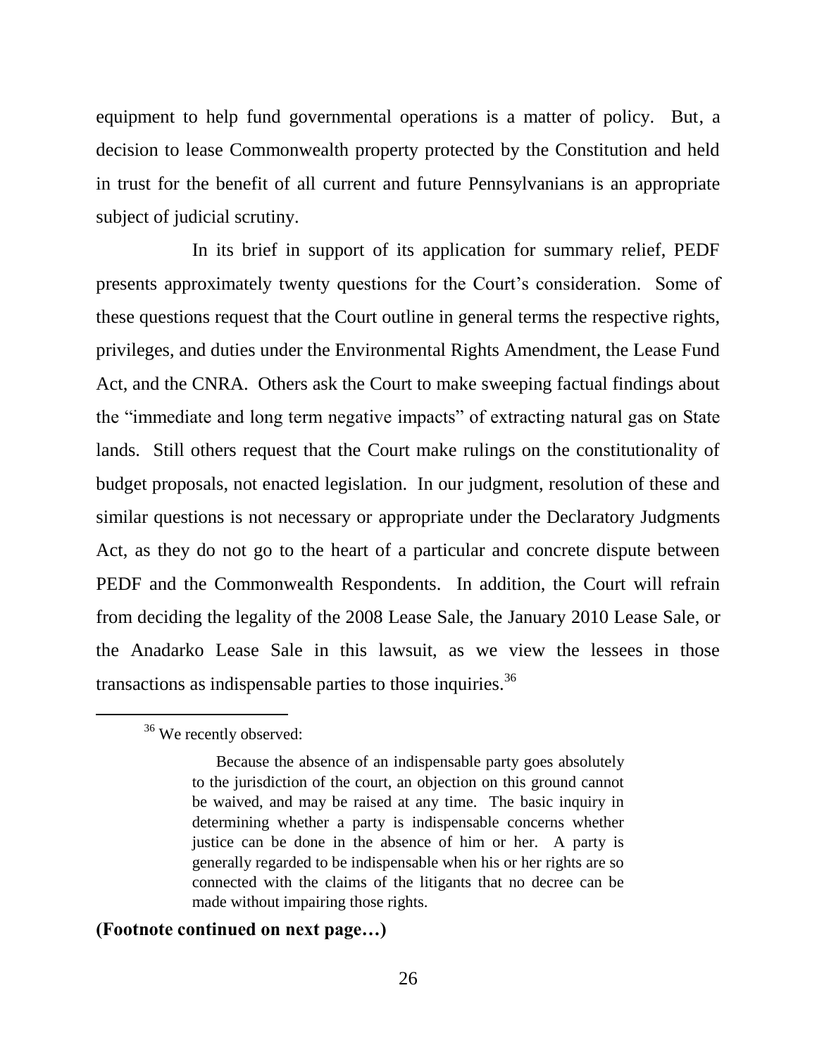equipment to help fund governmental operations is a matter of policy. But, a decision to lease Commonwealth property protected by the Constitution and held in trust for the benefit of all current and future Pennsylvanians is an appropriate subject of judicial scrutiny.

In its brief in support of its application for summary relief, PEDF presents approximately twenty questions for the Court's consideration. Some of these questions request that the Court outline in general terms the respective rights, privileges, and duties under the Environmental Rights Amendment, the Lease Fund Act, and the CNRA. Others ask the Court to make sweeping factual findings about the "immediate and long term negative impacts" of extracting natural gas on State lands. Still others request that the Court make rulings on the constitutionality of budget proposals, not enacted legislation. In our judgment, resolution of these and similar questions is not necessary or appropriate under the Declaratory Judgments Act, as they do not go to the heart of a particular and concrete dispute between PEDF and the Commonwealth Respondents. In addition, the Court will refrain from deciding the legality of the 2008 Lease Sale, the January 2010 Lease Sale, or the Anadarko Lease Sale in this lawsuit, as we view the lessees in those transactions as indispensable parties to those inquiries.[36]

---

[36] We recently observed:

> Because the absence of an indispensable party goes absolutely to the jurisdiction of the court, an objection on this ground cannot be waived, and may be raised at any time. The basic inquiry in determining whether a party is indispensable concerns whether justice can be done in the absence of him or her. A party is generally regarded to be indispensable when his or her rights are so connected with the claims of the litigants that no decree can be made without impairing those rights.

**(Footnote continued on next page…)**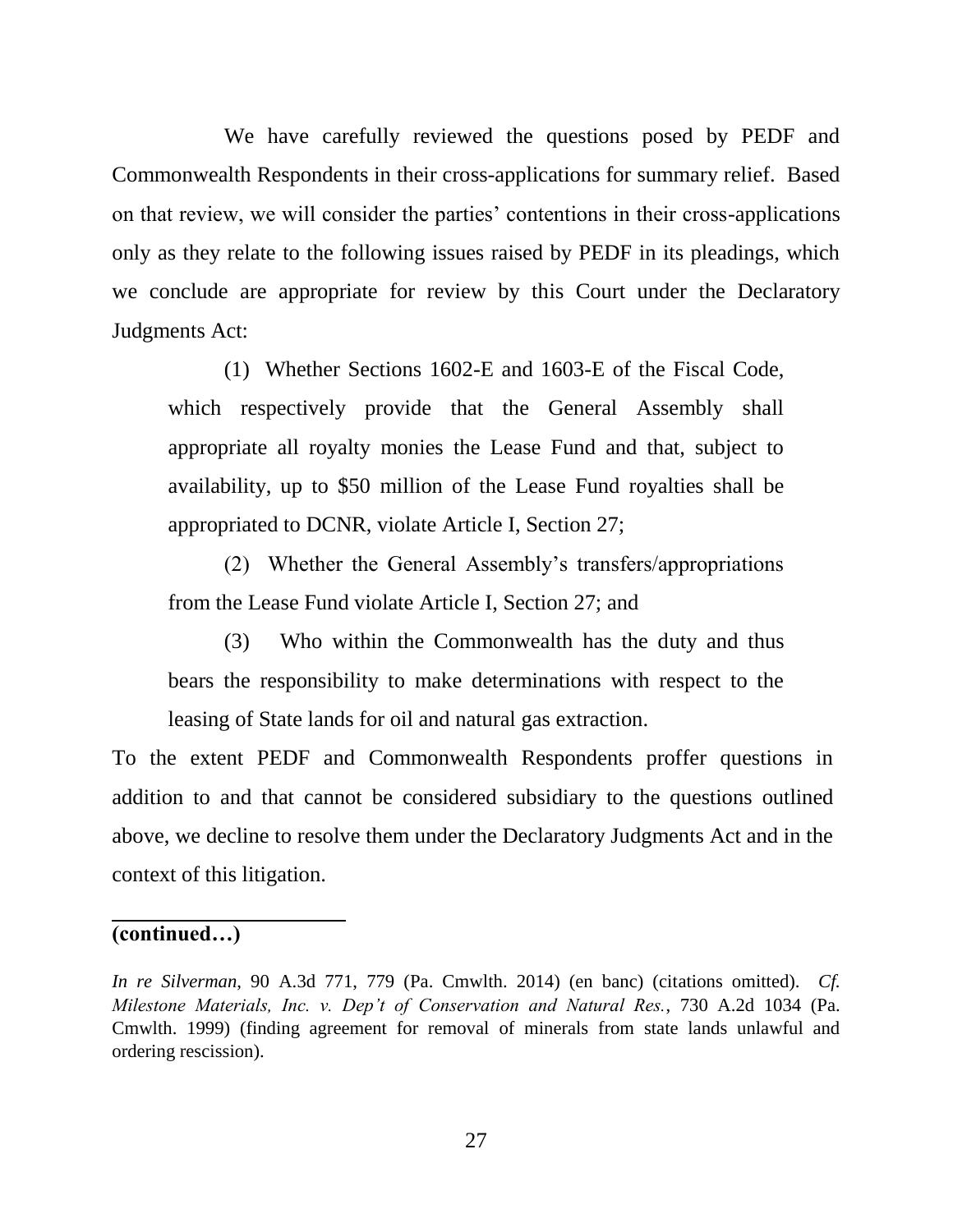We have carefully reviewed the questions posed by PEDF and Commonwealth Respondents in their cross-applications for summary relief. Based on that review, we will consider the parties' contentions in their cross-applications only as they relate to the following issues raised by PEDF in its pleadings, which we conclude are appropriate for review by this Court under the Declaratory Judgments Act:

> (1) Whether Sections 1602-E and 1603-E of the Fiscal Code, which respectively provide that the General Assembly shall appropriate all royalty monies the Lease Fund and that, subject to availability, up to $50 million of the Lease Fund royalties shall be appropriated to DCNR, violate Article I, Section 27;
>
> (2) Whether the General Assembly's transfers/appropriations from the Lease Fund violate Article I, Section 27; and
>
> (3) Who within the Commonwealth has the duty and thus bears the responsibility to make determinations with respect to the leasing of State lands for oil and natural gas extraction.

To the extent PEDF and Commonwealth Respondents proffer questions in addition to and that cannot be considered subsidiary to the questions outlined above, we decline to resolve them under the Declaratory Judgments Act and in the context of this litigation.

---

**(continued…)**

*In re Silverman*, 90 A.3d 771, 779 (Pa. Cmwlth. 2014) (en banc) (citations omitted). *Cf. Milestone Materials, Inc. v. Dep't of Conservation and Natural Res.*, 730 A.2d 1034 (Pa. Cmwlth. 1999) (finding agreement for removal of minerals from state lands unlawful and ordering rescission).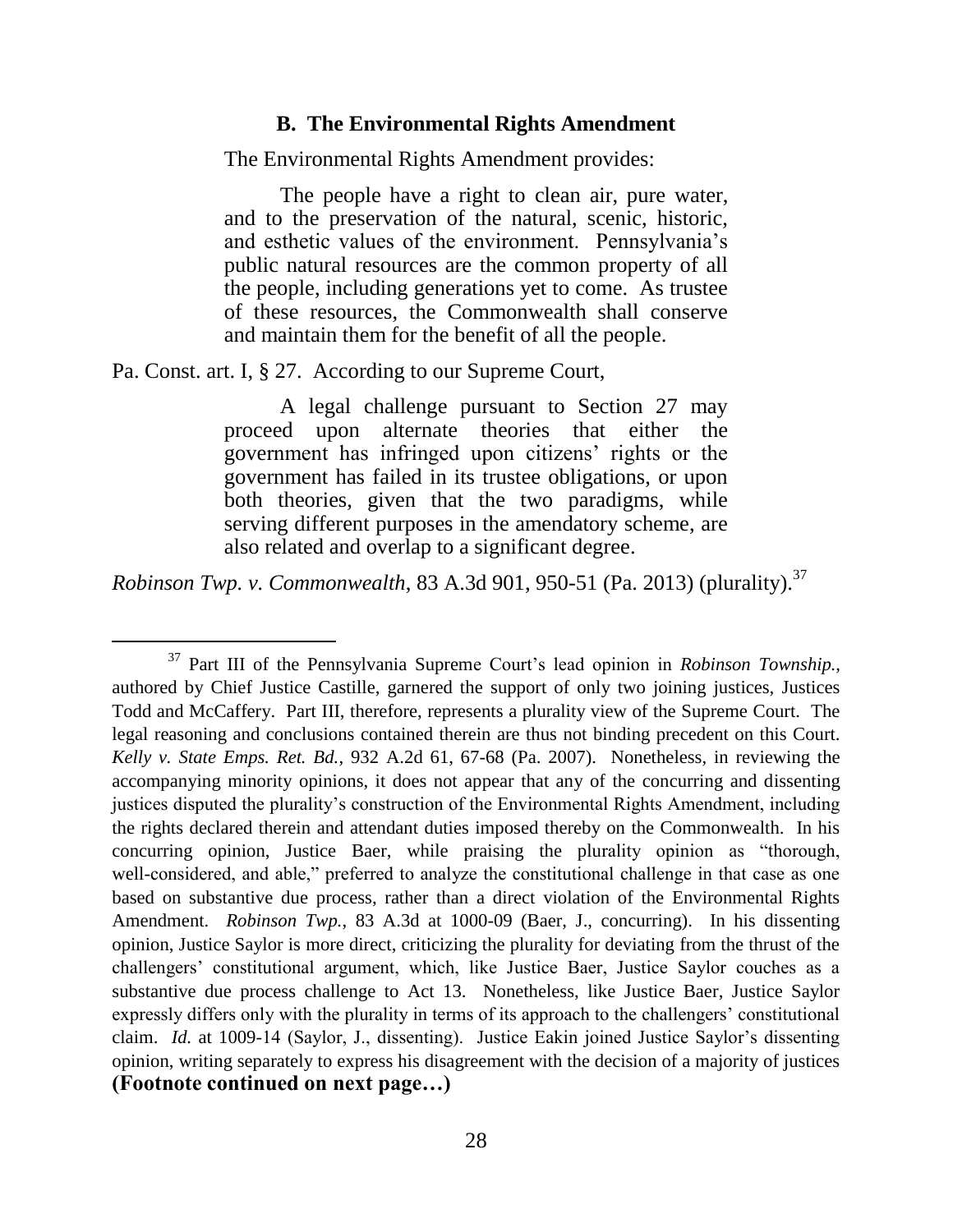### B. The Environmental Rights Amendment

The Environmental Rights Amendment provides:

> The people have a right to clean air, pure water, and to the preservation of the natural, scenic, historic, and esthetic values of the environment. Pennsylvania's public natural resources are the common property of all the people, including generations yet to come. As trustee of these resources, the Commonwealth shall conserve and maintain them for the benefit of all the people.

Pa. Const. art. I, § 27. According to our Supreme Court,

> A legal challenge pursuant to Section 27 may proceed upon alternate theories that either the government has infringed upon citizens' rights or the government has failed in its trustee obligations, or upon both theories, given that the two paradigms, while serving different purposes in the amendatory scheme, are also related and overlap to a significant degree.

*Robinson Twp. v. Commonwealth*, 83 A.3d 901, 950-51 (Pa. 2013) (plurality).[37]

---

[37] Part III of the Pennsylvania Supreme Court's lead opinion in *Robinson Township.*, authored by Chief Justice Castille, garnered the support of only two joining justices, Justices Todd and McCaffery. Part III, therefore, represents a plurality view of the Supreme Court. The legal reasoning and conclusions contained therein are thus not binding precedent on this Court. *Kelly v. State Emps. Ret. Bd.*, 932 A.2d 61, 67-68 (Pa. 2007). Nonetheless, in reviewing the accompanying minority opinions, it does not appear that any of the concurring and dissenting justices disputed the plurality's construction of the Environmental Rights Amendment, including the rights declared therein and attendant duties imposed thereby on the Commonwealth. In his concurring opinion, Justice Baer, while praising the plurality opinion as "thorough, well-considered, and able," preferred to analyze the constitutional challenge in that case as one based on substantive due process, rather than a direct violation of the Environmental Rights Amendment. *Robinson Twp.*, 83 A.3d at 1000-09 (Baer, J., concurring). In his dissenting opinion, Justice Saylor is more direct, criticizing the plurality for deviating from the thrust of the challengers' constitutional argument, which, like Justice Baer, Justice Saylor couches as a substantive due process challenge to Act 13. Nonetheless, like Justice Baer, Justice Saylor expressly differs only with the plurality in terms of its approach to the challengers' constitutional claim. *Id.* at 1009-14 (Saylor, J., dissenting). Justice Eakin joined Justice Saylor's dissenting opinion, writing separately to express his disagreement with the decision of a majority of justices

**(Footnote continued on next page…)**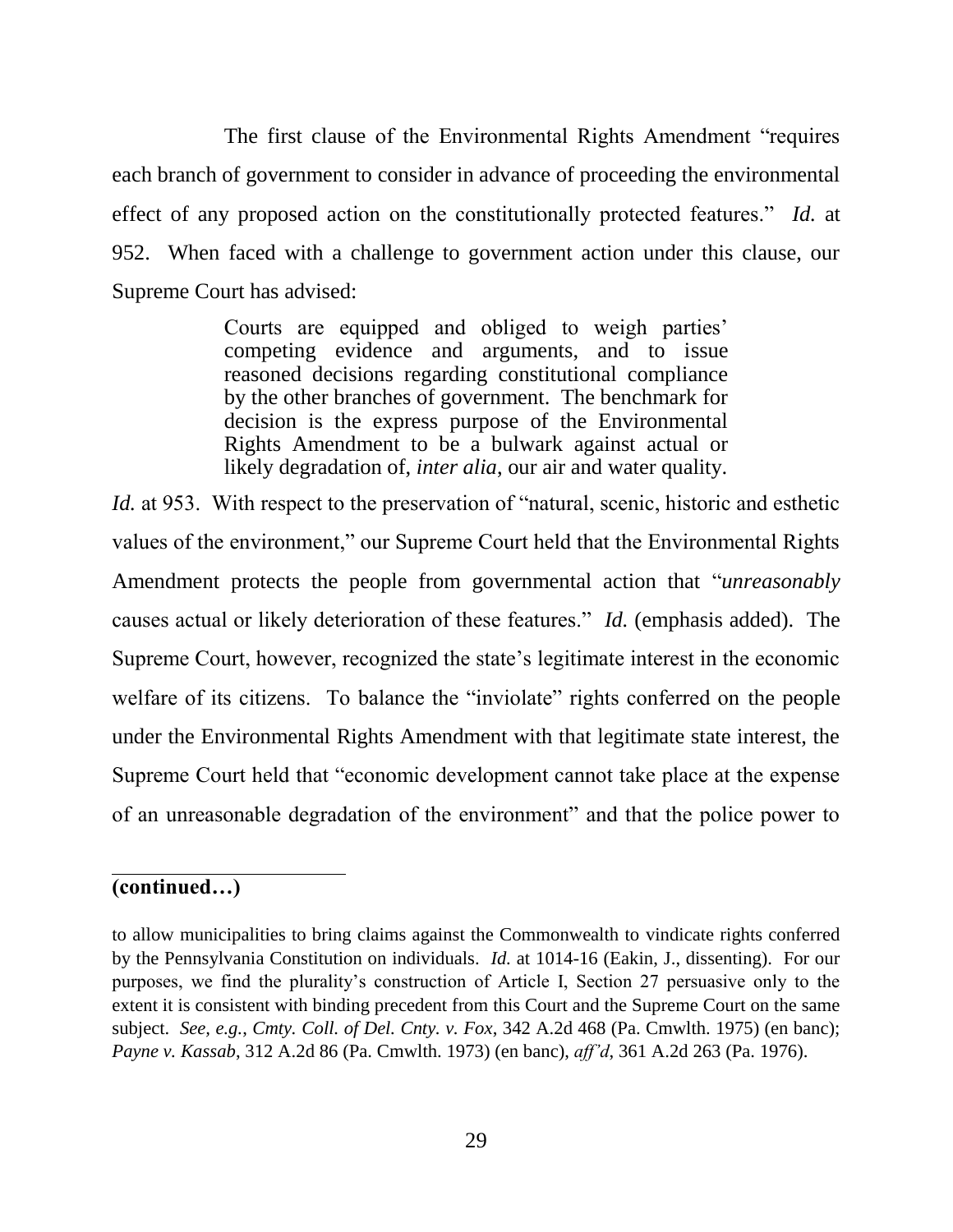The first clause of the Environmental Rights Amendment "requires each branch of government to consider in advance of proceeding the environmental effect of any proposed action on the constitutionally protected features." *Id.* at 952. When faced with a challenge to government action under this clause, our Supreme Court has advised:

> Courts are equipped and obliged to weigh parties' competing evidence and arguments, and to issue reasoned decisions regarding constitutional compliance by the other branches of government. The benchmark for decision is the express purpose of the Environmental Rights Amendment to be a bulwark against actual or likely degradation of, *inter alia*, our air and water quality.

*Id.* at 953. With respect to the preservation of "natural, scenic, historic and esthetic values of the environment," our Supreme Court held that the Environmental Rights Amendment protects the people from governmental action that "*unreasonably* causes actual or likely deterioration of these features." *Id.* (emphasis added). The Supreme Court, however, recognized the state's legitimate interest in the economic welfare of its citizens. To balance the "inviolate" rights conferred on the people under the Environmental Rights Amendment with that legitimate state interest, the Supreme Court held that "economic development cannot take place at the expense of an unreasonable degradation of the environment" and that the police power to

---

**(continued…)**

to allow municipalities to bring claims against the Commonwealth to vindicate rights conferred by the Pennsylvania Constitution on individuals. *Id.* at 1014-16 (Eakin, J., dissenting). For our purposes, we find the plurality's construction of Article I, Section 27 persuasive only to the extent it is consistent with binding precedent from this Court and the Supreme Court on the same subject. *See, e.g.*, *Cmty. Coll. of Del. Cnty. v. Fox*, 342 A.2d 468 (Pa. Cmwlth. 1975) (en banc); *Payne v. Kassab*, 312 A.2d 86 (Pa. Cmwlth. 1973) (en banc), *aff'd*, 361 A.2d 263 (Pa. 1976).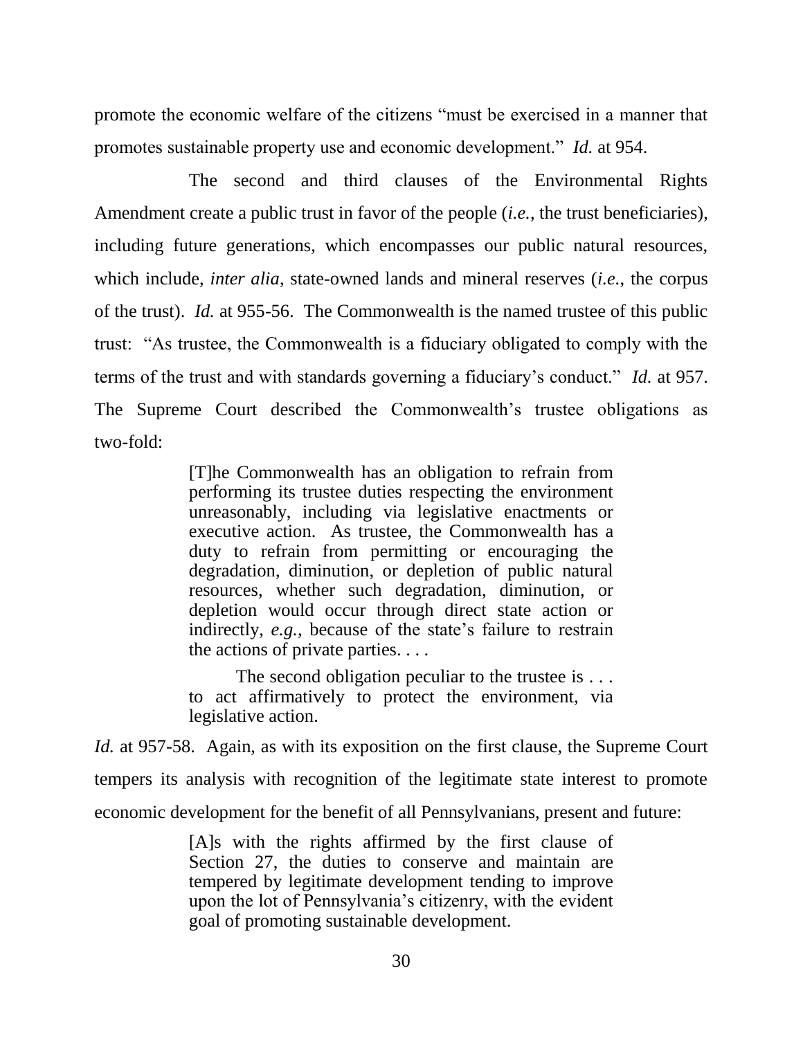promote the economic welfare of the citizens "must be exercised in a manner that promotes sustainable property use and economic development." *Id.* at 954.

The second and third clauses of the Environmental Rights Amendment create a public trust in favor of the people (*i.e.*, the trust beneficiaries), including future generations, which encompasses our public natural resources, which include, *inter alia*, state-owned lands and mineral reserves (*i.e.*, the corpus of the trust). *Id.* at 955-56. The Commonwealth is the named trustee of this public trust: "As trustee, the Commonwealth is a fiduciary obligated to comply with the terms of the trust and with standards governing a fiduciary's conduct." *Id.* at 957. The Supreme Court described the Commonwealth's trustee obligations as two-fold:

> [T]he Commonwealth has an obligation to refrain from performing its trustee duties respecting the environment unreasonably, including via legislative enactments or executive action. As trustee, the Commonwealth has a duty to refrain from permitting or encouraging the degradation, diminution, or depletion of public natural resources, whether such degradation, diminution, or depletion would occur through direct state action or indirectly, *e.g.*, because of the state's failure to restrain the actions of private parties. . . .
>
> The second obligation peculiar to the trustee is . . . to act affirmatively to protect the environment, via legislative action.

*Id.* at 957-58. Again, as with its exposition on the first clause, the Supreme Court tempers its analysis with recognition of the legitimate state interest to promote economic development for the benefit of all Pennsylvanians, present and future:

> [A]s with the rights affirmed by the first clause of Section 27, the duties to conserve and maintain are tempered by legitimate development tending to improve upon the lot of Pennsylvania's citizenry, with the evident goal of promoting sustainable development.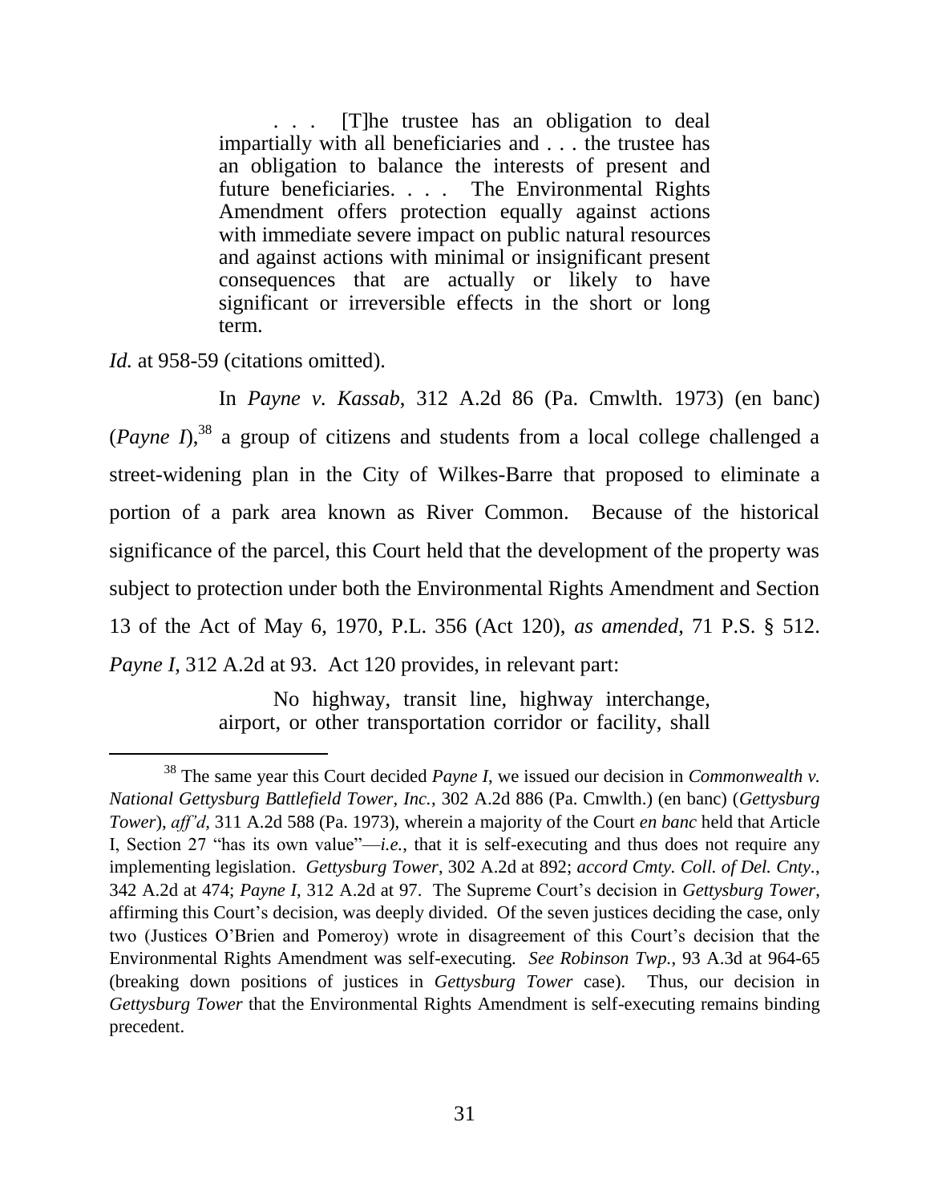> . . . [T]he trustee has an obligation to deal impartially with all beneficiaries and . . . the trustee has an obligation to balance the interests of present and future beneficiaries. . . . The Environmental Rights Amendment offers protection equally against actions with immediate severe impact on public natural resources and against actions with minimal or insignificant present consequences that are actually or likely to have significant or irreversible effects in the short or long term.

*Id.* at 958-59 (citations omitted).

In *Payne v. Kassab*, 312 A.2d 86 (Pa. Cmwlth. 1973) (en banc) (*Payne I*),[38] a group of citizens and students from a local college challenged a street-widening plan in the City of Wilkes-Barre that proposed to eliminate a portion of a park area known as River Common. Because of the historical significance of the parcel, this Court held that the development of the property was subject to protection under both the Environmental Rights Amendment and Section 13 of the Act of May 6, 1970, P.L. 356 (Act 120), *as amended*, 71 P.S. § 512. *Payne I*, 312 A.2d at 93. Act 120 provides, in relevant part:

> No highway, transit line, highway interchange, airport, or other transportation corridor or facility, shall

---

[38] The same year this Court decided *Payne I*, we issued our decision in *Commonwealth v. National Gettysburg Battlefield Tower, Inc.*, 302 A.2d 886 (Pa. Cmwlth.) (en banc) (*Gettysburg Tower*), *aff'd*, 311 A.2d 588 (Pa. 1973), wherein a majority of the Court *en banc* held that Article I, Section 27 "has its own value"—*i.e.*, that it is self-executing and thus does not require any implementing legislation. *Gettysburg Tower*, 302 A.2d at 892; *accord Cmty. Coll. of Del. Cnty.*, 342 A.2d at 474; *Payne I*, 312 A.2d at 97. The Supreme Court's decision in *Gettysburg Tower*, affirming this Court's decision, was deeply divided. Of the seven justices deciding the case, only two (Justices O'Brien and Pomeroy) wrote in disagreement of this Court's decision that the Environmental Rights Amendment was self-executing. *See Robinson Twp.*, 93 A.3d at 964-65 (breaking down positions of justices in *Gettysburg Tower* case). Thus, our decision in *Gettysburg Tower* that the Environmental Rights Amendment is self-executing remains binding precedent.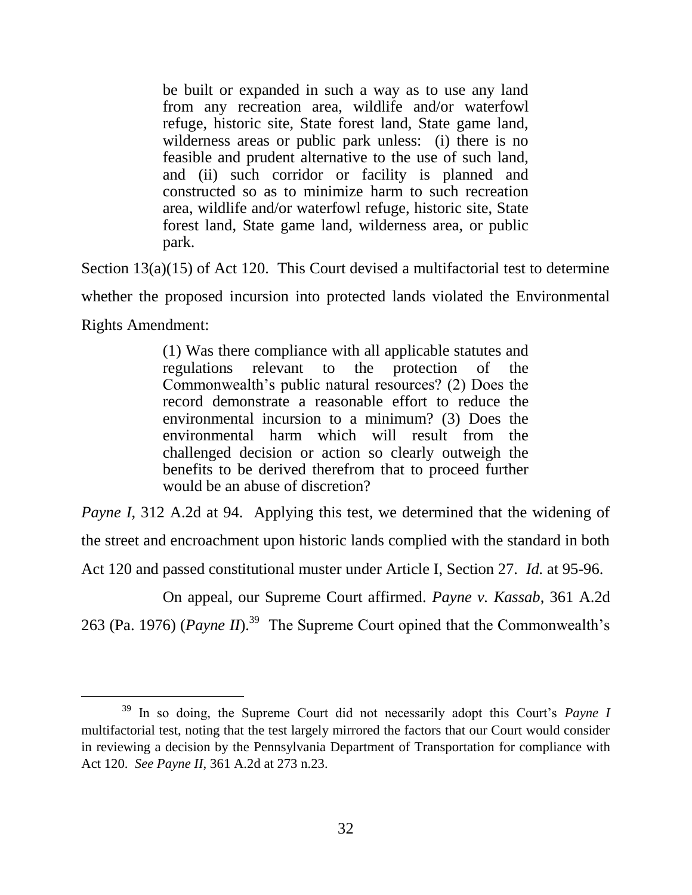> be built or expanded in such a way as to use any land from any recreation area, wildlife and/or waterfowl refuge, historic site, State forest land, State game land, wilderness areas or public park unless: (i) there is no feasible and prudent alternative to the use of such land, and (ii) such corridor or facility is planned and constructed so as to minimize harm to such recreation area, wildlife and/or waterfowl refuge, historic site, State forest land, State game land, wilderness area, or public park.

Section 13(a)(15) of Act 120. This Court devised a multifactorial test to determine whether the proposed incursion into protected lands violated the Environmental Rights Amendment:

> (1) Was there compliance with all applicable statutes and regulations relevant to the protection of the Commonwealth's public natural resources? (2) Does the record demonstrate a reasonable effort to reduce the environmental incursion to a minimum? (3) Does the environmental harm which will result from the challenged decision or action so clearly outweigh the benefits to be derived therefrom that to proceed further would be an abuse of discretion?

*Payne I*, 312 A.2d at 94. Applying this test, we determined that the widening of the street and encroachment upon historic lands complied with the standard in both Act 120 and passed constitutional muster under Article I, Section 27. *Id.* at 95-96.

On appeal, our Supreme Court affirmed. *Payne v. Kassab*, 361 A.2d 263 (Pa. 1976) (*Payne II*).[39] The Supreme Court opined that the Commonwealth's

---

[39] In so doing, the Supreme Court did not necessarily adopt this Court's *Payne I* multifactorial test, noting that the test largely mirrored the factors that our Court would consider in reviewing a decision by the Pennsylvania Department of Transportation for compliance with Act 120. *See Payne II*, 361 A.2d at 273 n.23.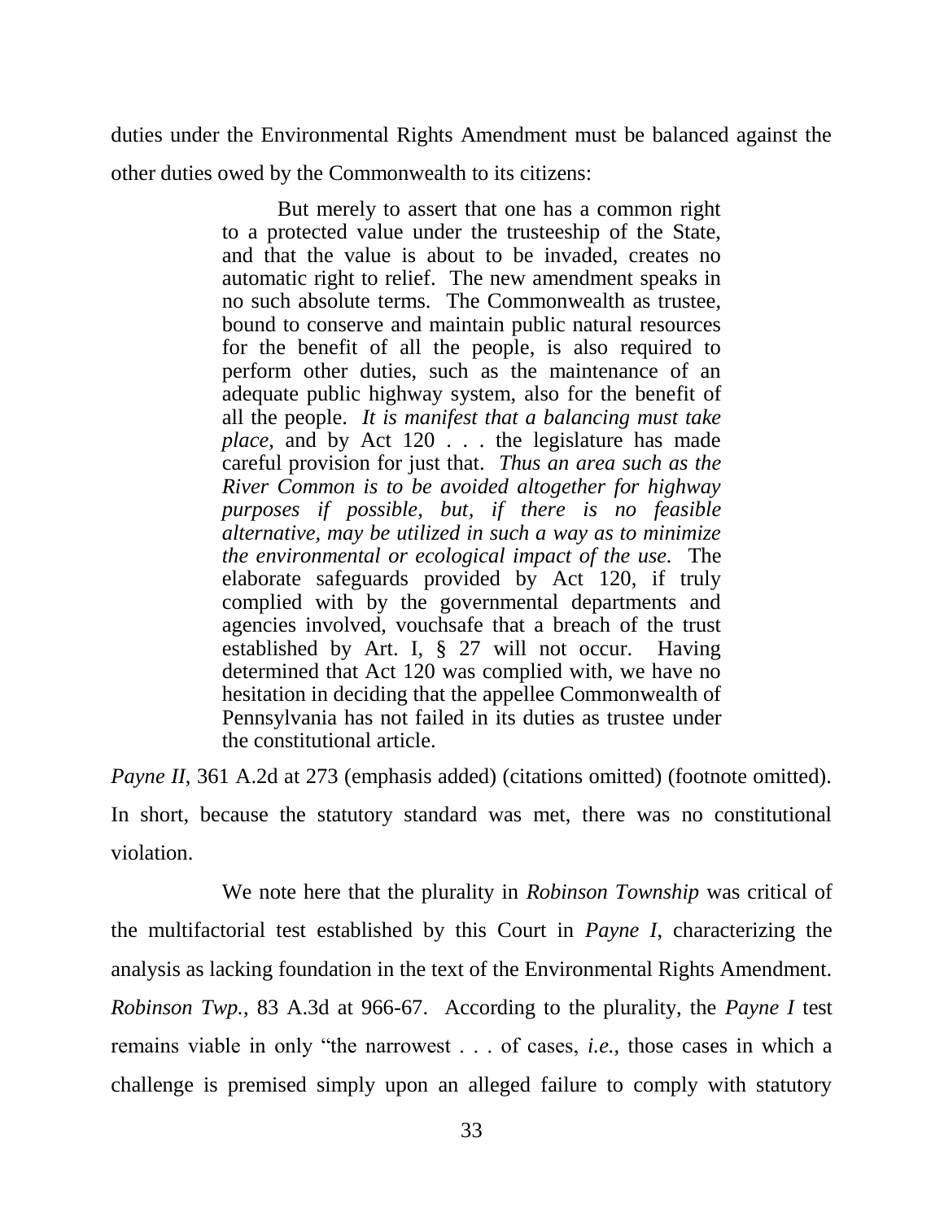duties under the Environmental Rights Amendment must be balanced against the other duties owed by the Commonwealth to its citizens:

> But merely to assert that one has a common right to a protected value under the trusteeship of the State, and that the value is about to be invaded, creates no automatic right to relief. The new amendment speaks in no such absolute terms. The Commonwealth as trustee, bound to conserve and maintain public natural resources for the benefit of all the people, is also required to perform other duties, such as the maintenance of an adequate public highway system, also for the benefit of all the people. *It is manifest that a balancing must take place*, and by Act 120 . . . the legislature has made careful provision for just that. *Thus an area such as the River Common is to be avoided altogether for highway purposes if possible, but, if there is no feasible alternative, may be utilized in such a way as to minimize the environmental or ecological impact of the use.* The elaborate safeguards provided by Act 120, if truly complied with by the governmental departments and agencies involved, vouchsafe that a breach of the trust established by Art. I, § 27 will not occur. Having determined that Act 120 was complied with, we have no hesitation in deciding that the appellee Commonwealth of Pennsylvania has not failed in its duties as trustee under the constitutional article.

*Payne II*, 361 A.2d at 273 (emphasis added) (citations omitted) (footnote omitted). In short, because the statutory standard was met, there was no constitutional violation.

We note here that the plurality in *Robinson Township* was critical of the multifactorial test established by this Court in *Payne I*, characterizing the analysis as lacking foundation in the text of the Environmental Rights Amendment. *Robinson Twp.*, 83 A.3d at 966-67. According to the plurality, the *Payne I* test remains viable in only "the narrowest . . . of cases, *i.e.*, those cases in which a challenge is premised simply upon an alleged failure to comply with statutory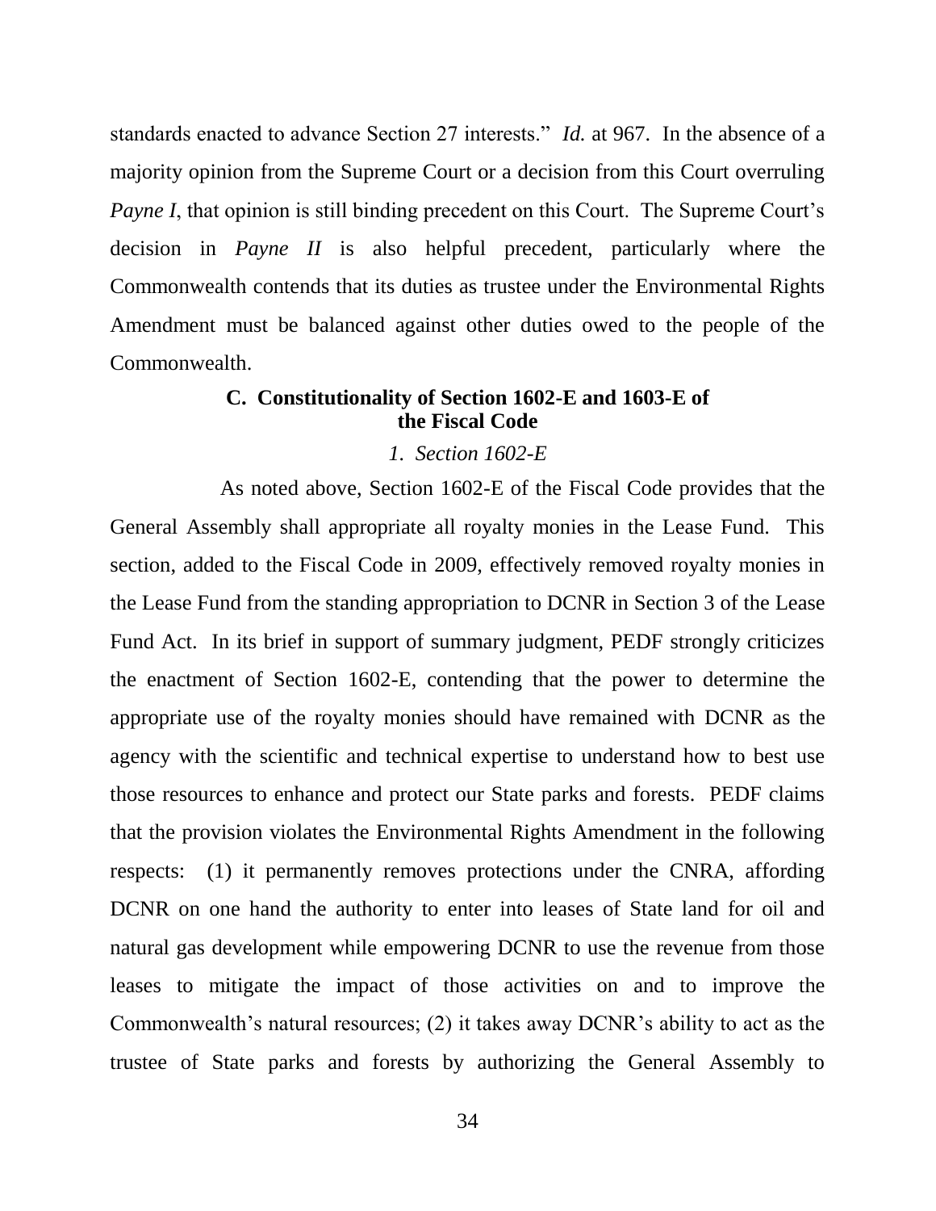standards enacted to advance Section 27 interests." *Id.* at 967. In the absence of a majority opinion from the Supreme Court or a decision from this Court overruling *Payne I*, that opinion is still binding precedent on this Court. The Supreme Court's decision in *Payne II* is also helpful precedent, particularly where the Commonwealth contends that its duties as trustee under the Environmental Rights Amendment must be balanced against other duties owed to the people of the Commonwealth.

### C. Constitutionality of Section 1602-E and 1603-E of the Fiscal Code

#### *1. Section 1602-E*

As noted above, Section 1602-E of the Fiscal Code provides that the General Assembly shall appropriate all royalty monies in the Lease Fund. This section, added to the Fiscal Code in 2009, effectively removed royalty monies in the Lease Fund from the standing appropriation to DCNR in Section 3 of the Lease Fund Act. In its brief in support of summary judgment, PEDF strongly criticizes the enactment of Section 1602-E, contending that the power to determine the appropriate use of the royalty monies should have remained with DCNR as the agency with the scientific and technical expertise to understand how to best use those resources to enhance and protect our State parks and forests. PEDF claims that the provision violates the Environmental Rights Amendment in the following respects: (1) it permanently removes protections under the CNRA, affording DCNR on one hand the authority to enter into leases of State land for oil and natural gas development while empowering DCNR to use the revenue from those leases to mitigate the impact of those activities on and to improve the Commonwealth's natural resources; (2) it takes away DCNR's ability to act as the trustee of State parks and forests by authorizing the General Assembly to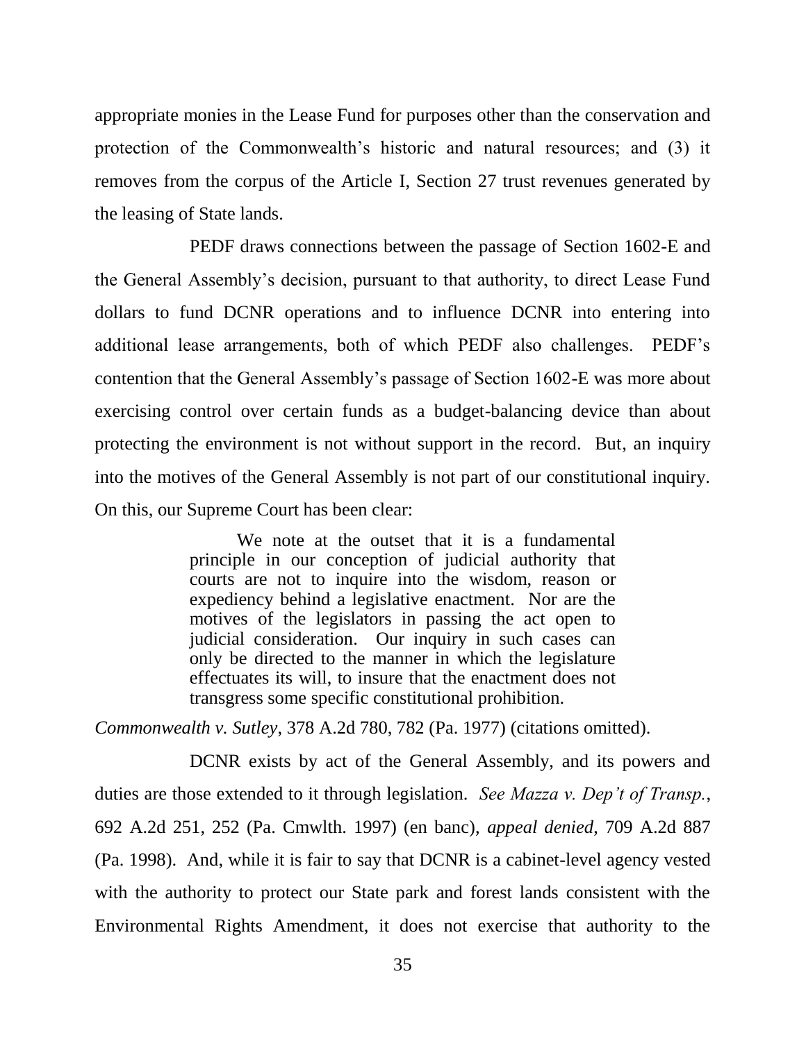appropriate monies in the Lease Fund for purposes other than the conservation and protection of the Commonwealth's historic and natural resources; and (3) it removes from the corpus of the Article I, Section 27 trust revenues generated by the leasing of State lands.

PEDF draws connections between the passage of Section 1602-E and the General Assembly's decision, pursuant to that authority, to direct Lease Fund dollars to fund DCNR operations and to influence DCNR into entering into additional lease arrangements, both of which PEDF also challenges. PEDF's contention that the General Assembly's passage of Section 1602-E was more about exercising control over certain funds as a budget-balancing device than about protecting the environment is not without support in the record. But, an inquiry into the motives of the General Assembly is not part of our constitutional inquiry. On this, our Supreme Court has been clear:

> We note at the outset that it is a fundamental principle in our conception of judicial authority that courts are not to inquire into the wisdom, reason or expediency behind a legislative enactment. Nor are the motives of the legislators in passing the act open to judicial consideration. Our inquiry in such cases can only be directed to the manner in which the legislature effectuates its will, to insure that the enactment does not transgress some specific constitutional prohibition.

*Commonwealth v. Sutley*, 378 A.2d 780, 782 (Pa. 1977) (citations omitted).

DCNR exists by act of the General Assembly, and its powers and duties are those extended to it through legislation. *See Mazza v. Dep't of Transp.*, 692 A.2d 251, 252 (Pa. Cmwlth. 1997) (en banc), *appeal denied*, 709 A.2d 887 (Pa. 1998). And, while it is fair to say that DCNR is a cabinet-level agency vested with the authority to protect our State park and forest lands consistent with the Environmental Rights Amendment, it does not exercise that authority to the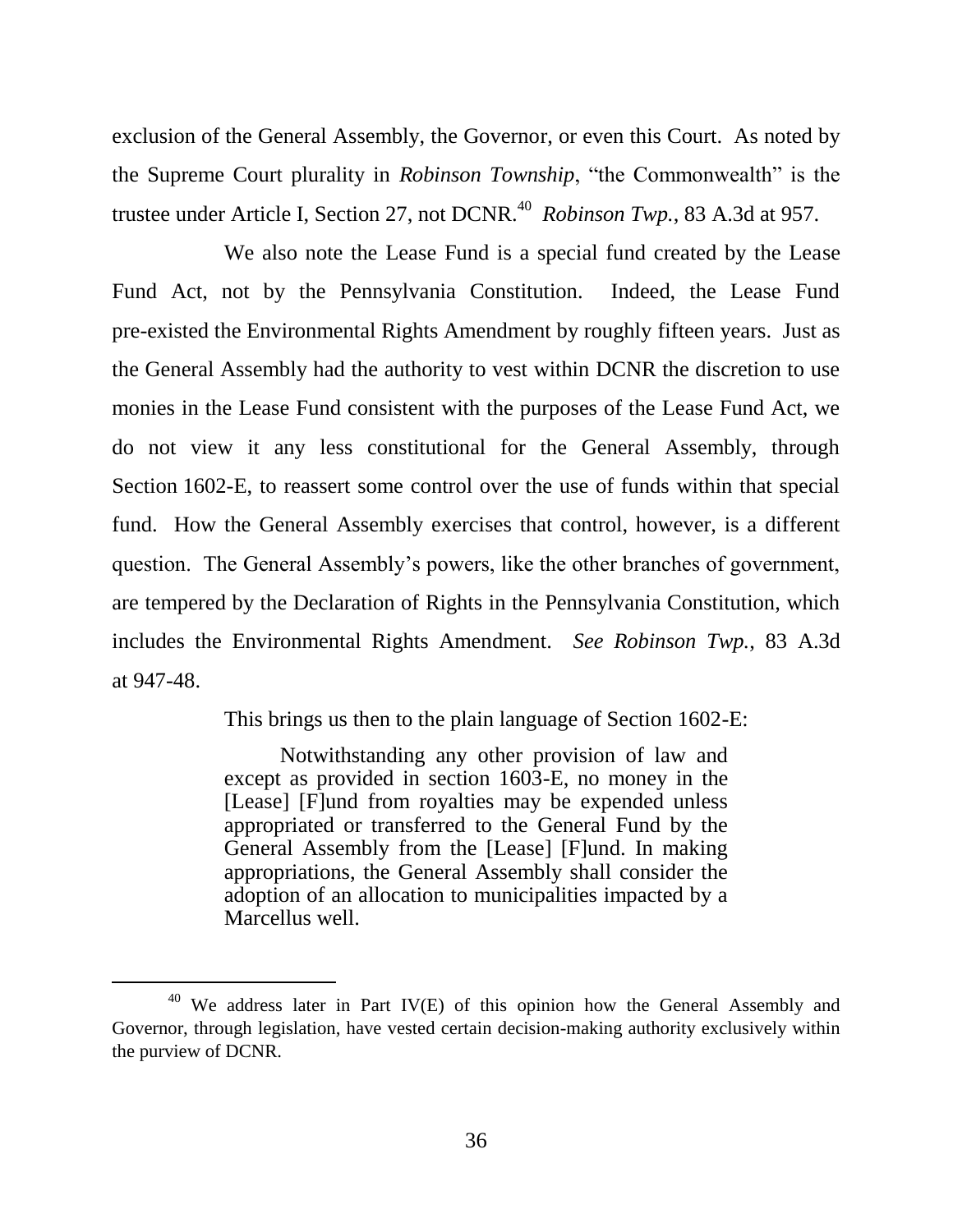exclusion of the General Assembly, the Governor, or even this Court. As noted by the Supreme Court plurality in *Robinson Township*, "the Commonwealth" is the trustee under Article I, Section 27, not DCNR.[40] *Robinson Twp.*, 83 A.3d at 957.

We also note the Lease Fund is a special fund created by the Lease Fund Act, not by the Pennsylvania Constitution. Indeed, the Lease Fund pre-existed the Environmental Rights Amendment by roughly fifteen years. Just as the General Assembly had the authority to vest within DCNR the discretion to use monies in the Lease Fund consistent with the purposes of the Lease Fund Act, we do not view it any less constitutional for the General Assembly, through Section 1602-E, to reassert some control over the use of funds within that special fund. How the General Assembly exercises that control, however, is a different question. The General Assembly's powers, like the other branches of government, are tempered by the Declaration of Rights in the Pennsylvania Constitution, which includes the Environmental Rights Amendment. *See Robinson Twp.*, 83 A.3d at 947-48.

This brings us then to the plain language of Section 1602-E:

> Notwithstanding any other provision of law and except as provided in section 1603-E, no money in the [Lease] [F]und from royalties may be expended unless appropriated or transferred to the General Fund by the General Assembly from the [Lease] [F]und. In making appropriations, the General Assembly shall consider the adoption of an allocation to municipalities impacted by a Marcellus well.

---

[40] We address later in Part IV(E) of this opinion how the General Assembly and Governor, through legislation, have vested certain decision-making authority exclusively within the purview of DCNR.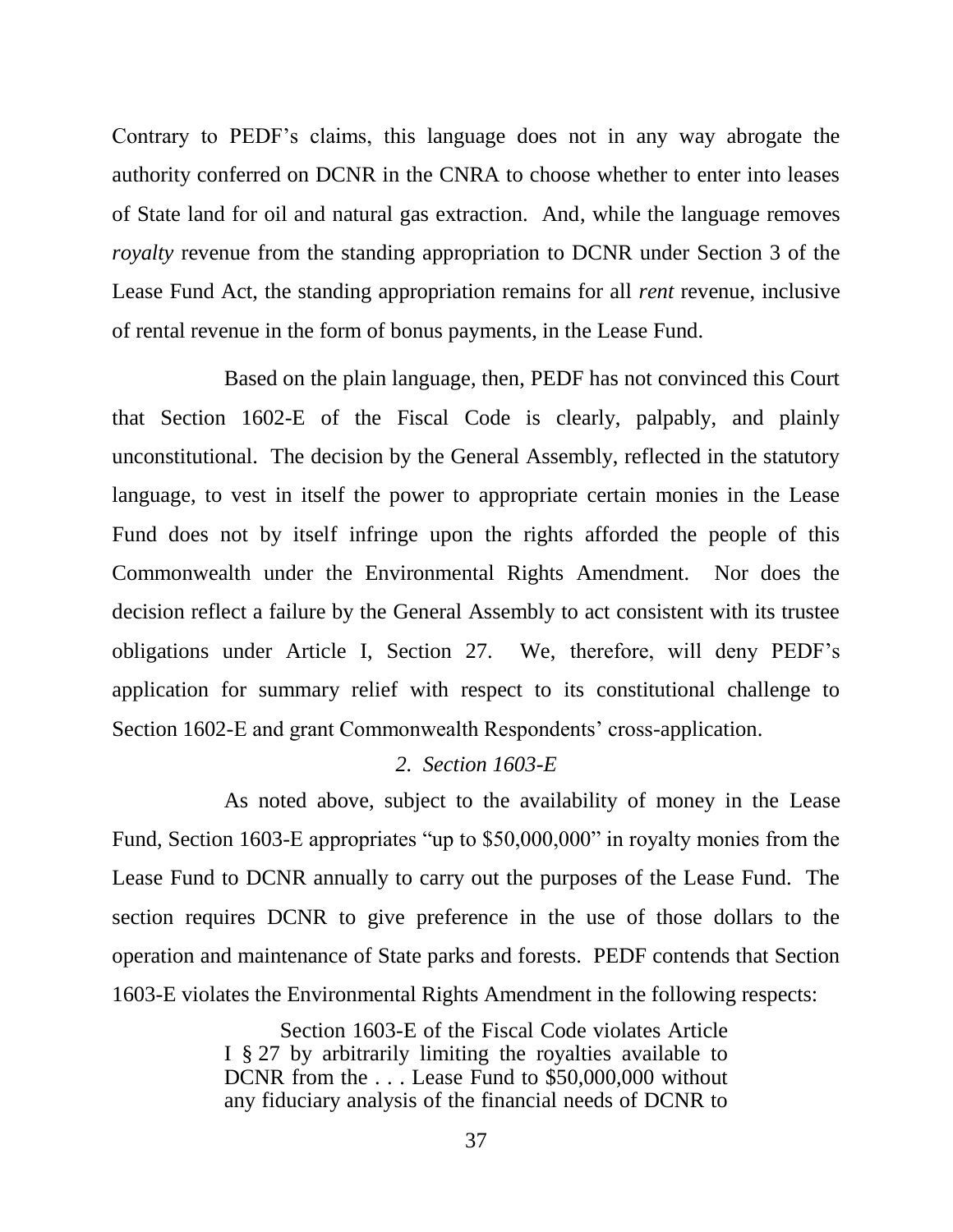Contrary to PEDF's claims, this language does not in any way abrogate the authority conferred on DCNR in the CNRA to choose whether to enter into leases of State land for oil and natural gas extraction. And, while the language removes *royalty* revenue from the standing appropriation to DCNR under Section 3 of the Lease Fund Act, the standing appropriation remains for all *rent* revenue, inclusive of rental revenue in the form of bonus payments, in the Lease Fund.

Based on the plain language, then, PEDF has not convinced this Court that Section 1602-E of the Fiscal Code is clearly, palpably, and plainly unconstitutional. The decision by the General Assembly, reflected in the statutory language, to vest in itself the power to appropriate certain monies in the Lease Fund does not by itself infringe upon the rights afforded the people of this Commonwealth under the Environmental Rights Amendment. Nor does the decision reflect a failure by the General Assembly to act consistent with its trustee obligations under Article I, Section 27. We, therefore, will deny PEDF's application for summary relief with respect to its constitutional challenge to Section 1602-E and grant Commonwealth Respondents' cross-application.

*2. Section 1603-E*

As noted above, subject to the availability of money in the Lease Fund, Section 1603-E appropriates "up to $50,000,000" in royalty monies from the Lease Fund to DCNR annually to carry out the purposes of the Lease Fund. The section requires DCNR to give preference in the use of those dollars to the operation and maintenance of State parks and forests. PEDF contends that Section 1603-E violates the Environmental Rights Amendment in the following respects:

> Section 1603-E of the Fiscal Code violates Article I § 27 by arbitrarily limiting the royalties available to DCNR from the . . . Lease Fund to $50,000,000 without any fiduciary analysis of the financial needs of DCNR to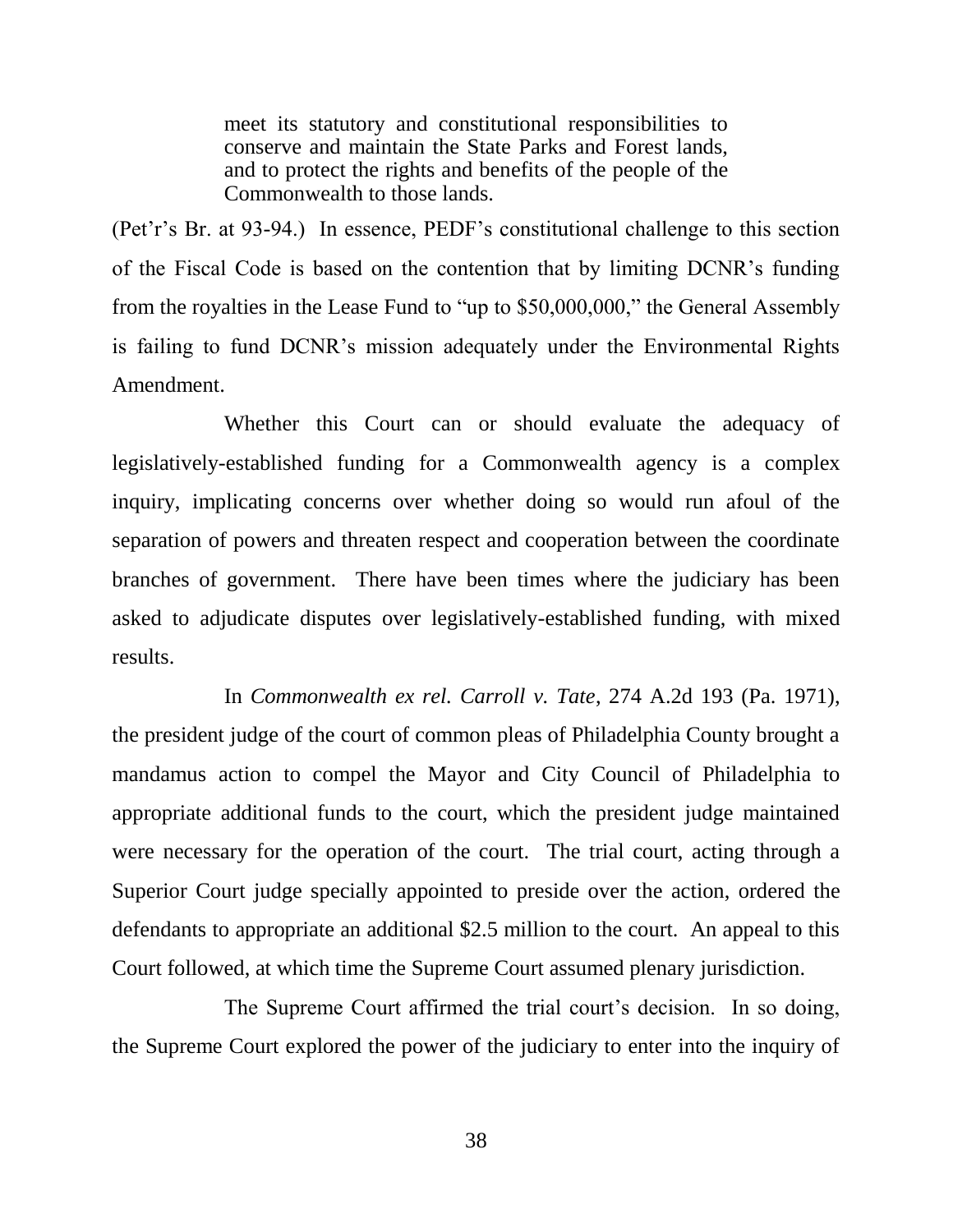> meet its statutory and constitutional responsibilities to conserve and maintain the State Parks and Forest lands, and to protect the rights and benefits of the people of the Commonwealth to those lands.

(Pet'r's Br. at 93-94.) In essence, PEDF's constitutional challenge to this section of the Fiscal Code is based on the contention that by limiting DCNR's funding from the royalties in the Lease Fund to "up to $50,000,000," the General Assembly is failing to fund DCNR's mission adequately under the Environmental Rights Amendment.

Whether this Court can or should evaluate the adequacy of legislatively-established funding for a Commonwealth agency is a complex inquiry, implicating concerns over whether doing so would run afoul of the separation of powers and threaten respect and cooperation between the coordinate branches of government. There have been times where the judiciary has been asked to adjudicate disputes over legislatively-established funding, with mixed results.

In *Commonwealth ex rel. Carroll v. Tate*, 274 A.2d 193 (Pa. 1971), the president judge of the court of common pleas of Philadelphia County brought a mandamus action to compel the Mayor and City Council of Philadelphia to appropriate additional funds to the court, which the president judge maintained were necessary for the operation of the court. The trial court, acting through a Superior Court judge specially appointed to preside over the action, ordered the defendants to appropriate an additional $2.5 million to the court. An appeal to this Court followed, at which time the Supreme Court assumed plenary jurisdiction.

The Supreme Court affirmed the trial court's decision. In so doing, the Supreme Court explored the power of the judiciary to enter into the inquiry of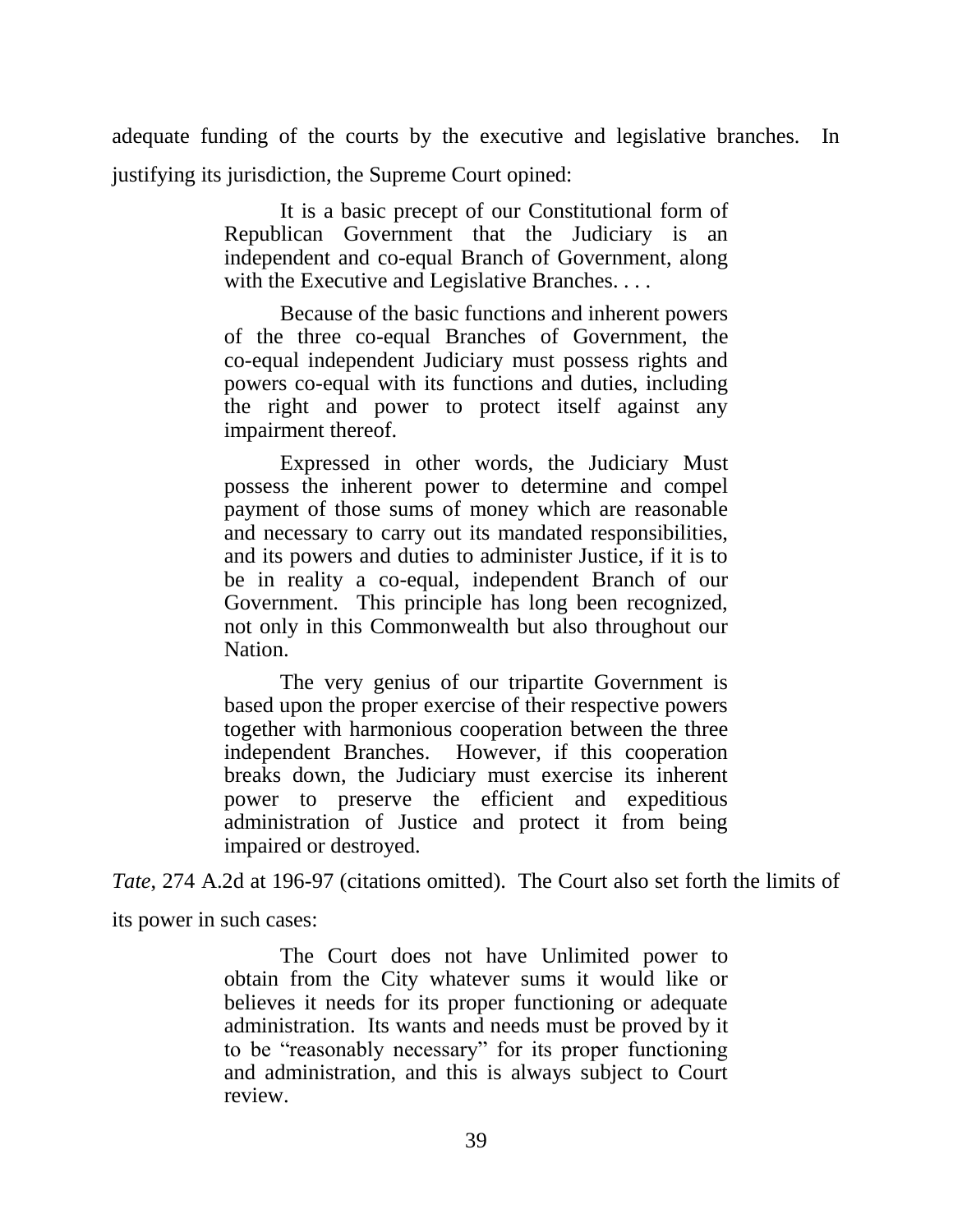adequate funding of the courts by the executive and legislative branches. In justifying its jurisdiction, the Supreme Court opined:

> It is a basic precept of our Constitutional form of Republican Government that the Judiciary is an independent and co-equal Branch of Government, along with the Executive and Legislative Branches. . . .
>
> Because of the basic functions and inherent powers of the three co-equal Branches of Government, the co-equal independent Judiciary must possess rights and powers co-equal with its functions and duties, including the right and power to protect itself against any impairment thereof.
>
> Expressed in other words, the Judiciary Must possess the inherent power to determine and compel payment of those sums of money which are reasonable and necessary to carry out its mandated responsibilities, and its powers and duties to administer Justice, if it is to be in reality a co-equal, independent Branch of our Government. This principle has long been recognized, not only in this Commonwealth but also throughout our Nation.
>
> The very genius of our tripartite Government is based upon the proper exercise of their respective powers together with harmonious cooperation between the three independent Branches. However, if this cooperation breaks down, the Judiciary must exercise its inherent power to preserve the efficient and expeditious administration of Justice and protect it from being impaired or destroyed.

*Tate*, 274 A.2d at 196-97 (citations omitted). The Court also set forth the limits of its power in such cases:

> The Court does not have Unlimited power to obtain from the City whatever sums it would like or believes it needs for its proper functioning or adequate administration. Its wants and needs must be proved by it to be "reasonably necessary" for its proper functioning and administration, and this is always subject to Court review.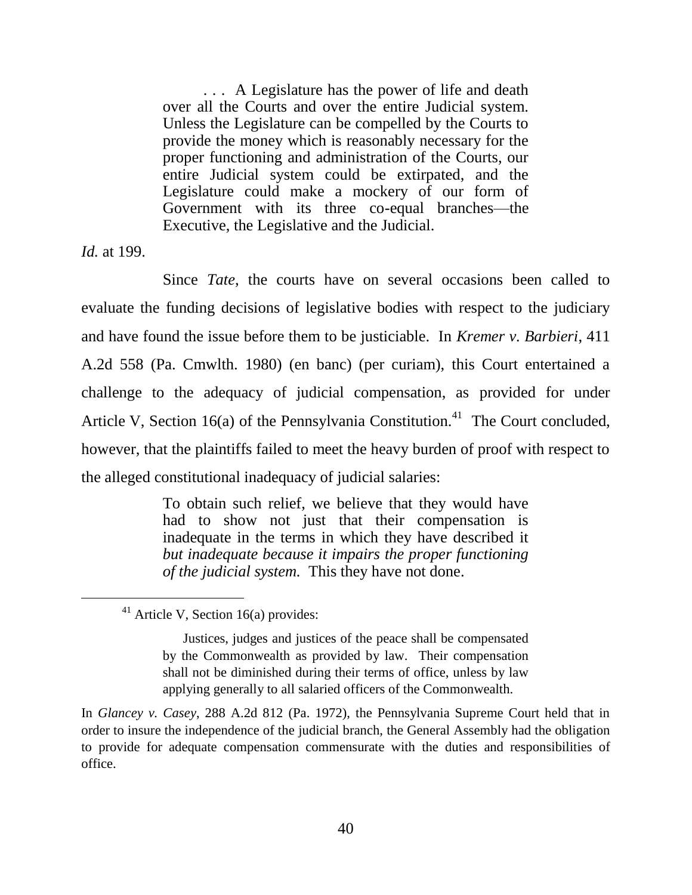> . . . A Legislature has the power of life and death over all the Courts and over the entire Judicial system. Unless the Legislature can be compelled by the Courts to provide the money which is reasonably necessary for the proper functioning and administration of the Courts, our entire Judicial system could be extirpated, and the Legislature could make a mockery of our form of Government with its three co-equal branches—the Executive, the Legislative and the Judicial.

*Id.* at 199.

Since *Tate*, the courts have on several occasions been called to evaluate the funding decisions of legislative bodies with respect to the judiciary and have found the issue before them to be justiciable. In *Kremer v. Barbieri*, 411 A.2d 558 (Pa. Cmwlth. 1980) (en banc) (per curiam), this Court entertained a challenge to the adequacy of judicial compensation, as provided for under Article V, Section 16(a) of the Pennsylvania Constitution.[41] The Court concluded, however, that the plaintiffs failed to meet the heavy burden of proof with respect to the alleged constitutional inadequacy of judicial salaries:

> To obtain such relief, we believe that they would have had to show not just that their compensation is inadequate in the terms in which they have described it *but inadequate because it impairs the proper functioning of the judicial system.* This they have not done.

---

[41] Article V, Section 16(a) provides:

> Justices, judges and justices of the peace shall be compensated by the Commonwealth as provided by law. Their compensation shall not be diminished during their terms of office, unless by law applying generally to all salaried officers of the Commonwealth.

In *Glancey v. Casey*, 288 A.2d 812 (Pa. 1972), the Pennsylvania Supreme Court held that in order to insure the independence of the judicial branch, the General Assembly had the obligation to provide for adequate compensation commensurate with the duties and responsibilities of office.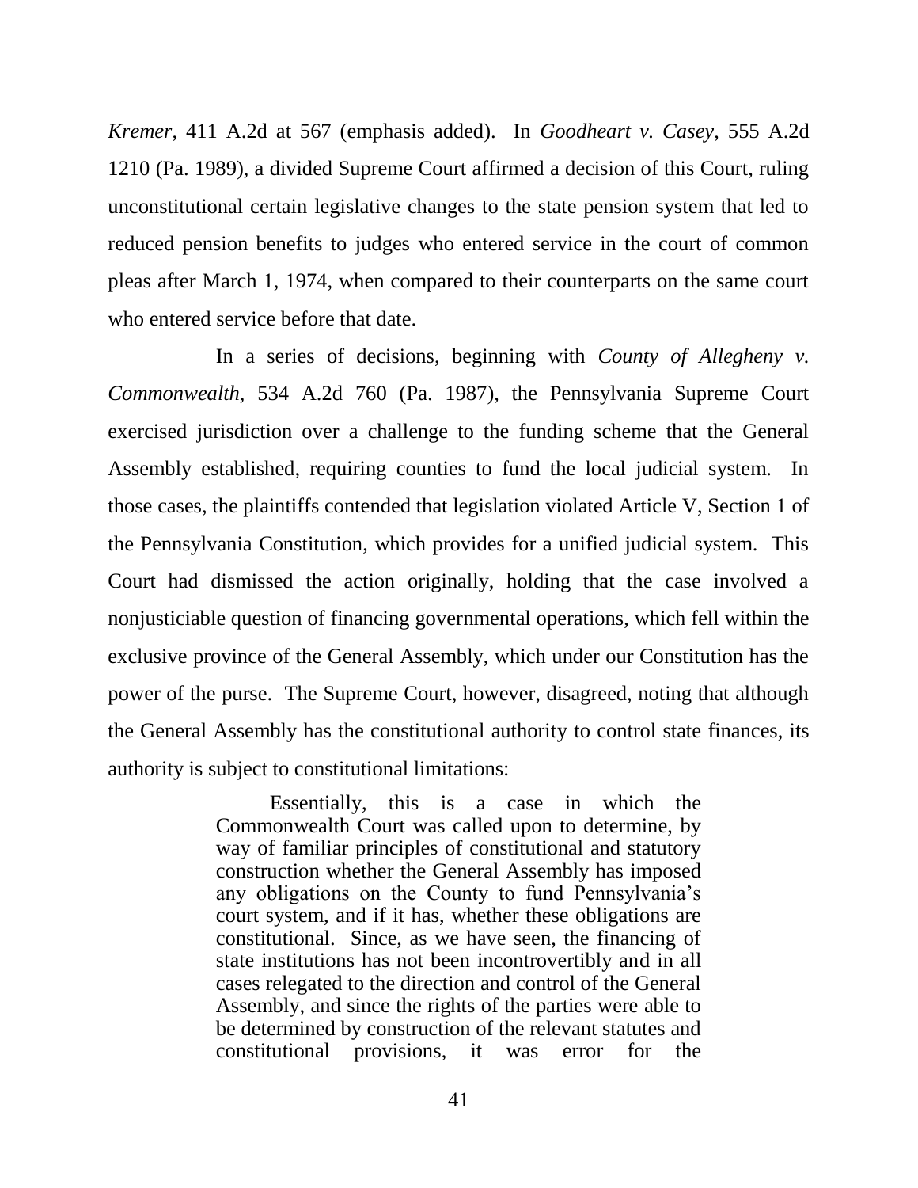*Kremer*, 411 A.2d at 567 (emphasis added). In *Goodheart v. Casey*, 555 A.2d 1210 (Pa. 1989), a divided Supreme Court affirmed a decision of this Court, ruling unconstitutional certain legislative changes to the state pension system that led to reduced pension benefits to judges who entered service in the court of common pleas after March 1, 1974, when compared to their counterparts on the same court who entered service before that date.

In a series of decisions, beginning with *County of Allegheny v. Commonwealth*, 534 A.2d 760 (Pa. 1987), the Pennsylvania Supreme Court exercised jurisdiction over a challenge to the funding scheme that the General Assembly established, requiring counties to fund the local judicial system. In those cases, the plaintiffs contended that legislation violated Article V, Section 1 of the Pennsylvania Constitution, which provides for a unified judicial system. This Court had dismissed the action originally, holding that the case involved a nonjusticiable question of financing governmental operations, which fell within the exclusive province of the General Assembly, which under our Constitution has the power of the purse. The Supreme Court, however, disagreed, noting that although the General Assembly has the constitutional authority to control state finances, its authority is subject to constitutional limitations:

> Essentially, this is a case in which the Commonwealth Court was called upon to determine, by way of familiar principles of constitutional and statutory construction whether the General Assembly has imposed any obligations on the County to fund Pennsylvania's court system, and if it has, whether these obligations are constitutional. Since, as we have seen, the financing of state institutions has not been incontrovertibly and in all cases relegated to the direction and control of the General Assembly, and since the rights of the parties were able to be determined by construction of the relevant statutes and constitutional provisions, it was error for the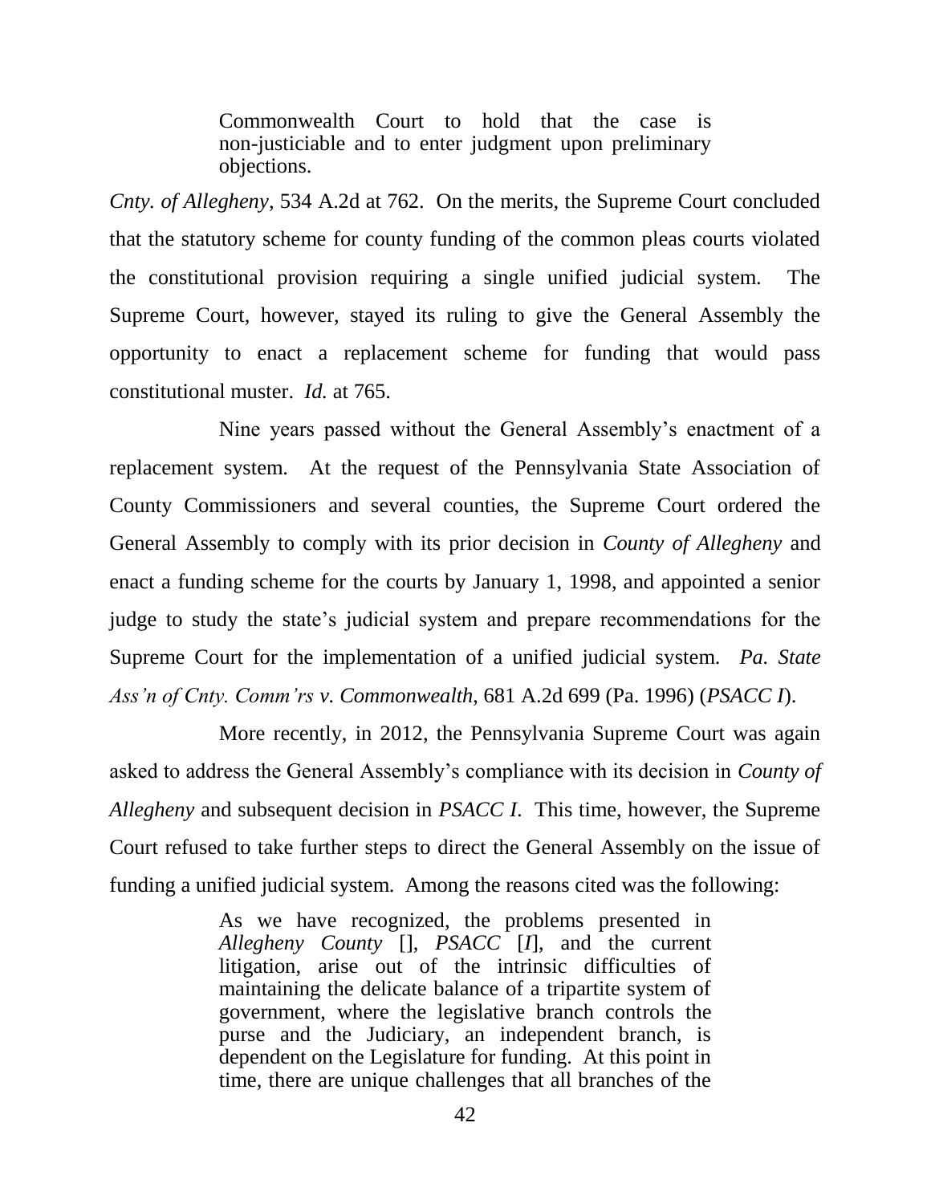> Commonwealth Court to hold that the case is non-justiciable and to enter judgment upon preliminary objections.

*Cnty. of Allegheny*, 534 A.2d at 762. On the merits, the Supreme Court concluded that the statutory scheme for county funding of the common pleas courts violated the constitutional provision requiring a single unified judicial system. The Supreme Court, however, stayed its ruling to give the General Assembly the opportunity to enact a replacement scheme for funding that would pass constitutional muster. *Id.* at 765.

Nine years passed without the General Assembly's enactment of a replacement system. At the request of the Pennsylvania State Association of County Commissioners and several counties, the Supreme Court ordered the General Assembly to comply with its prior decision in *County of Allegheny* and enact a funding scheme for the courts by January 1, 1998, and appointed a senior judge to study the state's judicial system and prepare recommendations for the Supreme Court for the implementation of a unified judicial system. *Pa. State Ass'n of Cnty. Comm'rs v. Commonwealth*, 681 A.2d 699 (Pa. 1996) (*PSACC I*).

More recently, in 2012, the Pennsylvania Supreme Court was again asked to address the General Assembly's compliance with its decision in *County of Allegheny* and subsequent decision in *PSACC I*. This time, however, the Supreme Court refused to take further steps to direct the General Assembly on the issue of funding a unified judicial system. Among the reasons cited was the following:

> As we have recognized, the problems presented in *Allegheny County* [], *PSACC* [*I*], and the current litigation, arise out of the intrinsic difficulties of maintaining the delicate balance of a tripartite system of government, where the legislative branch controls the purse and the Judiciary, an independent branch, is dependent on the Legislature for funding. At this point in time, there are unique challenges that all branches of the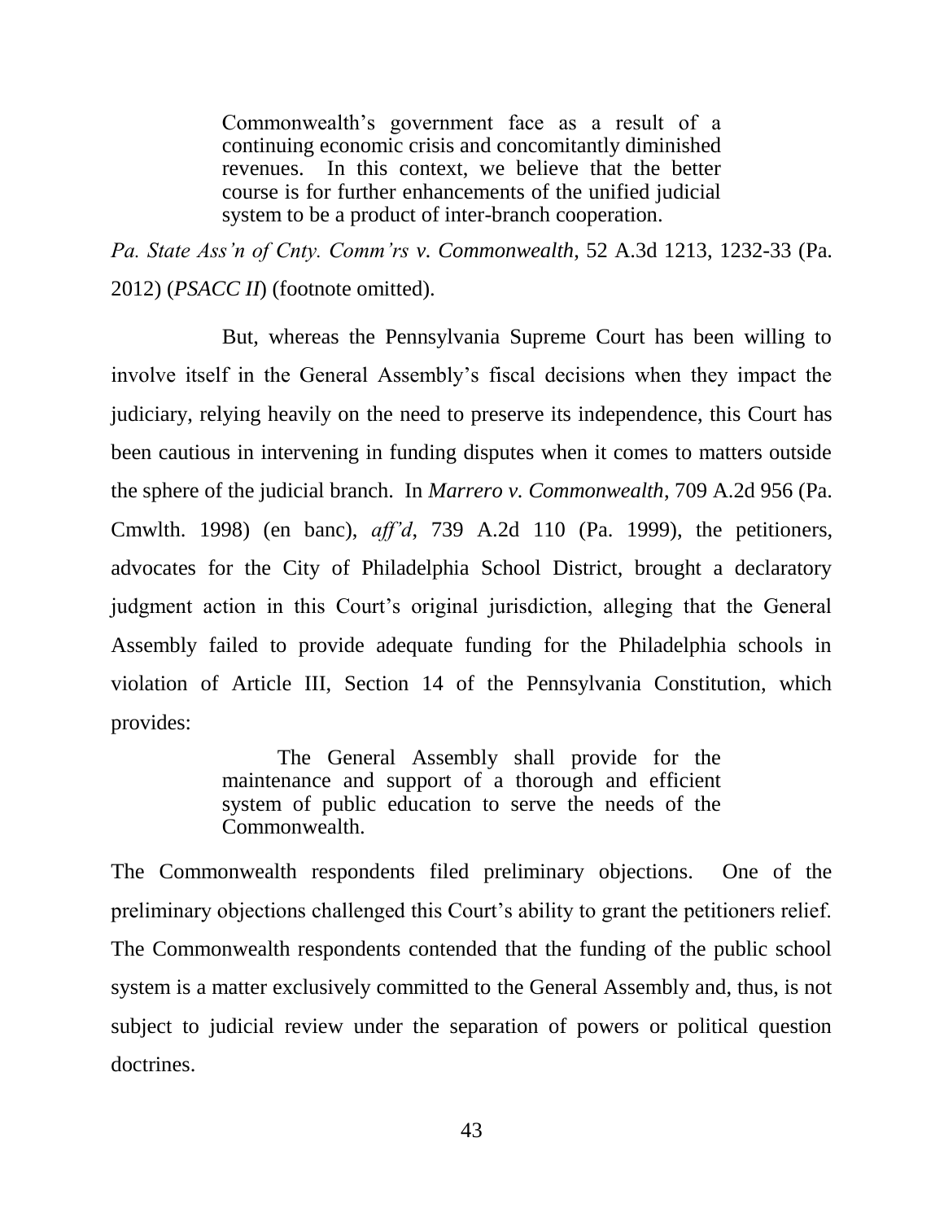> Commonwealth's government face as a result of a continuing economic crisis and concomitantly diminished revenues. In this context, we believe that the better course is for further enhancements of the unified judicial system to be a product of inter-branch cooperation.

*Pa. State Ass'n of Cnty. Comm'rs v. Commonwealth*, 52 A.3d 1213, 1232-33 (Pa. 2012) (*PSACC II*) (footnote omitted).

But, whereas the Pennsylvania Supreme Court has been willing to involve itself in the General Assembly's fiscal decisions when they impact the judiciary, relying heavily on the need to preserve its independence, this Court has been cautious in intervening in funding disputes when it comes to matters outside the sphere of the judicial branch. In *Marrero v. Commonwealth*, 709 A.2d 956 (Pa. Cmwlth. 1998) (en banc), *aff'd*, 739 A.2d 110 (Pa. 1999), the petitioners, advocates for the City of Philadelphia School District, brought a declaratory judgment action in this Court's original jurisdiction, alleging that the General Assembly failed to provide adequate funding for the Philadelphia schools in violation of Article III, Section 14 of the Pennsylvania Constitution, which provides:

> The General Assembly shall provide for the maintenance and support of a thorough and efficient system of public education to serve the needs of the Commonwealth.

The Commonwealth respondents filed preliminary objections. One of the preliminary objections challenged this Court's ability to grant the petitioners relief. The Commonwealth respondents contended that the funding of the public school system is a matter exclusively committed to the General Assembly and, thus, is not subject to judicial review under the separation of powers or political question doctrines.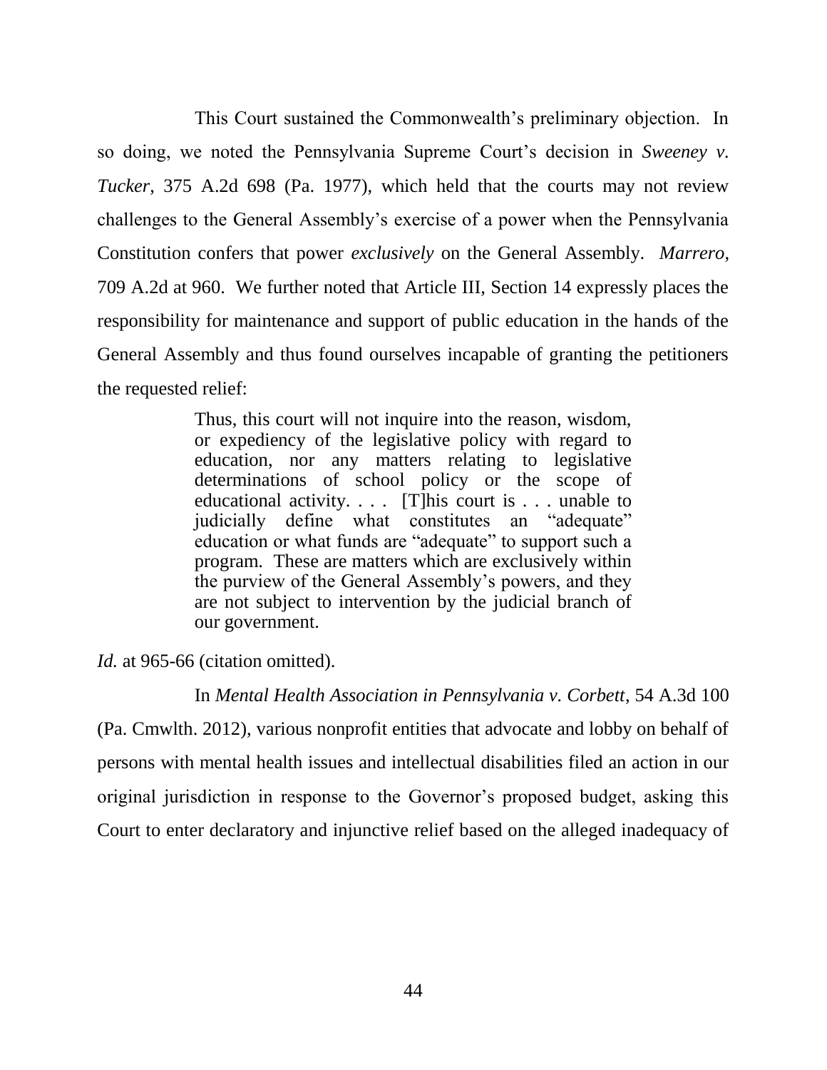This Court sustained the Commonwealth's preliminary objection. In so doing, we noted the Pennsylvania Supreme Court's decision in *Sweeney v. Tucker*, 375 A.2d 698 (Pa. 1977), which held that the courts may not review challenges to the General Assembly's exercise of a power when the Pennsylvania Constitution confers that power *exclusively* on the General Assembly. *Marrero*, 709 A.2d at 960. We further noted that Article III, Section 14 expressly places the responsibility for maintenance and support of public education in the hands of the General Assembly and thus found ourselves incapable of granting the petitioners the requested relief:

> Thus, this court will not inquire into the reason, wisdom, or expediency of the legislative policy with regard to education, nor any matters relating to legislative determinations of school policy or the scope of educational activity. . . . [T]his court is . . . unable to judicially define what constitutes an "adequate" education or what funds are "adequate" to support such a program. These are matters which are exclusively within the purview of the General Assembly's powers, and they are not subject to intervention by the judicial branch of our government.

*Id.* at 965-66 (citation omitted).

In *Mental Health Association in Pennsylvania v. Corbett*, 54 A.3d 100 (Pa. Cmwlth. 2012), various nonprofit entities that advocate and lobby on behalf of persons with mental health issues and intellectual disabilities filed an action in our original jurisdiction in response to the Governor's proposed budget, asking this Court to enter declaratory and injunctive relief based on the alleged inadequacy of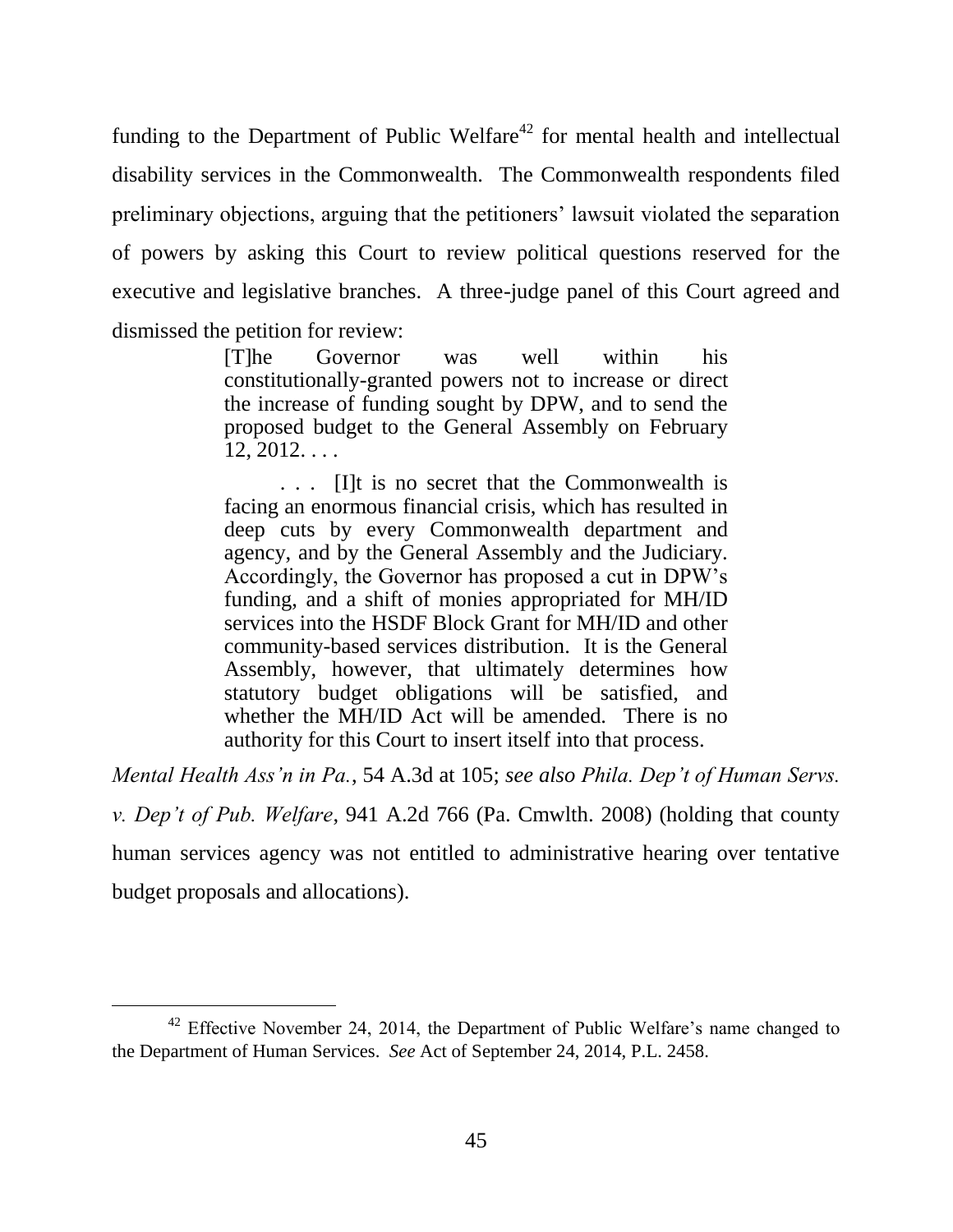funding to the Department of Public Welfare[42] for mental health and intellectual disability services in the Commonwealth. The Commonwealth respondents filed preliminary objections, arguing that the petitioners' lawsuit violated the separation of powers by asking this Court to review political questions reserved for the executive and legislative branches. A three-judge panel of this Court agreed and dismissed the petition for review:

> [T]he Governor was well within his constitutionally-granted powers not to increase or direct the increase of funding sought by DPW, and to send the proposed budget to the General Assembly on February 12, 2012. . . .
>
> . . . [I]t is no secret that the Commonwealth is facing an enormous financial crisis, which has resulted in deep cuts by every Commonwealth department and agency, and by the General Assembly and the Judiciary. Accordingly, the Governor has proposed a cut in DPW's funding, and a shift of monies appropriated for MH/ID services into the HSDF Block Grant for MH/ID and other community-based services distribution. It is the General Assembly, however, that ultimately determines how statutory budget obligations will be satisfied, and whether the MH/ID Act will be amended. There is no authority for this Court to insert itself into that process.

*Mental Health Ass'n in Pa.*, 54 A.3d at 105; *see also Phila. Dep't of Human Servs. v. Dep't of Pub. Welfare*, 941 A.2d 766 (Pa. Cmwlth. 2008) (holding that county human services agency was not entitled to administrative hearing over tentative budget proposals and allocations).

---

[42] Effective November 24, 2014, the Department of Public Welfare's name changed to the Department of Human Services. *See* Act of September 24, 2014, P.L. 2458.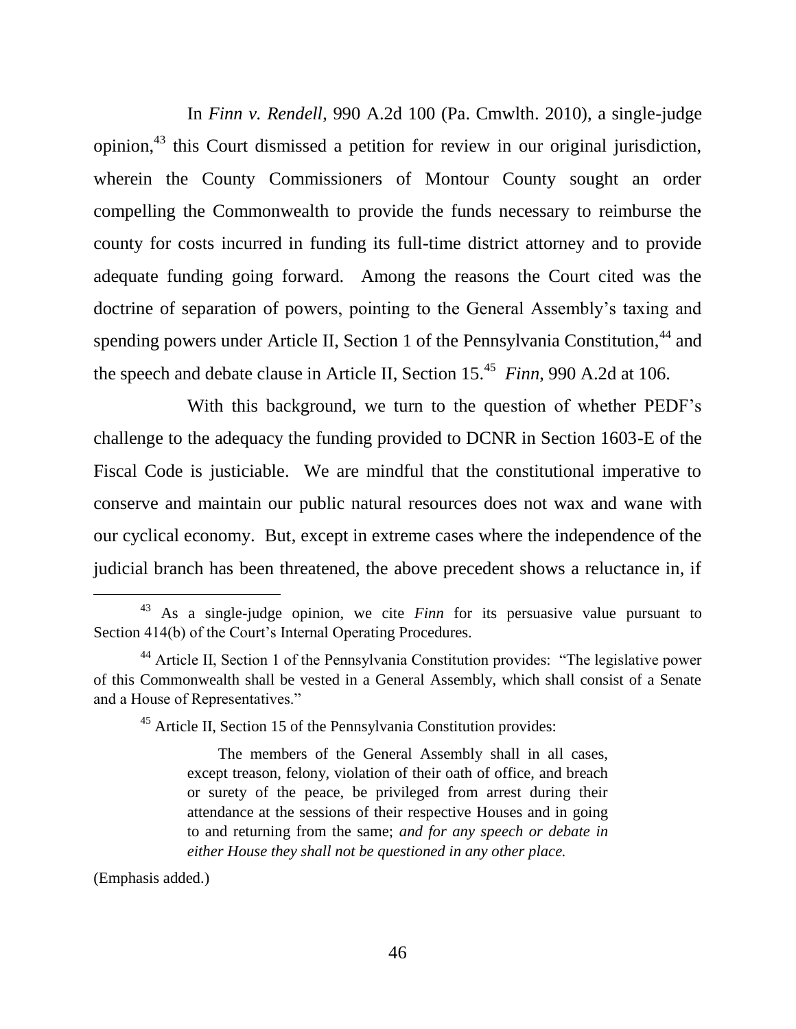In *Finn v. Rendell*, 990 A.2d 100 (Pa. Cmwlth. 2010), a single-judge opinion,[43] this Court dismissed a petition for review in our original jurisdiction, wherein the County Commissioners of Montour County sought an order compelling the Commonwealth to provide the funds necessary to reimburse the county for costs incurred in funding its full-time district attorney and to provide adequate funding going forward. Among the reasons the Court cited was the doctrine of separation of powers, pointing to the General Assembly's taxing and spending powers under Article II, Section 1 of the Pennsylvania Constitution,[44] and the speech and debate clause in Article II, Section 15.[45] *Finn*, 990 A.2d at 106.

With this background, we turn to the question of whether PEDF's challenge to the adequacy the funding provided to DCNR in Section 1603-E of the Fiscal Code is justiciable. We are mindful that the constitutional imperative to conserve and maintain our public natural resources does not wax and wane with our cyclical economy. But, except in extreme cases where the independence of the judicial branch has been threatened, the above precedent shows a reluctance in, if

---

[43] As a single-judge opinion, we cite *Finn* for its persuasive value pursuant to Section 414(b) of the Court's Internal Operating Procedures.

[44] Article II, Section 1 of the Pennsylvania Constitution provides: "The legislative power of this Commonwealth shall be vested in a General Assembly, which shall consist of a Senate and a House of Representatives."

[45] Article II, Section 15 of the Pennsylvania Constitution provides:

> The members of the General Assembly shall in all cases, except treason, felony, violation of their oath of office, and breach or surety of the peace, be privileged from arrest during their attendance at the sessions of their respective Houses and in going to and returning from the same; *and for any speech or debate in either House they shall not be questioned in any other place.*

(Emphasis added.)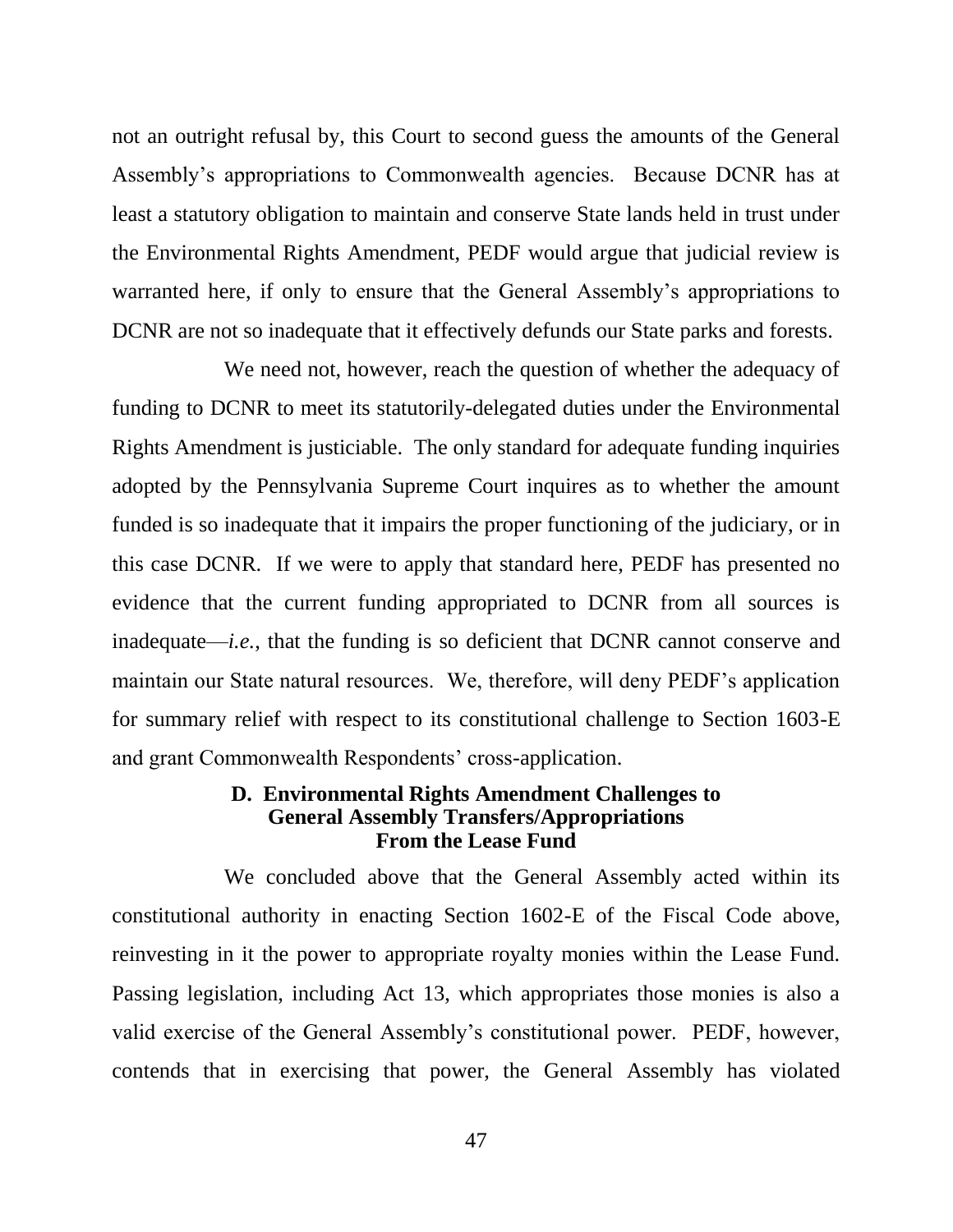not an outright refusal by, this Court to second guess the amounts of the General Assembly's appropriations to Commonwealth agencies. Because DCNR has at least a statutory obligation to maintain and conserve State lands held in trust under the Environmental Rights Amendment, PEDF would argue that judicial review is warranted here, if only to ensure that the General Assembly's appropriations to DCNR are not so inadequate that it effectively defunds our State parks and forests.

We need not, however, reach the question of whether the adequacy of funding to DCNR to meet its statutorily-delegated duties under the Environmental Rights Amendment is justiciable. The only standard for adequate funding inquiries adopted by the Pennsylvania Supreme Court inquires as to whether the amount funded is so inadequate that it impairs the proper functioning of the judiciary, or in this case DCNR. If we were to apply that standard here, PEDF has presented no evidence that the current funding appropriated to DCNR from all sources is inadequate—*i.e.*, that the funding is so deficient that DCNR cannot conserve and maintain our State natural resources. We, therefore, will deny PEDF's application for summary relief with respect to its constitutional challenge to Section 1603-E and grant Commonwealth Respondents' cross-application.

### D. Environmental Rights Amendment Challenges to General Assembly Transfers/Appropriations From the Lease Fund

We concluded above that the General Assembly acted within its constitutional authority in enacting Section 1602-E of the Fiscal Code above, reinvesting in it the power to appropriate royalty monies within the Lease Fund. Passing legislation, including Act 13, which appropriates those monies is also a valid exercise of the General Assembly's constitutional power. PEDF, however, contends that in exercising that power, the General Assembly has violated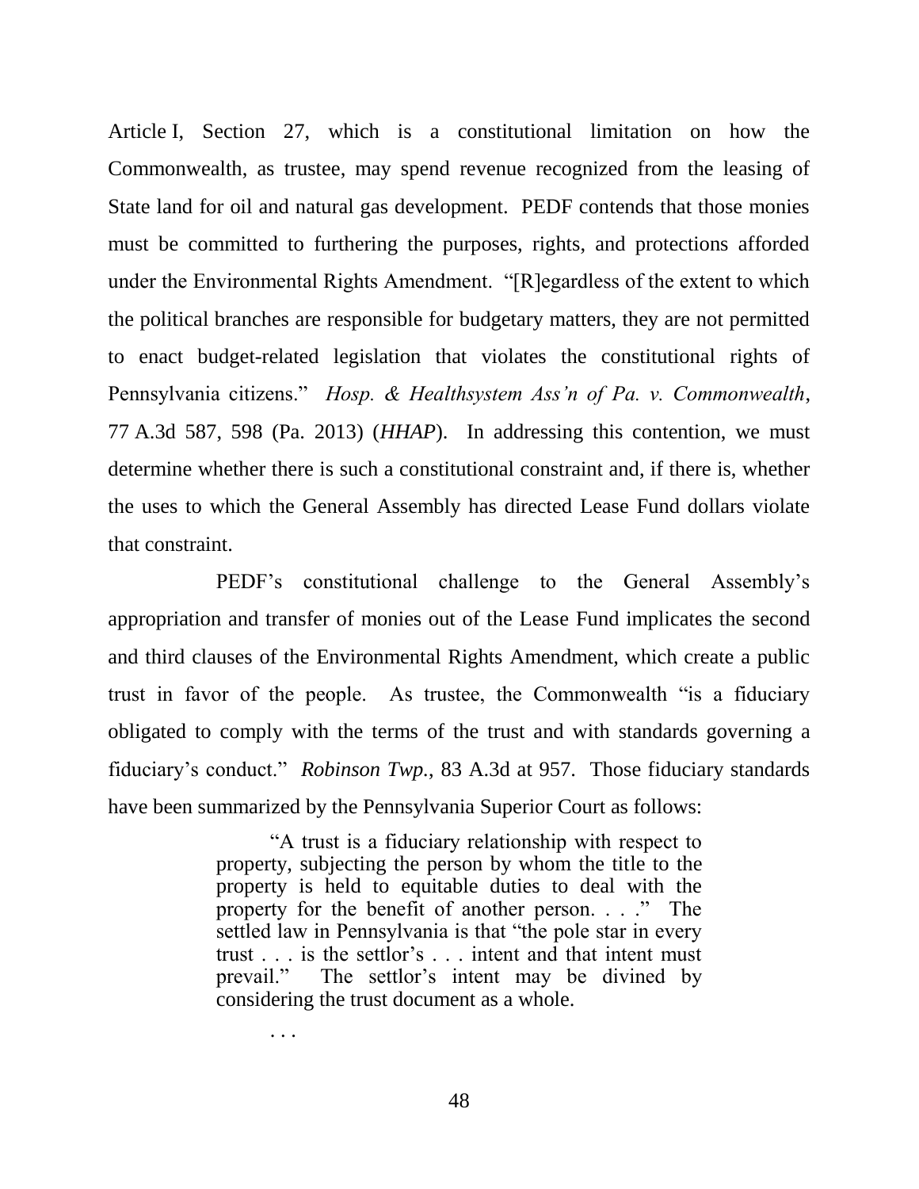Article I, Section 27, which is a constitutional limitation on how the Commonwealth, as trustee, may spend revenue recognized from the leasing of State land for oil and natural gas development. PEDF contends that those monies must be committed to furthering the purposes, rights, and protections afforded under the Environmental Rights Amendment. "[R]egardless of the extent to which the political branches are responsible for budgetary matters, they are not permitted to enact budget-related legislation that violates the constitutional rights of Pennsylvania citizens." *Hosp. & Healthsystem Ass'n of Pa. v. Commonwealth*, 77 A.3d 587, 598 (Pa. 2013) (*HHAP*). In addressing this contention, we must determine whether there is such a constitutional constraint and, if there is, whether the uses to which the General Assembly has directed Lease Fund dollars violate that constraint.

PEDF's constitutional challenge to the General Assembly's appropriation and transfer of monies out of the Lease Fund implicates the second and third clauses of the Environmental Rights Amendment, which create a public trust in favor of the people. As trustee, the Commonwealth "is a fiduciary obligated to comply with the terms of the trust and with standards governing a fiduciary's conduct." *Robinson Twp.*, 83 A.3d at 957. Those fiduciary standards have been summarized by the Pennsylvania Superior Court as follows:

> "A trust is a fiduciary relationship with respect to property, subjecting the person by whom the title to the property is held to equitable duties to deal with the property for the benefit of another person. . . ." The settled law in Pennsylvania is that "the pole star in every trust . . . is the settlor's . . . intent and that intent must prevail." The settlor's intent may be divined by considering the trust document as a whole.
>
> . . .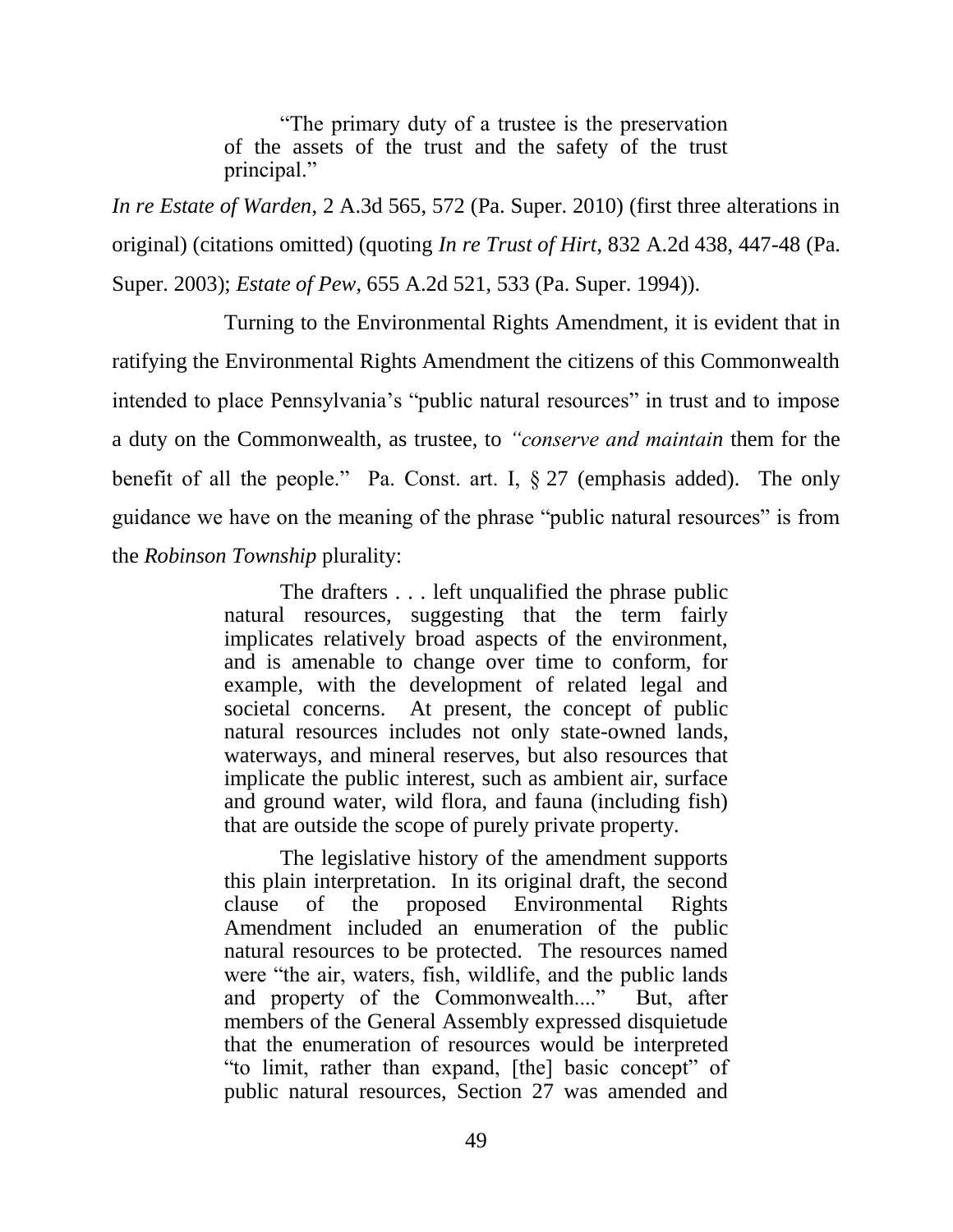> "The primary duty of a trustee is the preservation of the assets of the trust and the safety of the trust principal."

*In re Estate of Warden*, 2 A.3d 565, 572 (Pa. Super. 2010) (first three alterations in original) (citations omitted) (quoting *In re Trust of Hirt*, 832 A.2d 438, 447-48 (Pa. Super. 2003); *Estate of Pew*, 655 A.2d 521, 533 (Pa. Super. 1994)).

Turning to the Environmental Rights Amendment, it is evident that in ratifying the Environmental Rights Amendment the citizens of this Commonwealth intended to place Pennsylvania's "public natural resources" in trust and to impose a duty on the Commonwealth, as trustee, to *"conserve and maintain* them for the benefit of all the people." Pa. Const. art. I, § 27 (emphasis added). The only guidance we have on the meaning of the phrase "public natural resources" is from the *Robinson Township* plurality:

> The drafters . . . left unqualified the phrase public natural resources, suggesting that the term fairly implicates relatively broad aspects of the environment, and is amenable to change over time to conform, for example, with the development of related legal and societal concerns. At present, the concept of public natural resources includes not only state-owned lands, waterways, and mineral reserves, but also resources that implicate the public interest, such as ambient air, surface and ground water, wild flora, and fauna (including fish) that are outside the scope of purely private property.
>
> The legislative history of the amendment supports this plain interpretation. In its original draft, the second clause of the proposed Environmental Rights Amendment included an enumeration of the public natural resources to be protected. The resources named were "the air, waters, fish, wildlife, and the public lands and property of the Commonwealth...." But, after members of the General Assembly expressed disquietude that the enumeration of resources would be interpreted "to limit, rather than expand, [the] basic concept" of public natural resources, Section 27 was amended and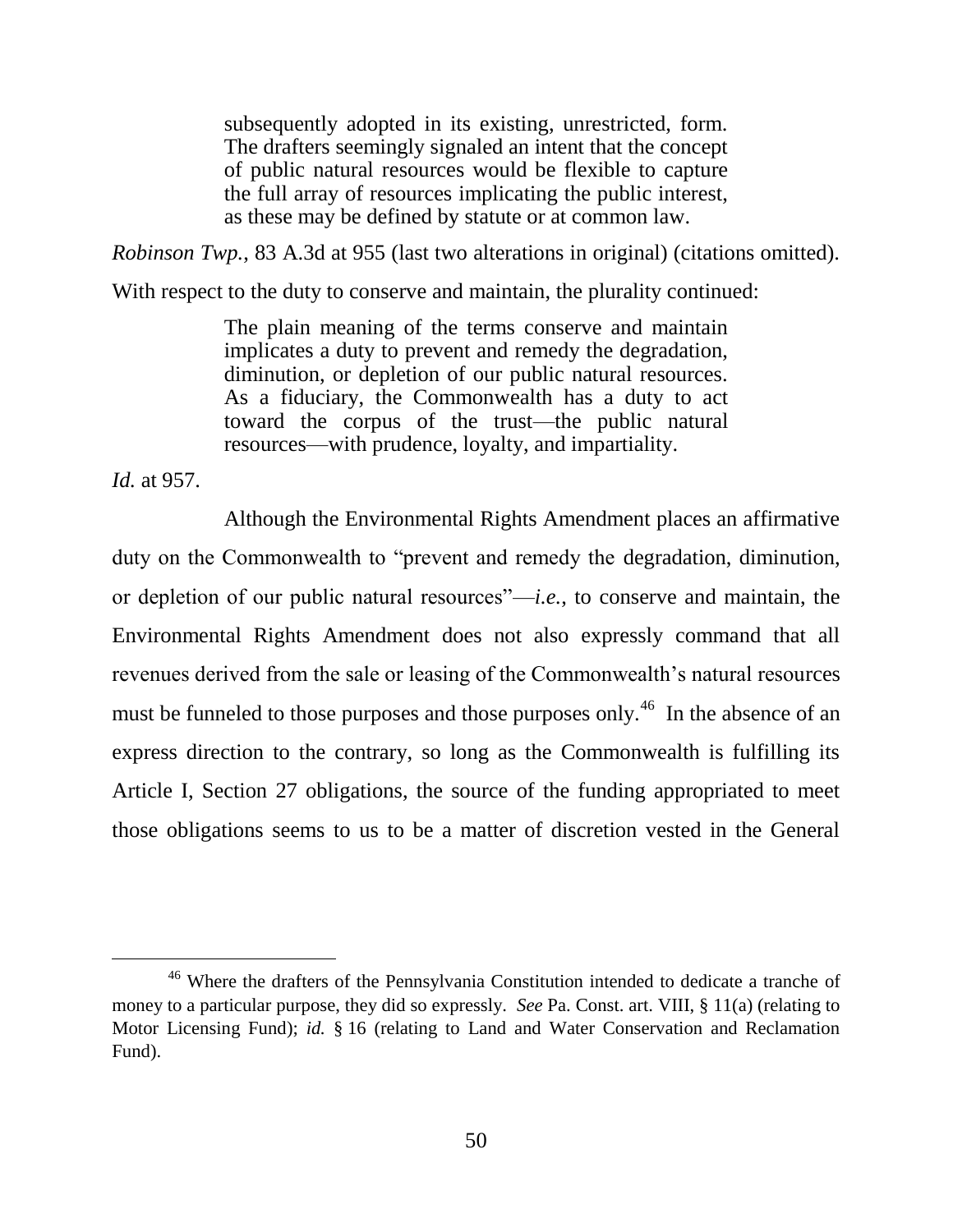> subsequently adopted in its existing, unrestricted, form. The drafters seemingly signaled an intent that the concept of public natural resources would be flexible to capture the full array of resources implicating the public interest, as these may be defined by statute or at common law.

*Robinson Twp.*, 83 A.3d at 955 (last two alterations in original) (citations omitted). With respect to the duty to conserve and maintain, the plurality continued:

> The plain meaning of the terms conserve and maintain implicates a duty to prevent and remedy the degradation, diminution, or depletion of our public natural resources. As a fiduciary, the Commonwealth has a duty to act toward the corpus of the trust—the public natural resources—with prudence, loyalty, and impartiality.

*Id.* at 957.

Although the Environmental Rights Amendment places an affirmative duty on the Commonwealth to "prevent and remedy the degradation, diminution, or depletion of our public natural resources"—*i.e.*, to conserve and maintain, the Environmental Rights Amendment does not also expressly command that all revenues derived from the sale or leasing of the Commonwealth's natural resources must be funneled to those purposes and those purposes only.[46] In the absence of an express direction to the contrary, so long as the Commonwealth is fulfilling its Article I, Section 27 obligations, the source of the funding appropriated to meet those obligations seems to us to be a matter of discretion vested in the General

---

[46] Where the drafters of the Pennsylvania Constitution intended to dedicate a tranche of money to a particular purpose, they did so expressly. *See* Pa. Const. art. VIII, § 11(a) (relating to Motor Licensing Fund); *id.* § 16 (relating to Land and Water Conservation and Reclamation Fund).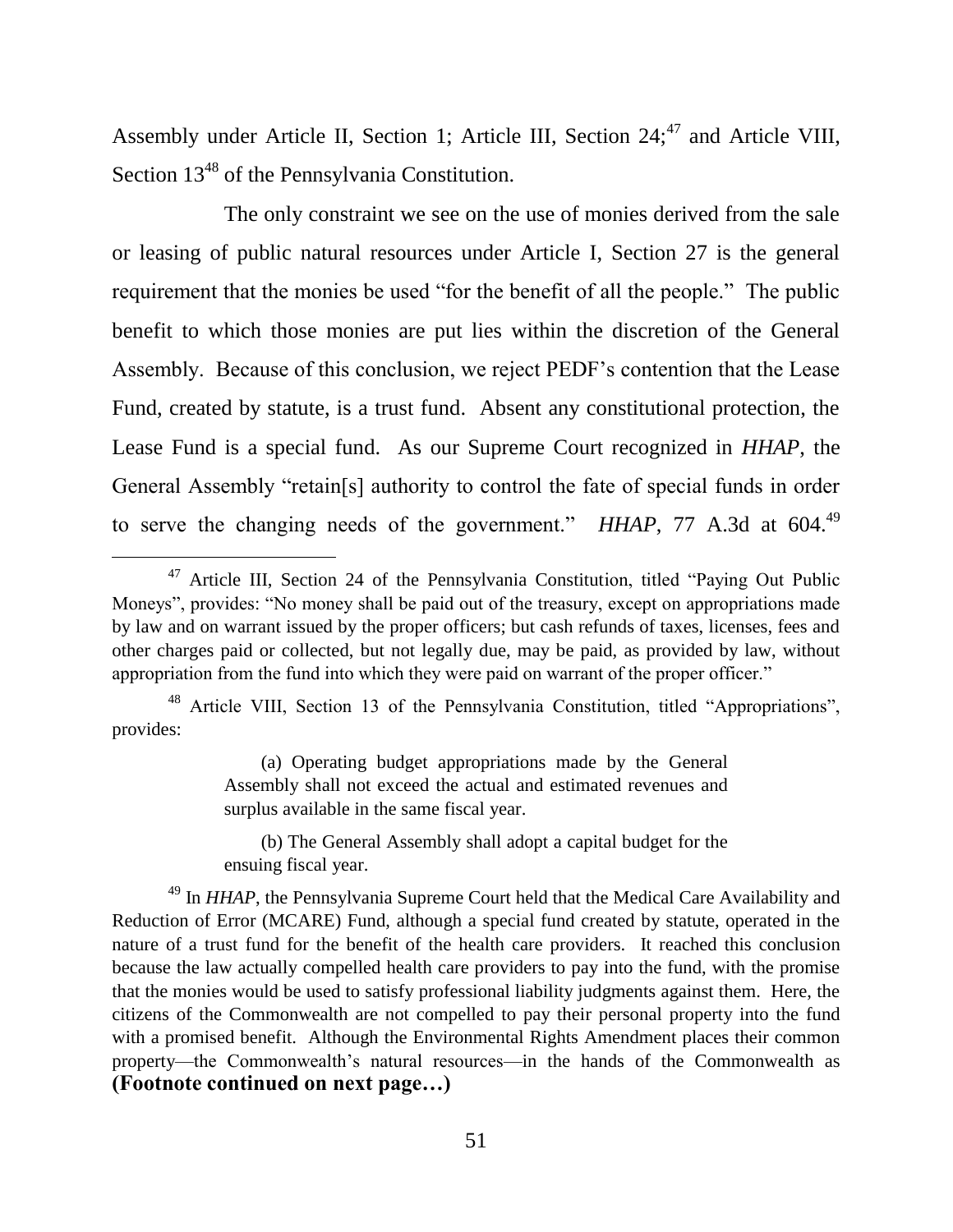Assembly under Article II, Section 1; Article III, Section 24;[47] and Article VIII, Section 13[48] of the Pennsylvania Constitution.

The only constraint we see on the use of monies derived from the sale or leasing of public natural resources under Article I, Section 27 is the general requirement that the monies be used "for the benefit of all the people." The public benefit to which those monies are put lies within the discretion of the General Assembly. Because of this conclusion, we reject PEDF's contention that the Lease Fund, created by statute, is a trust fund. Absent any constitutional protection, the Lease Fund is a special fund. As our Supreme Court recognized in *HHAP*, the General Assembly "retain[s] authority to control the fate of special funds in order to serve the changing needs of the government." *HHAP*, 77 A.3d at 604.[49]

---

[47] Article III, Section 24 of the Pennsylvania Constitution, titled "Paying Out Public Moneys", provides: "No money shall be paid out of the treasury, except on appropriations made by law and on warrant issued by the proper officers; but cash refunds of taxes, licenses, fees and other charges paid or collected, but not legally due, may be paid, as provided by law, without appropriation from the fund into which they were paid on warrant of the proper officer."

[48] Article VIII, Section 13 of the Pennsylvania Constitution, titled "Appropriations", provides:

> (a) Operating budget appropriations made by the General Assembly shall not exceed the actual and estimated revenues and surplus available in the same fiscal year.
>
> (b) The General Assembly shall adopt a capital budget for the ensuing fiscal year.

[49] In *HHAP*, the Pennsylvania Supreme Court held that the Medical Care Availability and Reduction of Error (MCARE) Fund, although a special fund created by statute, operated in the nature of a trust fund for the benefit of the health care providers. It reached this conclusion because the law actually compelled health care providers to pay into the fund, with the promise that the monies would be used to satisfy professional liability judgments against them. Here, the citizens of the Commonwealth are not compelled to pay their personal property into the fund with a promised benefit. Although the Environmental Rights Amendment places their common property—the Commonwealth's natural resources—in the hands of the Commonwealth as

**(Footnote continued on next page…)**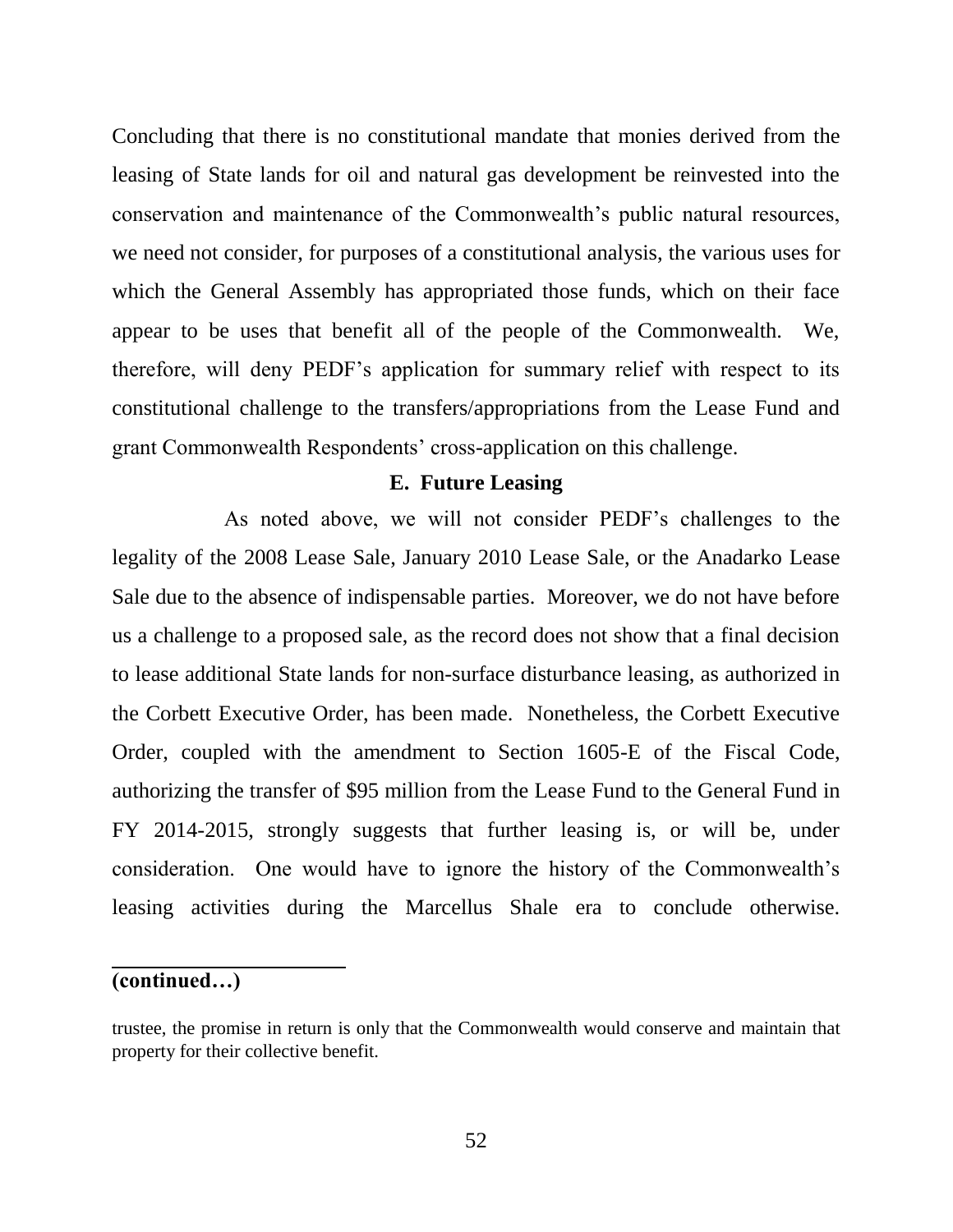Concluding that there is no constitutional mandate that monies derived from the leasing of State lands for oil and natural gas development be reinvested into the conservation and maintenance of the Commonwealth's public natural resources, we need not consider, for purposes of a constitutional analysis, the various uses for which the General Assembly has appropriated those funds, which on their face appear to be uses that benefit all of the people of the Commonwealth. We, therefore, will deny PEDF's application for summary relief with respect to its constitutional challenge to the transfers/appropriations from the Lease Fund and grant Commonwealth Respondents' cross-application on this challenge.

### E. Future Leasing

As noted above, we will not consider PEDF's challenges to the legality of the 2008 Lease Sale, January 2010 Lease Sale, or the Anadarko Lease Sale due to the absence of indispensable parties. Moreover, we do not have before us a challenge to a proposed sale, as the record does not show that a final decision to lease additional State lands for non-surface disturbance leasing, as authorized in the Corbett Executive Order, has been made. Nonetheless, the Corbett Executive Order, coupled with the amendment to Section 1605-E of the Fiscal Code, authorizing the transfer of $95 million from the Lease Fund to the General Fund in FY 2014-2015, strongly suggests that further leasing is, or will be, under consideration. One would have to ignore the history of the Commonwealth's leasing activities during the Marcellus Shale era to conclude otherwise.

---

**(continued…)**

trustee, the promise in return is only that the Commonwealth would conserve and maintain that property for their collective benefit.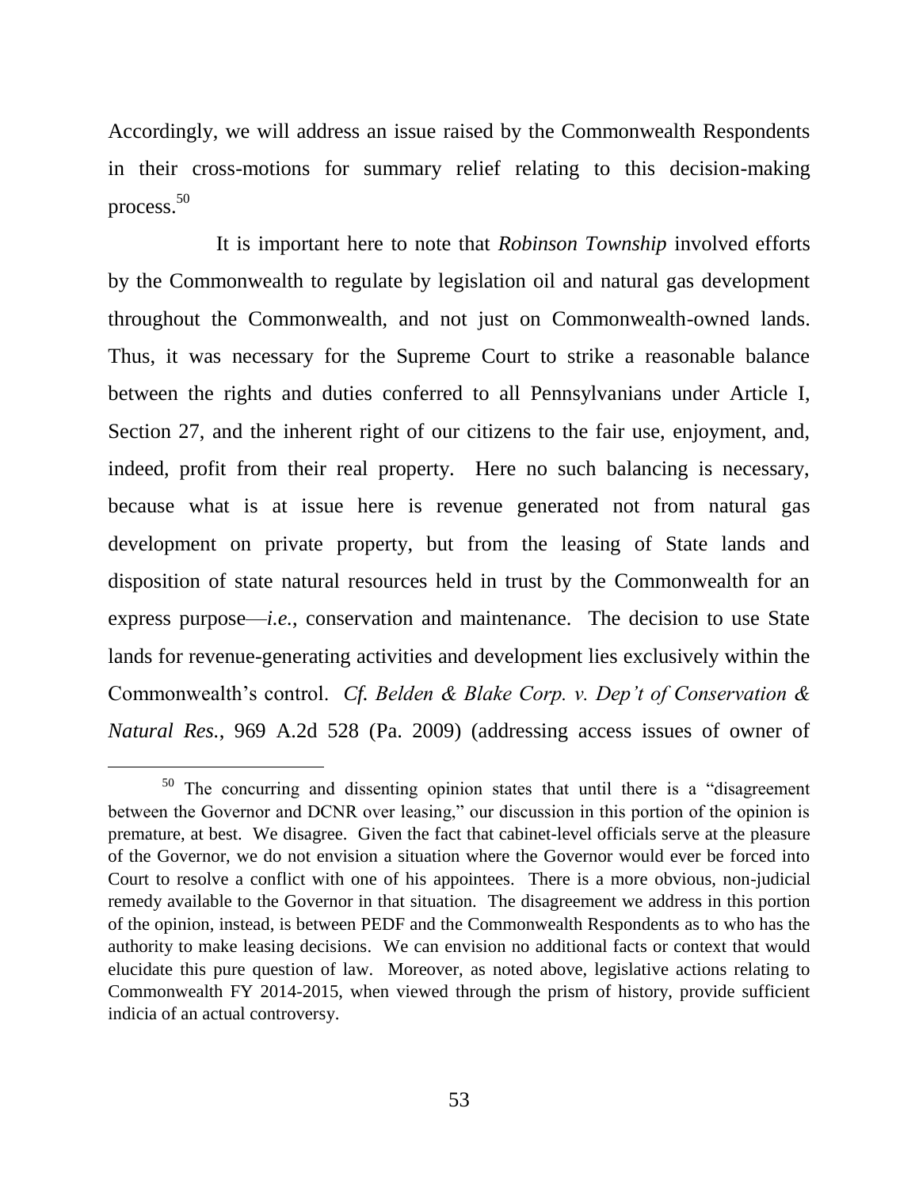Accordingly, we will address an issue raised by the Commonwealth Respondents in their cross-motions for summary relief relating to this decision-making process.[50]

It is important here to note that *Robinson Township* involved efforts by the Commonwealth to regulate by legislation oil and natural gas development throughout the Commonwealth, and not just on Commonwealth-owned lands. Thus, it was necessary for the Supreme Court to strike a reasonable balance between the rights and duties conferred to all Pennsylvanians under Article I, Section 27, and the inherent right of our citizens to the fair use, enjoyment, and, indeed, profit from their real property. Here no such balancing is necessary, because what is at issue here is revenue generated not from natural gas development on private property, but from the leasing of State lands and disposition of state natural resources held in trust by the Commonwealth for an express purpose—*i.e.*, conservation and maintenance. The decision to use State lands for revenue-generating activities and development lies exclusively within the Commonwealth's control. *Cf. Belden & Blake Corp. v. Dep't of Conservation & Natural Res.*, 969 A.2d 528 (Pa. 2009) (addressing access issues of owner of

---

[50] The concurring and dissenting opinion states that until there is a "disagreement between the Governor and DCNR over leasing," our discussion in this portion of the opinion is premature, at best. We disagree. Given the fact that cabinet-level officials serve at the pleasure of the Governor, we do not envision a situation where the Governor would ever be forced into Court to resolve a conflict with one of his appointees. There is a more obvious, non-judicial remedy available to the Governor in that situation. The disagreement we address in this portion of the opinion, instead, is between PEDF and the Commonwealth Respondents as to who has the authority to make leasing decisions. We can envision no additional facts or context that would elucidate this pure question of law. Moreover, as noted above, legislative actions relating to Commonwealth FY 2014-2015, when viewed through the prism of history, provide sufficient indicia of an actual controversy.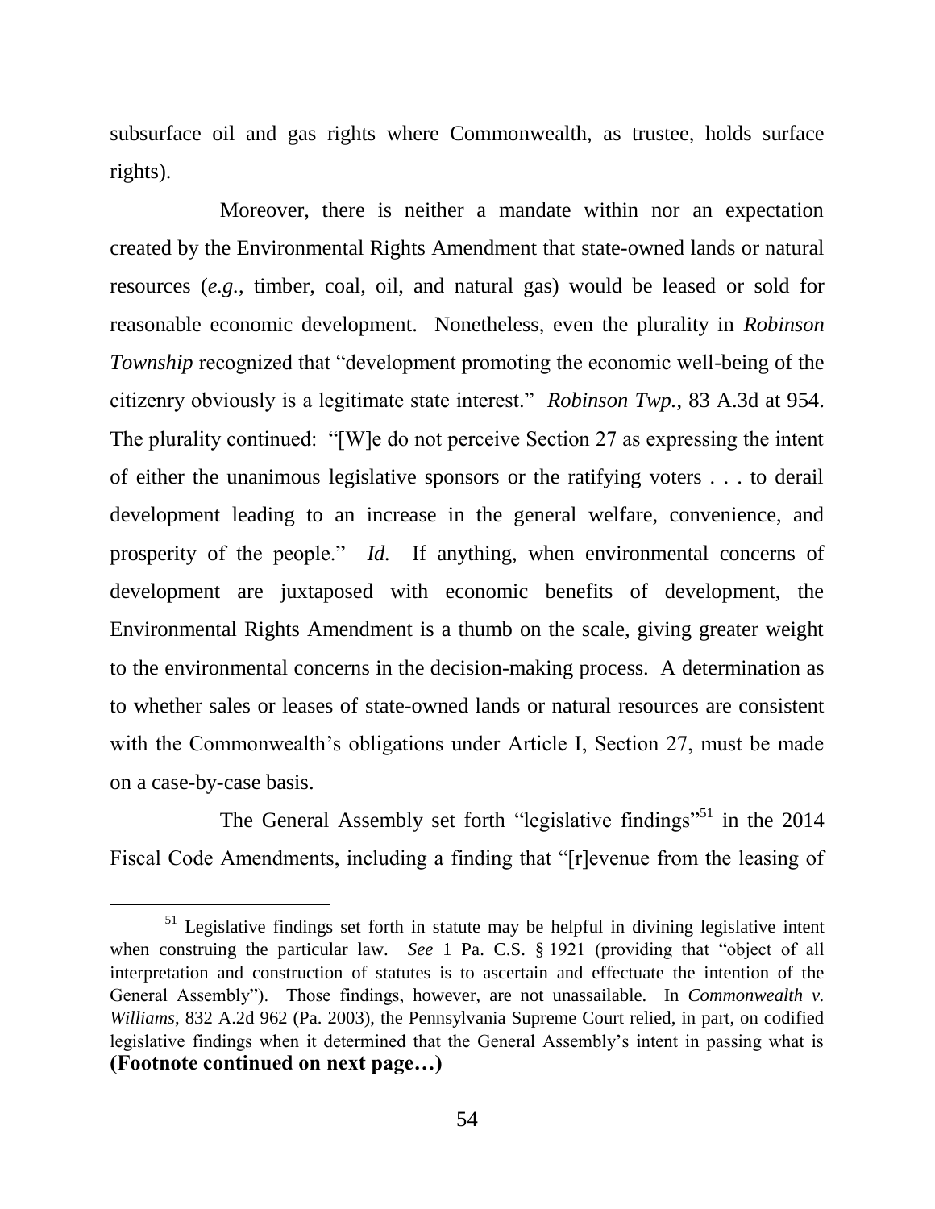subsurface oil and gas rights where Commonwealth, as trustee, holds surface rights).

Moreover, there is neither a mandate within nor an expectation created by the Environmental Rights Amendment that state-owned lands or natural resources (*e.g.*, timber, coal, oil, and natural gas) would be leased or sold for reasonable economic development. Nonetheless, even the plurality in *Robinson Township* recognized that "development promoting the economic well-being of the citizenry obviously is a legitimate state interest." *Robinson Twp.*, 83 A.3d at 954. The plurality continued: "[W]e do not perceive Section 27 as expressing the intent of either the unanimous legislative sponsors or the ratifying voters . . . to derail development leading to an increase in the general welfare, convenience, and prosperity of the people." *Id.* If anything, when environmental concerns of development are juxtaposed with economic benefits of development, the Environmental Rights Amendment is a thumb on the scale, giving greater weight to the environmental concerns in the decision-making process. A determination as to whether sales or leases of state-owned lands or natural resources are consistent with the Commonwealth's obligations under Article I, Section 27, must be made on a case-by-case basis.

The General Assembly set forth "legislative findings"[51] in the 2014 Fiscal Code Amendments, including a finding that "[r]evenue from the leasing of

---

[51] Legislative findings set forth in statute may be helpful in divining legislative intent when construing the particular law. *See* 1 Pa. C.S. § 1921 (providing that "object of all interpretation and construction of statutes is to ascertain and effectuate the intention of the General Assembly"). Those findings, however, are not unassailable. In *Commonwealth v. Williams*, 832 A.2d 962 (Pa. 2003), the Pennsylvania Supreme Court relied, in part, on codified legislative findings when it determined that the General Assembly's intent in passing what is **(Footnote continued on next page…)**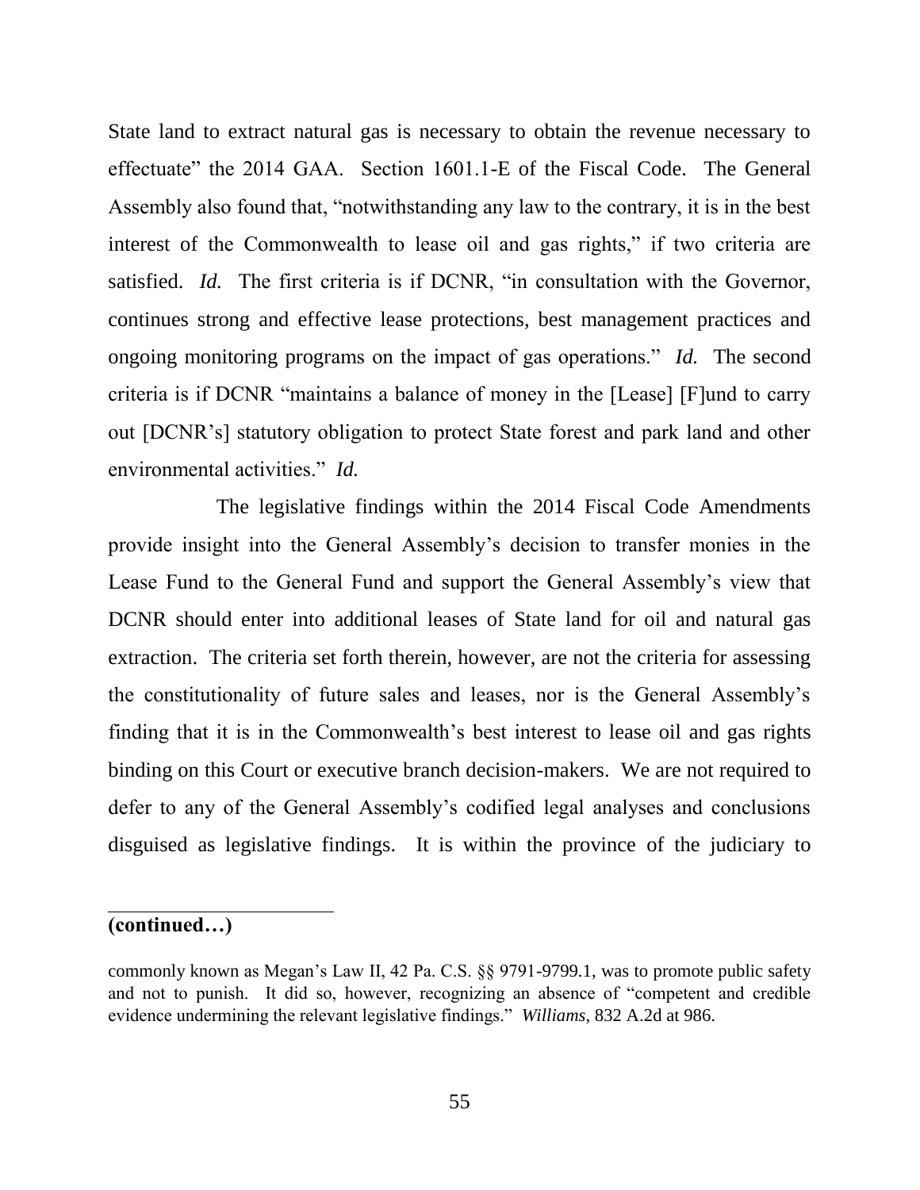State land to extract natural gas is necessary to obtain the revenue necessary to effectuate" the 2014 GAA. Section 1601.1-E of the Fiscal Code. The General Assembly also found that, "notwithstanding any law to the contrary, it is in the best interest of the Commonwealth to lease oil and gas rights," if two criteria are satisfied. *Id.* The first criteria is if DCNR, "in consultation with the Governor, continues strong and effective lease protections, best management practices and ongoing monitoring programs on the impact of gas operations." *Id.* The second criteria is if DCNR "maintains a balance of money in the [Lease] [F]und to carry out [DCNR's] statutory obligation to protect State forest and park land and other environmental activities." *Id.*

The legislative findings within the 2014 Fiscal Code Amendments provide insight into the General Assembly's decision to transfer monies in the Lease Fund to the General Fund and support the General Assembly's view that DCNR should enter into additional leases of State land for oil and natural gas extraction. The criteria set forth therein, however, are not the criteria for assessing the constitutionality of future sales and leases, nor is the General Assembly's finding that it is in the Commonwealth's best interest to lease oil and gas rights binding on this Court or executive branch decision-makers. We are not required to defer to any of the General Assembly's codified legal analyses and conclusions disguised as legislative findings. It is within the province of the judiciary to

---

**(continued…)**

commonly known as Megan's Law II, 42 Pa. C.S. §§ 9791-9799.1, was to promote public safety and not to punish. It did so, however, recognizing an absence of "competent and credible evidence undermining the relevant legislative findings." *Williams*, 832 A.2d at 986.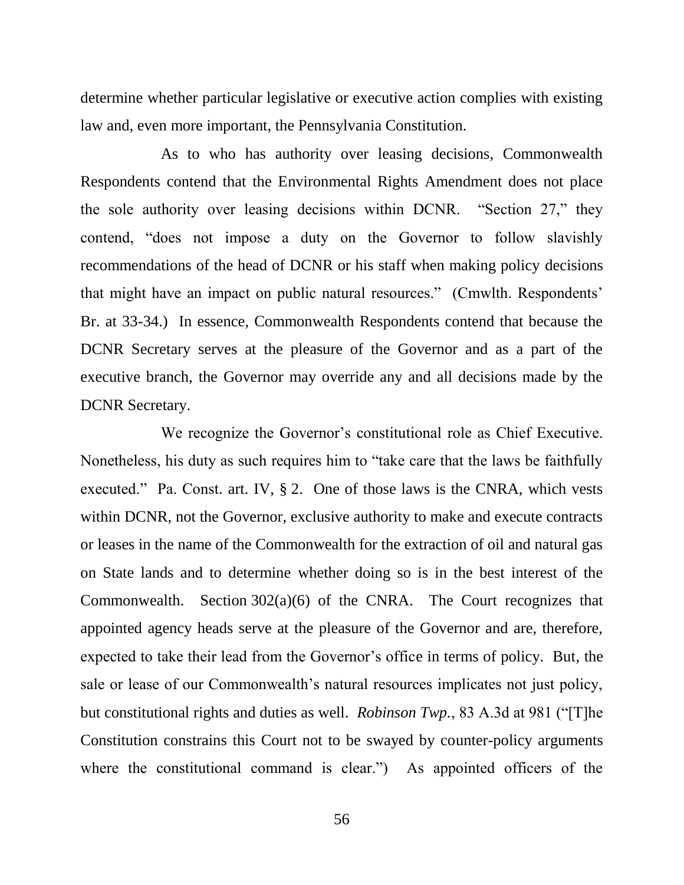determine whether particular legislative or executive action complies with existing law and, even more important, the Pennsylvania Constitution.

As to who has authority over leasing decisions, Commonwealth Respondents contend that the Environmental Rights Amendment does not place the sole authority over leasing decisions within DCNR. "Section 27," they contend, "does not impose a duty on the Governor to follow slavishly recommendations of the head of DCNR or his staff when making policy decisions that might have an impact on public natural resources." (Cmwlth. Respondents' Br. at 33-34.) In essence, Commonwealth Respondents contend that because the DCNR Secretary serves at the pleasure of the Governor and as a part of the executive branch, the Governor may override any and all decisions made by the DCNR Secretary.

We recognize the Governor's constitutional role as Chief Executive. Nonetheless, his duty as such requires him to "take care that the laws be faithfully executed." Pa. Const. art. IV, § 2. One of those laws is the CNRA, which vests within DCNR, not the Governor, exclusive authority to make and execute contracts or leases in the name of the Commonwealth for the extraction of oil and natural gas on State lands and to determine whether doing so is in the best interest of the Commonwealth. Section 302(a)(6) of the CNRA. The Court recognizes that appointed agency heads serve at the pleasure of the Governor and are, therefore, expected to take their lead from the Governor's office in terms of policy. But, the sale or lease of our Commonwealth's natural resources implicates not just policy, but constitutional rights and duties as well. *Robinson Twp.*, 83 A.3d at 981 ("[T]he Constitution constrains this Court not to be swayed by counter-policy arguments where the constitutional command is clear.") As appointed officers of the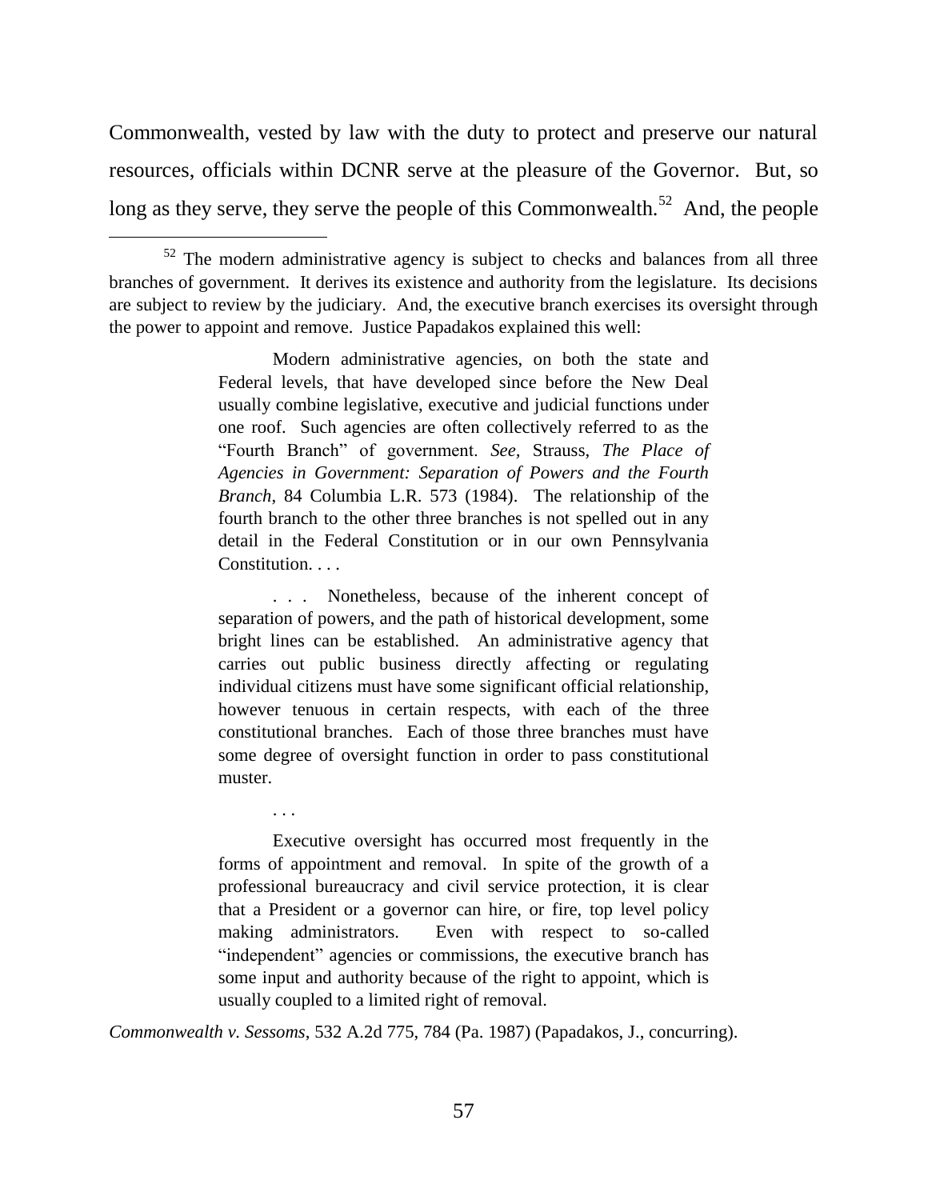Commonwealth, vested by law with the duty to protect and preserve our natural resources, officials within DCNR serve at the pleasure of the Governor. But, so long as they serve, they serve the people of this Commonwealth.[52] And, the people

---

[52] The modern administrative agency is subject to checks and balances from all three branches of government. It derives its existence and authority from the legislature. Its decisions are subject to review by the judiciary. And, the executive branch exercises its oversight through the power to appoint and remove. Justice Papadakos explained this well:

> Modern administrative agencies, on both the state and Federal levels, that have developed since before the New Deal usually combine legislative, executive and judicial functions under one roof. Such agencies are often collectively referred to as the "Fourth Branch" of government. *See,* Strauss, *The Place of Agencies in Government: Separation of Powers and the Fourth Branch*, 84 Columbia L.R. 573 (1984). The relationship of the fourth branch to the other three branches is not spelled out in any detail in the Federal Constitution or in our own Pennsylvania Constitution. . . .
>
> . . . Nonetheless, because of the inherent concept of separation of powers, and the path of historical development, some bright lines can be established. An administrative agency that carries out public business directly affecting or regulating individual citizens must have some significant official relationship, however tenuous in certain respects, with each of the three constitutional branches. Each of those three branches must have some degree of oversight function in order to pass constitutional muster.
>
> . . .
>
> Executive oversight has occurred most frequently in the forms of appointment and removal. In spite of the growth of a professional bureaucracy and civil service protection, it is clear that a President or a governor can hire, or fire, top level policy making administrators. Even with respect to so-called "independent" agencies or commissions, the executive branch has some input and authority because of the right to appoint, which is usually coupled to a limited right of removal.

*Commonwealth v. Sessoms*, 532 A.2d 775, 784 (Pa. 1987) (Papadakos, J., concurring).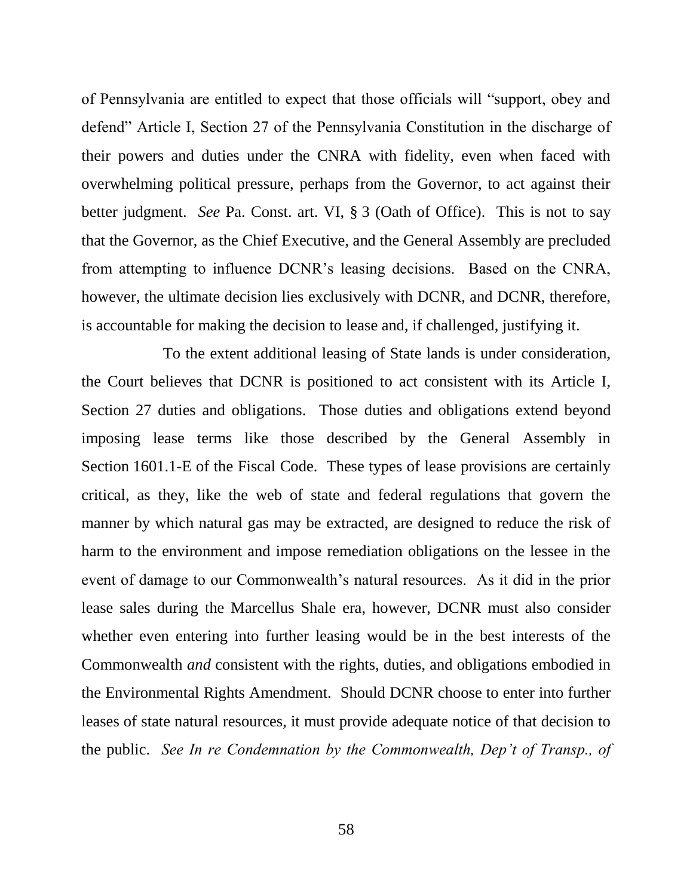of Pennsylvania are entitled to expect that those officials will "support, obey and defend" Article I, Section 27 of the Pennsylvania Constitution in the discharge of their powers and duties under the CNRA with fidelity, even when faced with overwhelming political pressure, perhaps from the Governor, to act against their better judgment. *See* Pa. Const. art. VI, § 3 (Oath of Office). This is not to say that the Governor, as the Chief Executive, and the General Assembly are precluded from attempting to influence DCNR's leasing decisions. Based on the CNRA, however, the ultimate decision lies exclusively with DCNR, and DCNR, therefore, is accountable for making the decision to lease and, if challenged, justifying it.

To the extent additional leasing of State lands is under consideration, the Court believes that DCNR is positioned to act consistent with its Article I, Section 27 duties and obligations. Those duties and obligations extend beyond imposing lease terms like those described by the General Assembly in Section 1601.1-E of the Fiscal Code. These types of lease provisions are certainly critical, as they, like the web of state and federal regulations that govern the manner by which natural gas may be extracted, are designed to reduce the risk of harm to the environment and impose remediation obligations on the lessee in the event of damage to our Commonwealth's natural resources. As it did in the prior lease sales during the Marcellus Shale era, however, DCNR must also consider whether even entering into further leasing would be in the best interests of the Commonwealth *and* consistent with the rights, duties, and obligations embodied in the Environmental Rights Amendment. Should DCNR choose to enter into further leases of state natural resources, it must provide adequate notice of that decision to the public. *See In re Condemnation by the Commonwealth, Dep't of Transp., of*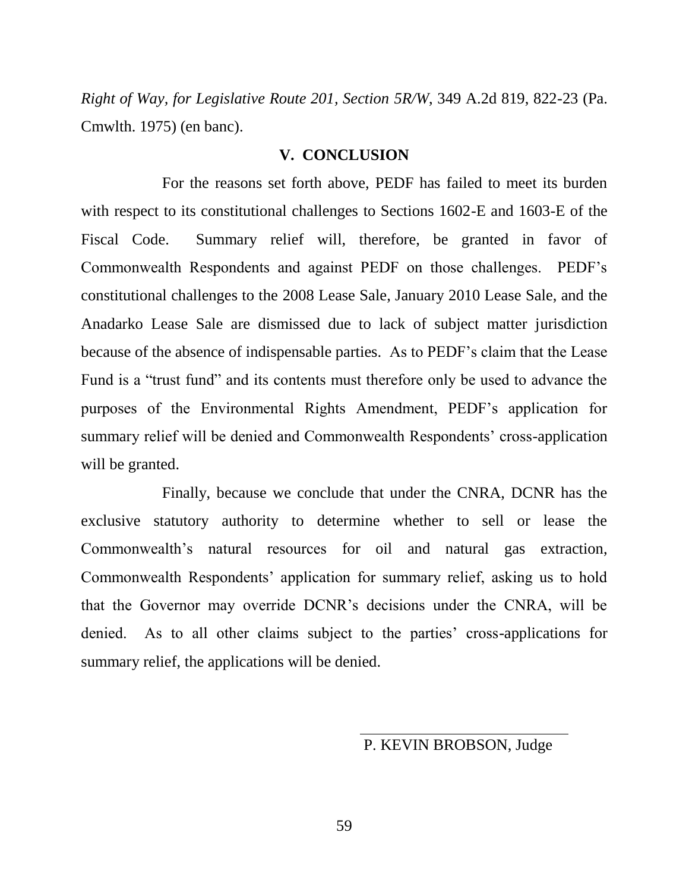*Right of Way, for Legislative Route 201, Section 5R/W*, 349 A.2d 819, 822-23 (Pa. Cmwlth. 1975) (en banc).

## V. CONCLUSION

For the reasons set forth above, PEDF has failed to meet its burden with respect to its constitutional challenges to Sections 1602-E and 1603-E of the Fiscal Code. Summary relief will, therefore, be granted in favor of Commonwealth Respondents and against PEDF on those challenges. PEDF's constitutional challenges to the 2008 Lease Sale, January 2010 Lease Sale, and the Anadarko Lease Sale are dismissed due to lack of subject matter jurisdiction because of the absence of indispensable parties. As to PEDF's claim that the Lease Fund is a "trust fund" and its contents must therefore only be used to advance the purposes of the Environmental Rights Amendment, PEDF's application for summary relief will be denied and Commonwealth Respondents' cross-application will be granted.

Finally, because we conclude that under the CNRA, DCNR has the exclusive statutory authority to determine whether to sell or lease the Commonwealth's natural resources for oil and natural gas extraction, Commonwealth Respondents' application for summary relief, asking us to hold that the Governor may override DCNR's decisions under the CNRA, will be denied. As to all other claims subject to the parties' cross-applications for summary relief, the applications will be denied.

P. KEVIN BROBSON, Judge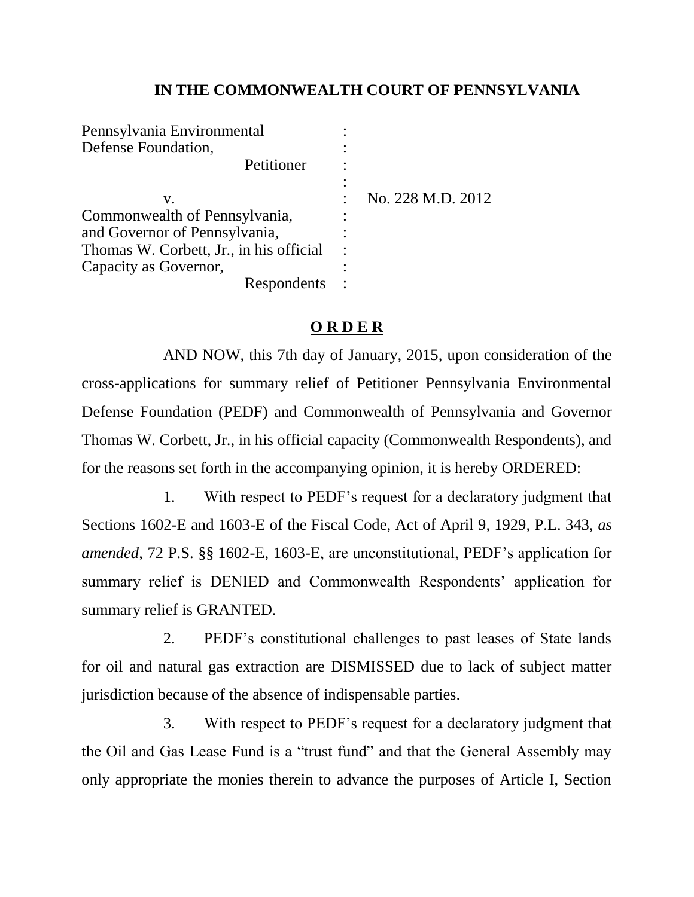**IN THE COMMONWEALTH COURT OF PENNSYLVANIA**

| | | |
|---|---|---|
| Pennsylvania Environmental Defense Foundation, Petitioner | : | |
| v. | : | No. 228 M.D. 2012 |
| Commonwealth of Pennsylvania, and Governor of Pennsylvania, Thomas W. Corbett, Jr., in his official Capacity as Governor, Respondents | : | |

**O R D E R**

AND NOW, this 7th day of January, 2015, upon consideration of the cross-applications for summary relief of Petitioner Pennsylvania Environmental Defense Foundation (PEDF) and Commonwealth of Pennsylvania and Governor Thomas W. Corbett, Jr., in his official capacity (Commonwealth Respondents), and for the reasons set forth in the accompanying opinion, it is hereby ORDERED:

1. With respect to PEDF's request for a declaratory judgment that Sections 1602-E and 1603-E of the Fiscal Code, Act of April 9, 1929, P.L. 343, *as amended*, 72 P.S. §§ 1602-E, 1603-E, are unconstitutional, PEDF's application for summary relief is DENIED and Commonwealth Respondents' application for summary relief is GRANTED.

2. PEDF's constitutional challenges to past leases of State lands for oil and natural gas extraction are DISMISSED due to lack of subject matter jurisdiction because of the absence of indispensable parties.

3. With respect to PEDF's request for a declaratory judgment that the Oil and Gas Lease Fund is a "trust fund" and that the General Assembly may only appropriate the monies therein to advance the purposes of Article I, Section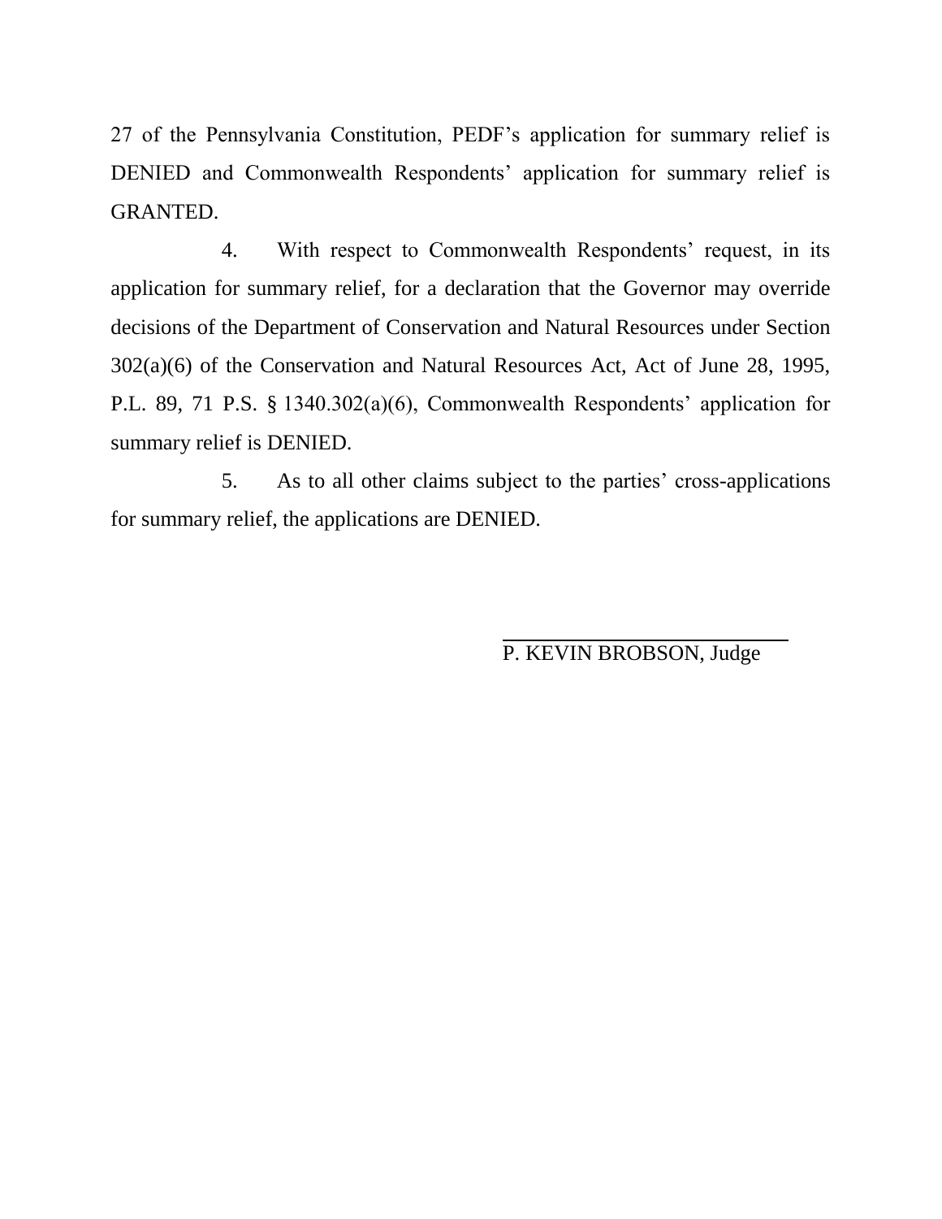27 of the Pennsylvania Constitution, PEDF's application for summary relief is DENIED and Commonwealth Respondents' application for summary relief is GRANTED.

4. With respect to Commonwealth Respondents' request, in its application for summary relief, for a declaration that the Governor may override decisions of the Department of Conservation and Natural Resources under Section 302(a)(6) of the Conservation and Natural Resources Act, Act of June 28, 1995, P.L. 89, 71 P.S. § 1340.302(a)(6), Commonwealth Respondents' application for summary relief is DENIED.

5. As to all other claims subject to the parties' cross-applications for summary relief, the applications are DENIED.

P. KEVIN BROBSON, Judge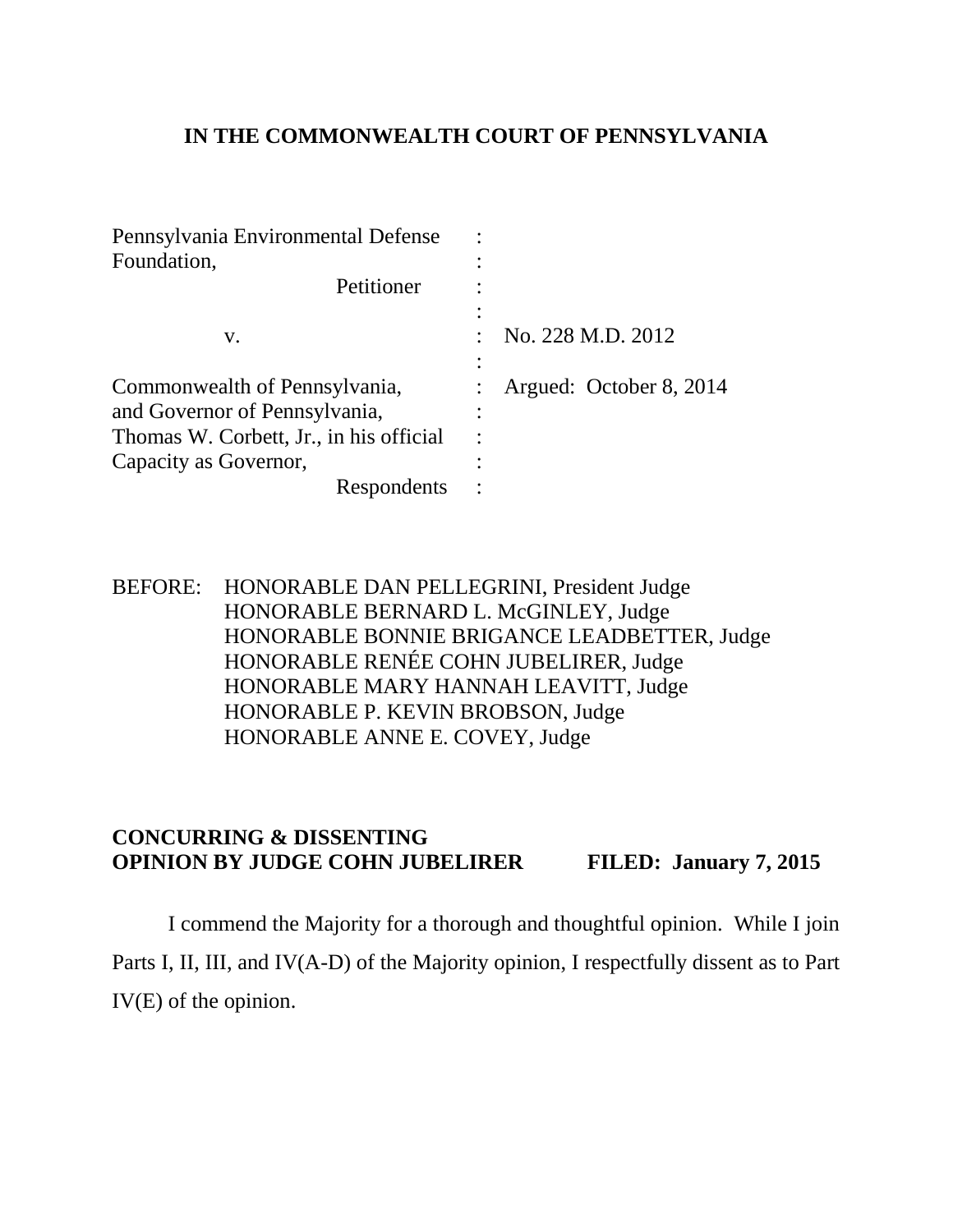**IN THE COMMONWEALTH COURT OF PENNSYLVANIA**

| | | |
|---|---|---|
| Pennsylvania Environmental Defense Foundation, | : | |
| Petitioner | : | |
| | : | |
| v. | : | No. 228 M.D. 2012 |
| | : | |
| Commonwealth of Pennsylvania, and Governor of Pennsylvania, Thomas W. Corbett, Jr., in his official Capacity as Governor, | : | Argued: October 8, 2014 |
| Respondents | : | |

BEFORE: HONORABLE DAN PELLEGRINI, President Judge
HONORABLE BERNARD L. McGINLEY, Judge
HONORABLE BONNIE BRIGANCE LEADBETTER, Judge
HONORABLE RENÉE COHN JUBELIRER, Judge
HONORABLE MARY HANNAH LEAVITT, Judge
HONORABLE P. KEVIN BROBSON, Judge
HONORABLE ANNE E. COVEY, Judge

**CONCURRING & DISSENTING OPINION BY JUDGE COHN JUBELIRER** **FILED: January 7, 2015**

I commend the Majority for a thorough and thoughtful opinion. While I join Parts I, II, III, and IV(A-D) of the Majority opinion, I respectfully dissent as to Part IV(E) of the opinion.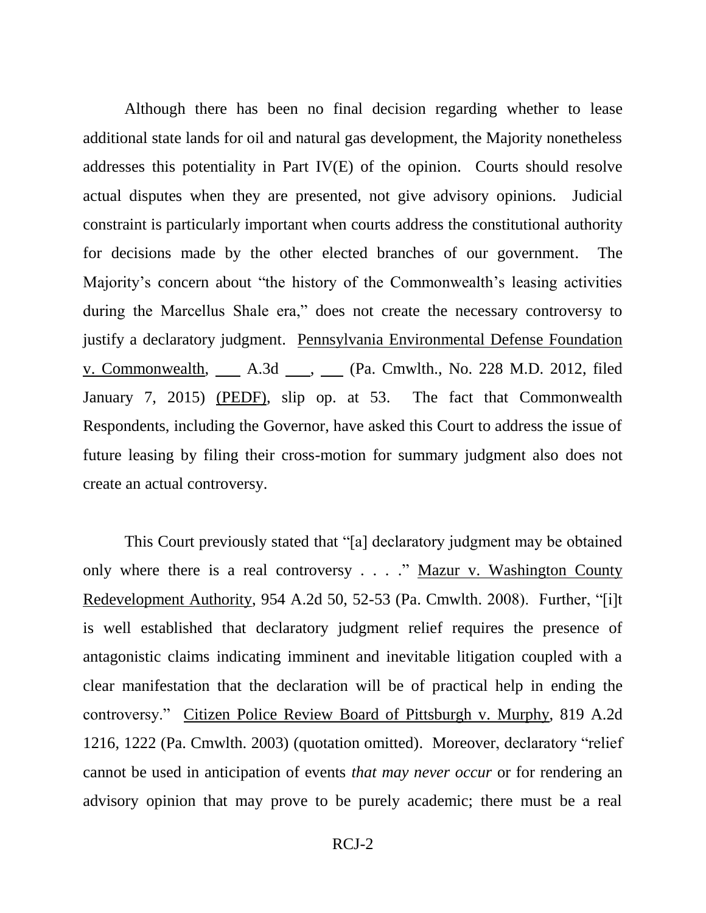Although there has been no final decision regarding whether to lease additional state lands for oil and natural gas development, the Majority nonetheless addresses this potentiality in Part IV(E) of the opinion. Courts should resolve actual disputes when they are presented, not give advisory opinions. Judicial constraint is particularly important when courts address the constitutional authority for decisions made by the other elected branches of our government. The Majority's concern about "the history of the Commonwealth's leasing activities during the Marcellus Shale era," does not create the necessary controversy to justify a declaratory judgment. Pennsylvania Environmental Defense Foundation v. Commonwealth, ___ A.3d ___, ___ (Pa. Cmwlth., No. 228 M.D. 2012, filed January 7, 2015) (PEDF), slip op. at 53. The fact that Commonwealth Respondents, including the Governor, have asked this Court to address the issue of future leasing by filing their cross-motion for summary judgment also does not create an actual controversy.

This Court previously stated that "[a] declaratory judgment may be obtained only where there is a real controversy . . . ." Mazur v. Washington County Redevelopment Authority, 954 A.2d 50, 52-53 (Pa. Cmwlth. 2008). Further, "[i]t is well established that declaratory judgment relief requires the presence of antagonistic claims indicating imminent and inevitable litigation coupled with a clear manifestation that the declaration will be of practical help in ending the controversy." Citizen Police Review Board of Pittsburgh v. Murphy, 819 A.2d 1216, 1222 (Pa. Cmwlth. 2003) (quotation omitted). Moreover, declaratory "relief cannot be used in anticipation of events *that may never occur* or for rendering an advisory opinion that may prove to be purely academic; there must be a real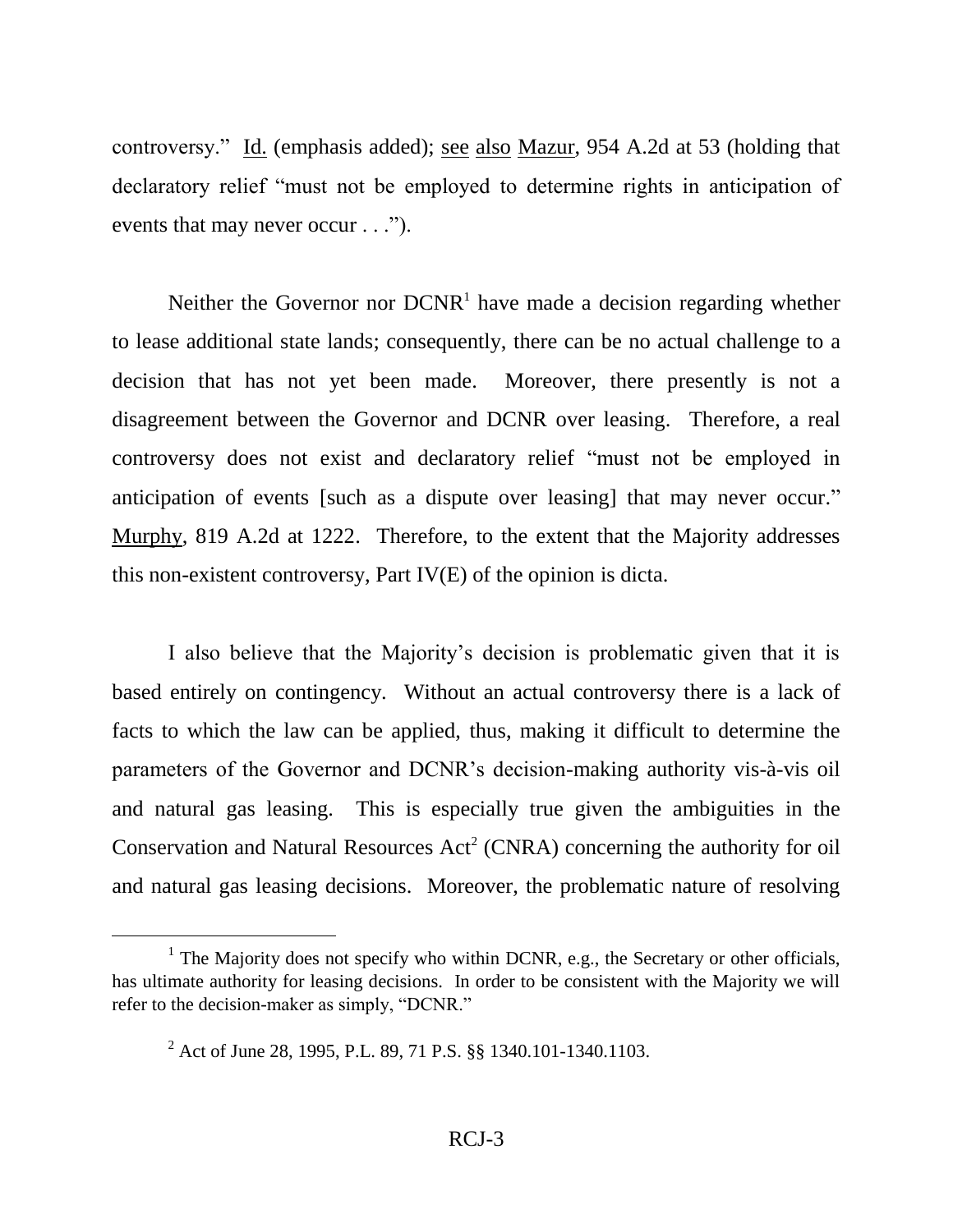controversy." Id. (emphasis added); see also Mazur, 954 A.2d at 53 (holding that declaratory relief "must not be employed to determine rights in anticipation of events that may never occur . . .").

Neither the Governor nor DCNR[1] have made a decision regarding whether to lease additional state lands; consequently, there can be no actual challenge to a decision that has not yet been made. Moreover, there presently is not a disagreement between the Governor and DCNR over leasing. Therefore, a real controversy does not exist and declaratory relief "must not be employed in anticipation of events [such as a dispute over leasing] that may never occur." Murphy, 819 A.2d at 1222. Therefore, to the extent that the Majority addresses this non-existent controversy, Part IV(E) of the opinion is dicta.

I also believe that the Majority's decision is problematic given that it is based entirely on contingency. Without an actual controversy there is a lack of facts to which the law can be applied, thus, making it difficult to determine the parameters of the Governor and DCNR's decision-making authority vis-à-vis oil and natural gas leasing. This is especially true given the ambiguities in the Conservation and Natural Resources Act[2] (CNRA) concerning the authority for oil and natural gas leasing decisions. Moreover, the problematic nature of resolving

---

[1] The Majority does not specify who within DCNR, e.g., the Secretary or other officials, has ultimate authority for leasing decisions. In order to be consistent with the Majority we will refer to the decision-maker as simply, "DCNR."

[2] Act of June 28, 1995, P.L. 89, 71 P.S. §§ 1340.101-1340.1103.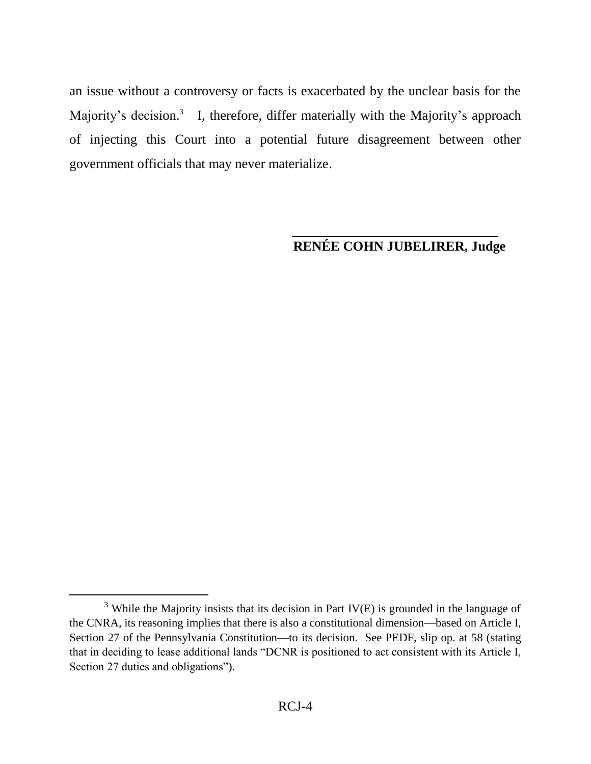an issue without a controversy or facts is exacerbated by the unclear basis for the Majority's decision.[3] I, therefore, differ materially with the Majority's approach of injecting this Court into a potential future disagreement between other government officials that may never materialize.

**RENÉE COHN JUBELIRER, Judge**

---

[3] While the Majority insists that its decision in Part IV(E) is grounded in the language of the CNRA, its reasoning implies that there is also a constitutional dimension—based on Article I, Section 27 of the Pennsylvania Constitution—to its decision. See PEDF, slip op. at 58 (stating that in deciding to lease additional lands "DCNR is positioned to act consistent with its Article I, Section 27 duties and obligations").